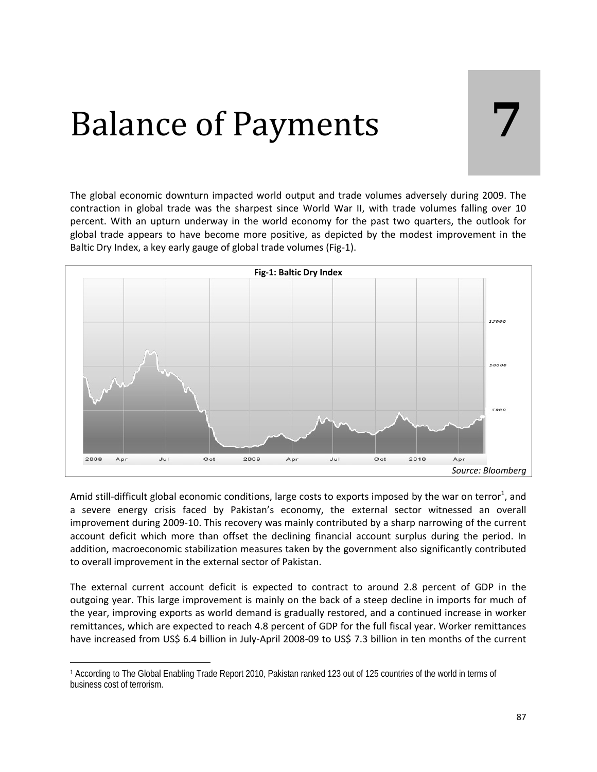# Balance of Payments

# 7

The global economic downturn impacted world output and trade volumes adversely during 2009. The contraction in global trade was the sharpest since World War II, with trade volumes falling over 10 percent. With an upturn underway in the world economy for the past two quarters, the outlook for global trade appears to have become more positive, as depicted by the modest improvement in the Baltic Dry Index, a key early gauge of global trade volumes (Fig-1).

**Fig-1: Baltic Dry Index**

*Source: Bloomberg*

Amid still-difficult global economic conditions, large costs to exports imposed by the war on terror[1], and a severe energy crisis faced by Pakistan's economy, the external sector witnessed an overall improvement during 2009-10. This recovery was mainly contributed by a sharp narrowing of the current account deficit which more than offset the declining financial account surplus during the period. In addition, macroeconomic stabilization measures taken by the government also significantly contributed to overall improvement in the external sector of Pakistan.

The external current account deficit is expected to contract to around 2.8 percent of GDP in the outgoing year. This large improvement is mainly on the back of a steep decline in imports for much of the year, improving exports as world demand is gradually restored, and a continued increase in worker remittances, which are expected to reach 4.8 percent of GDP for the full fiscal year. Worker remittances have increased from US$ 6.4 billion in July-April 2008-09 to US$ 7.3 billion in ten months of the current

[1] According to The Global Enabling Trade Report 2010, Pakistan ranked 123 out of 125 countries of the world in terms of business cost of terrorism.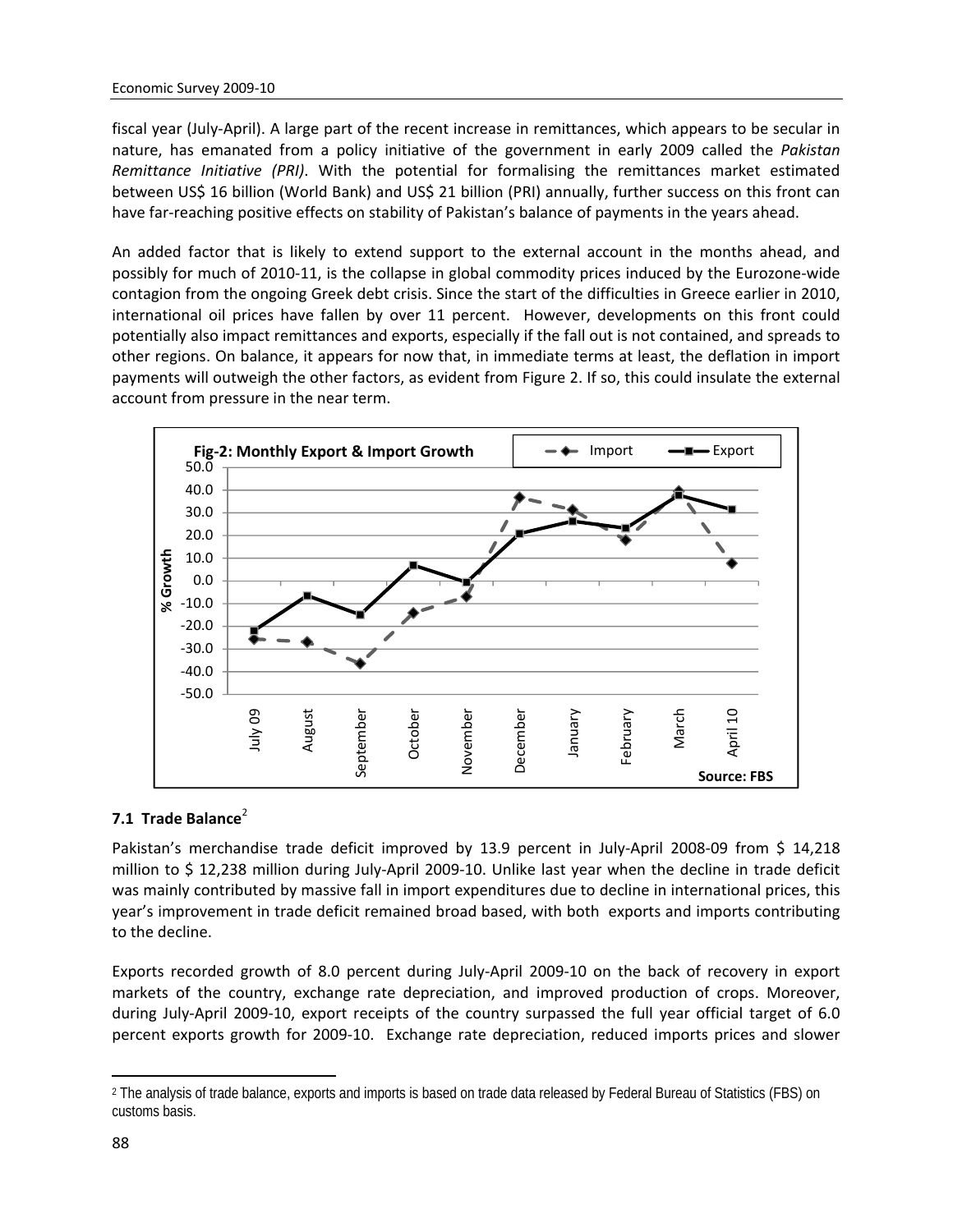fiscal year (July-April). A large part of the recent increase in remittances, which appears to be secular in nature, has emanated from a policy initiative of the government in early 2009 called the *Pakistan Remittance Initiative (PRI)*. With the potential for formalising the remittances market estimated between US$ 16 billion (World Bank) and US$ 21 billion (PRI) annually, further success on this front can have far-reaching positive effects on stability of Pakistan's balance of payments in the years ahead.

An added factor that is likely to extend support to the external account in the months ahead, and possibly for much of 2010-11, is the collapse in global commodity prices induced by the Eurozone-wide contagion from the ongoing Greek debt crisis. Since the start of the difficulties in Greece earlier in 2010, international oil prices have fallen by over 11 percent. However, developments on this front could potentially also impact remittances and exports, especially if the fall out is not contained, and spreads to other regions. On balance, it appears for now that, in immediate terms at least, the deflation in import payments will outweigh the other factors, as evident from Figure 2. If so, this could insulate the external account from pressure in the near term.

**Fig-2: Monthly Export & Import Growth**

Source: FBS

## 7.1 Trade Balance[2]

Pakistan's merchandise trade deficit improved by 13.9 percent in July-April 2008-09 from $ 14,218 million to $ 12,238 million during July-April 2009-10. Unlike last year when the decline in trade deficit was mainly contributed by massive fall in import expenditures due to decline in international prices, this year's improvement in trade deficit remained broad based, with both exports and imports contributing to the decline.

Exports recorded growth of 8.0 percent during July-April 2009-10 on the back of recovery in export markets of the country, exchange rate depreciation, and improved production of crops. Moreover, during July-April 2009-10, export receipts of the country surpassed the full year official target of 6.0 percent exports growth for 2009-10. Exchange rate depreciation, reduced imports prices and slower

---

[2] The analysis of trade balance, exports and imports is based on trade data released by Federal Bureau of Statistics (FBS) on customs basis.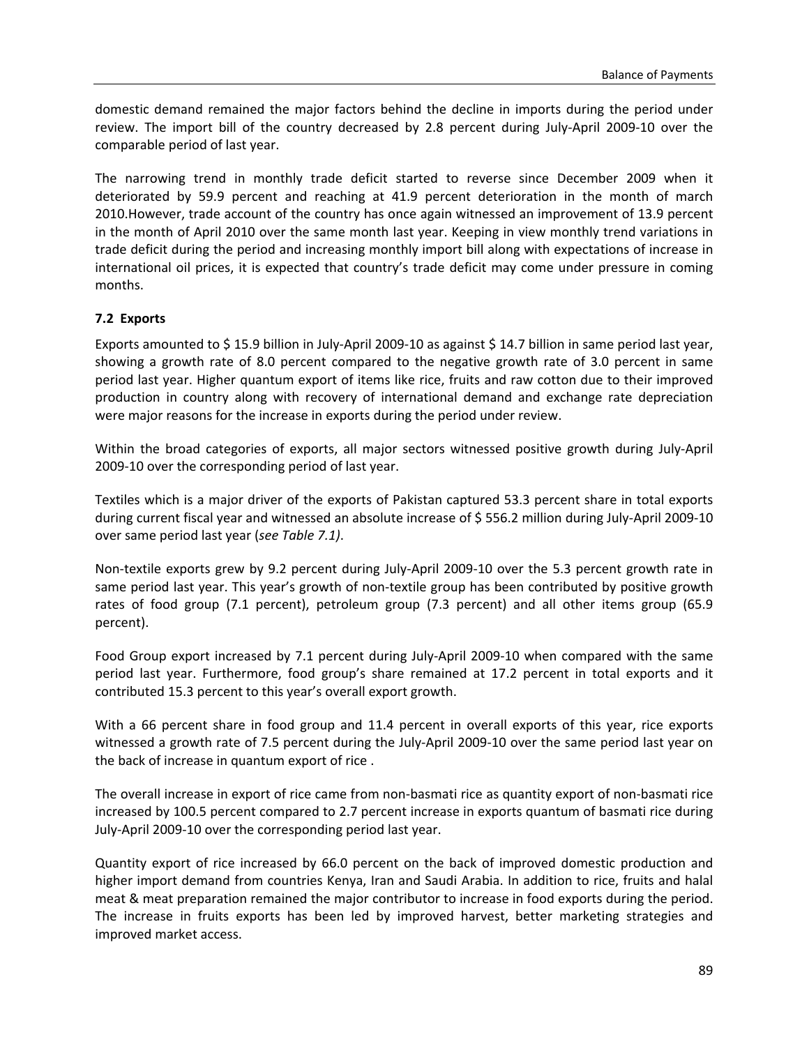domestic demand remained the major factors behind the decline in imports during the period under review. The import bill of the country decreased by 2.8 percent during July-April 2009-10 over the comparable period of last year.

The narrowing trend in monthly trade deficit started to reverse since December 2009 when it deteriorated by 59.9 percent and reaching at 41.9 percent deterioration in the month of march 2010.However, trade account of the country has once again witnessed an improvement of 13.9 percent in the month of April 2010 over the same month last year. Keeping in view monthly trend variations in trade deficit during the period and increasing monthly import bill along with expectations of increase in international oil prices, it is expected that country's trade deficit may come under pressure in coming months.

### 7.2 Exports

Exports amounted to $ 15.9 billion in July-April 2009-10 as against $ 14.7 billion in same period last year, showing a growth rate of 8.0 percent compared to the negative growth rate of 3.0 percent in same period last year. Higher quantum export of items like rice, fruits and raw cotton due to their improved production in country along with recovery of international demand and exchange rate depreciation were major reasons for the increase in exports during the period under review.

Within the broad categories of exports, all major sectors witnessed positive growth during July-April 2009-10 over the corresponding period of last year.

Textiles which is a major driver of the exports of Pakistan captured 53.3 percent share in total exports during current fiscal year and witnessed an absolute increase of $ 556.2 million during July-April 2009-10 over same period last year (*see Table 7.1)*.

Non-textile exports grew by 9.2 percent during July-April 2009-10 over the 5.3 percent growth rate in same period last year. This year's growth of non-textile group has been contributed by positive growth rates of food group (7.1 percent), petroleum group (7.3 percent) and all other items group (65.9 percent).

Food Group export increased by 7.1 percent during July-April 2009-10 when compared with the same period last year. Furthermore, food group's share remained at 17.2 percent in total exports and it contributed 15.3 percent to this year's overall export growth.

With a 66 percent share in food group and 11.4 percent in overall exports of this year, rice exports witnessed a growth rate of 7.5 percent during the July-April 2009-10 over the same period last year on the back of increase in quantum export of rice .

The overall increase in export of rice came from non-basmati rice as quantity export of non-basmati rice increased by 100.5 percent compared to 2.7 percent increase in exports quantum of basmati rice during July-April 2009-10 over the corresponding period last year.

Quantity export of rice increased by 66.0 percent on the back of improved domestic production and higher import demand from countries Kenya, Iran and Saudi Arabia. In addition to rice, fruits and halal meat & meat preparation remained the major contributor to increase in food exports during the period. The increase in fruits exports has been led by improved harvest, better marketing strategies and improved market access.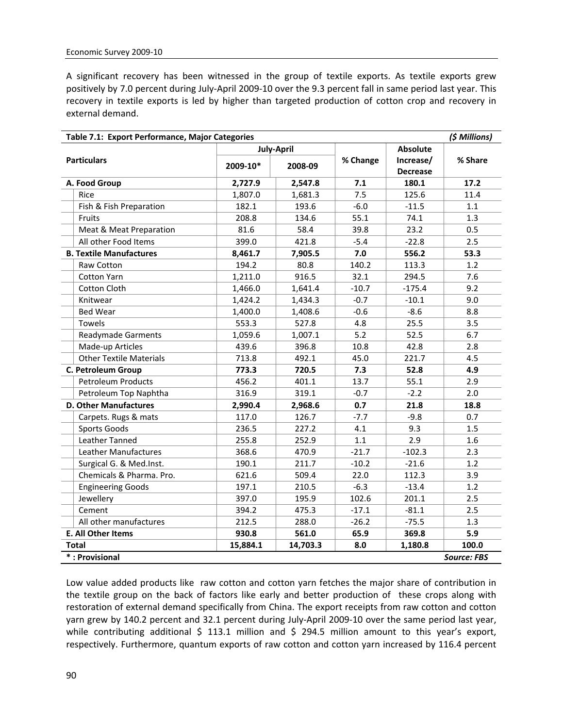A significant recovery has been witnessed in the group of textile exports. As textile exports grew positively by 7.0 percent during July-April 2009-10 over the 9.3 percent fall in same period last year. This recovery in textile exports is led by higher than targeted production of cotton crop and recovery in external demand.

**Table 7.1: Export Performance, Major Categories** *($ Millions)*

| Particulars | July-April | | % Change | Absolute Increase/ Decrease | % Share |
|---|---|---|---|---|---|
| | 2009-10* | 2008-09 | | | |
| **A. Food Group** | **2,727.9** | **2,547.8** | **7.1** | **180.1** | **17.2** |
| Rice | 1,807.0 | 1,681.3 | 7.5 | 125.6 | 11.4 |
| Fish & Fish Preparation | 182.1 | 193.6 | -6.0 | -11.5 | 1.1 |
| Fruits | 208.8 | 134.6 | 55.1 | 74.1 | 1.3 |
| Meat & Meat Preparation | 81.6 | 58.4 | 39.8 | 23.2 | 0.5 |
| All other Food Items | 399.0 | 421.8 | -5.4 | -22.8 | 2.5 |
| **B. Textile Manufactures** | **8,461.7** | **7,905.5** | **7.0** | **556.2** | **53.3** |
| Raw Cotton | 194.2 | 80.8 | 140.2 | 113.3 | 1.2 |
| Cotton Yarn | 1,211.0 | 916.5 | 32.1 | 294.5 | 7.6 |
| Cotton Cloth | 1,466.0 | 1,641.4 | -10.7 | -175.4 | 9.2 |
| Knitwear | 1,424.2 | 1,434.3 | -0.7 | -10.1 | 9.0 |
| Bed Wear | 1,400.0 | 1,408.6 | -0.6 | -8.6 | 8.8 |
| Towels | 553.3 | 527.8 | 4.8 | 25.5 | 3.5 |
| Readymade Garments | 1,059.6 | 1,007.1 | 5.2 | 52.5 | 6.7 |
| Made-up Articles | 439.6 | 396.8 | 10.8 | 42.8 | 2.8 |
| Other Textile Materials | 713.8 | 492.1 | 45.0 | 221.7 | 4.5 |
| **C. Petroleum Group** | **773.3** | **720.5** | **7.3** | **52.8** | **4.9** |
| Petroleum Products | 456.2 | 401.1 | 13.7 | 55.1 | 2.9 |
| Petroleum Top Naphtha | 316.9 | 319.1 | -0.7 | -2.2 | 2.0 |
| **D. Other Manufactures** | **2,990.4** | **2,968.6** | **0.7** | **21.8** | **18.8** |
| Carpets. Rugs & mats | 117.0 | 126.7 | -7.7 | -9.8 | 0.7 |
| Sports Goods | 236.5 | 227.2 | 4.1 | 9.3 | 1.5 |
| Leather Tanned | 255.8 | 252.9 | 1.1 | 2.9 | 1.6 |
| Leather Manufactures | 368.6 | 470.9 | -21.7 | -102.3 | 2.3 |
| Surgical G. & Med.Inst. | 190.1 | 211.7 | -10.2 | -21.6 | 1.2 |
| Chemicals & Pharma. Pro. | 621.6 | 509.4 | 22.0 | 112.3 | 3.9 |
| Engineering Goods | 197.1 | 210.5 | -6.3 | -13.4 | 1.2 |
| Jewellery | 397.0 | 195.9 | 102.6 | 201.1 | 2.5 |
| Cement | 394.2 | 475.3 | -17.1 | -81.1 | 2.5 |
| All other manufactures | 212.5 | 288.0 | -26.2 | -75.5 | 1.3 |
| **E. All Other Items** | **930.8** | **561.0** | **65.9** | **369.8** | **5.9** |
| **Total** | **15,884.1** | **14,703.3** | **8.0** | **1,180.8** | **100.0** |

**\* : Provisional** *Source: FBS*

Low value added products like raw cotton and cotton yarn fetches the major share of contribution in the textile group on the back of factors like early and better production of these crops along with restoration of external demand specifically from China. The export receipts from raw cotton and cotton yarn grew by 140.2 percent and 32.1 percent during July-April 2009-10 over the same period last year, while contributing additional $ 113.1 million and $ 294.5 million amount to this year's export, respectively. Furthermore, quantum exports of raw cotton and cotton yarn increased by 116.4 percent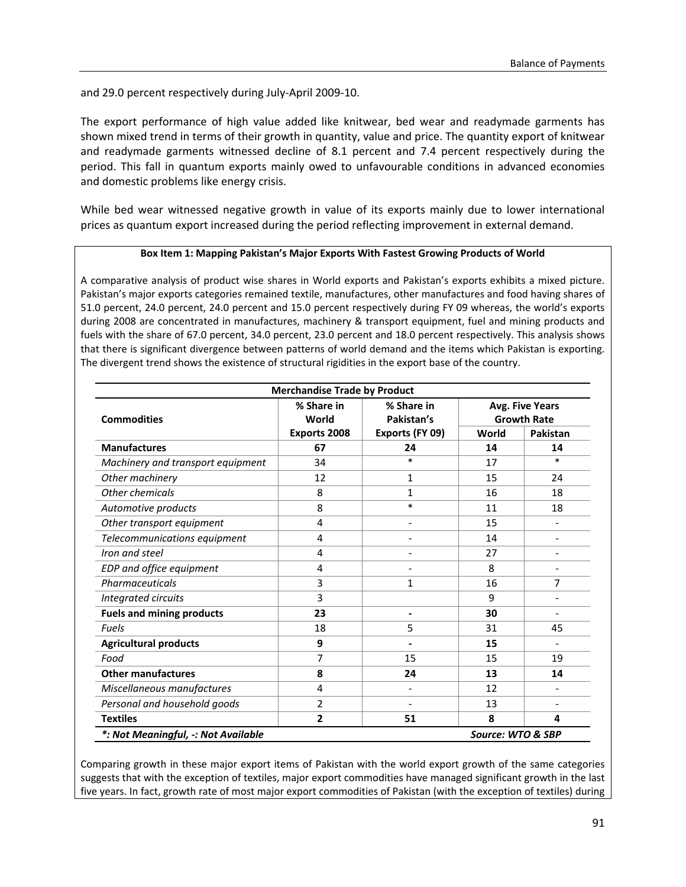and 29.0 percent respectively during July-April 2009-10.

The export performance of high value added like knitwear, bed wear and readymade garments has shown mixed trend in terms of their growth in quantity, value and price. The quantity export of knitwear and readymade garments witnessed decline of 8.1 percent and 7.4 percent respectively during the period. This fall in quantum exports mainly owed to unfavourable conditions in advanced economies and domestic problems like energy crisis.

While bed wear witnessed negative growth in value of its exports mainly due to lower international prices as quantum export increased during the period reflecting improvement in external demand.

**Box Item 1: Mapping Pakistan's Major Exports With Fastest Growing Products of World**

A comparative analysis of product wise shares in World exports and Pakistan's exports exhibits a mixed picture. Pakistan's major exports categories remained textile, manufactures, other manufactures and food having shares of 51.0 percent, 24.0 percent, 24.0 percent and 15.0 percent respectively during FY 09 whereas, the world's exports during 2008 are concentrated in manufactures, machinery & transport equipment, fuel and mining products and fuels with the share of 67.0 percent, 34.0 percent, 23.0 percent and 18.0 percent respectively. This analysis shows that there is significant divergence between patterns of world demand and the items which Pakistan is exporting. The divergent trend shows the existence of structural rigidities in the export base of the country.

**Merchandise Trade by Product**

| Commodities | % Share in World Exports 2008 | % Share in Pakistan's Exports (FY 09) | Avg. Five Years Growth Rate | |
|---|---|---|---|---|
| | | | World | Pakistan |
| **Manufactures** | **67** | **24** | **14** | **14** |
| *Machinery and transport equipment* | 34 | * | 17 | * |
| *Other machinery* | 12 | 1 | 15 | 24 |
| *Other chemicals* | 8 | 1 | 16 | 18 |
| *Automotive products* | 8 | * | 11 | 18 |
| *Other transport equipment* | 4 | - | 15 | - |
| *Telecommunications equipment* | 4 | - | 14 | - |
| *Iron and steel* | 4 | - | 27 | - |
| *EDP and office equipment* | 4 | - | 8 | - |
| *Pharmaceuticals* | 3 | 1 | 16 | 7 |
| *Integrated circuits* | 3 | | 9 | - |
| **Fuels and mining products** | **23** | **-** | **30** | - |
| *Fuels* | 18 | 5 | 31 | 45 |
| **Agricultural products** | **9** | **-** | **15** | - |
| *Food* | 7 | 15 | 15 | 19 |
| **Other manufactures** | **8** | **24** | **13** | **14** |
| *Miscellaneous manufactures* | 4 | - | 12 | - |
| *Personal and household goods* | 2 | - | 13 | - |
| **Textiles** | **2** | **51** | **8** | **4** |

*\*: Not Meaningful, -: Not Available* — *Source: WTO & SBP*

Comparing growth in these major export items of Pakistan with the world export growth of the same categories suggests that with the exception of textiles, major export commodities have managed significant growth in the last five years. In fact, growth rate of most major export commodities of Pakistan (with the exception of textiles) during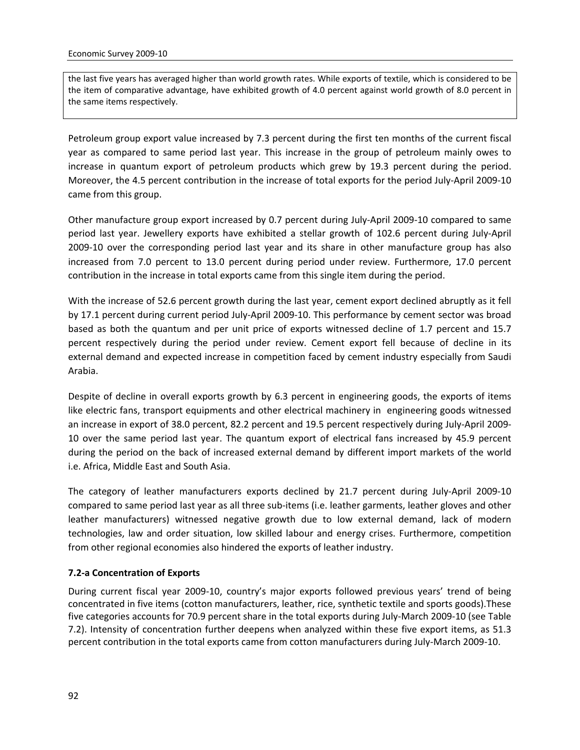the last five years has averaged higher than world growth rates. While exports of textile, which is considered to be the item of comparative advantage, have exhibited growth of 4.0 percent against world growth of 8.0 percent in the same items respectively.

Petroleum group export value increased by 7.3 percent during the first ten months of the current fiscal year as compared to same period last year. This increase in the group of petroleum mainly owes to increase in quantum export of petroleum products which grew by 19.3 percent during the period. Moreover, the 4.5 percent contribution in the increase of total exports for the period July-April 2009-10 came from this group.

Other manufacture group export increased by 0.7 percent during July-April 2009-10 compared to same period last year. Jewellery exports have exhibited a stellar growth of 102.6 percent during July-April 2009-10 over the corresponding period last year and its share in other manufacture group has also increased from 7.0 percent to 13.0 percent during period under review. Furthermore, 17.0 percent contribution in the increase in total exports came from this single item during the period.

With the increase of 52.6 percent growth during the last year, cement export declined abruptly as it fell by 17.1 percent during current period July-April 2009-10. This performance by cement sector was broad based as both the quantum and per unit price of exports witnessed decline of 1.7 percent and 15.7 percent respectively during the period under review. Cement export fell because of decline in its external demand and expected increase in competition faced by cement industry especially from Saudi Arabia.

Despite of decline in overall exports growth by 6.3 percent in engineering goods, the exports of items like electric fans, transport equipments and other electrical machinery in engineering goods witnessed an increase in export of 38.0 percent, 82.2 percent and 19.5 percent respectively during July-April 2009-10 over the same period last year. The quantum export of electrical fans increased by 45.9 percent during the period on the back of increased external demand by different import markets of the world i.e. Africa, Middle East and South Asia.

The category of leather manufacturers exports declined by 21.7 percent during July-April 2009-10 compared to same period last year as all three sub-items (i.e. leather garments, leather gloves and other leather manufacturers) witnessed negative growth due to low external demand, lack of modern technologies, law and order situation, low skilled labour and energy crises. Furthermore, competition from other regional economies also hindered the exports of leather industry.

### 7.2-a Concentration of Exports

During current fiscal year 2009-10, country's major exports followed previous years' trend of being concentrated in five items (cotton manufacturers, leather, rice, synthetic textile and sports goods).These five categories accounts for 70.9 percent share in the total exports during July-March 2009-10 (see Table 7.2). Intensity of concentration further deepens when analyzed within these five export items, as 51.3 percent contribution in the total exports came from cotton manufacturers during July-March 2009-10.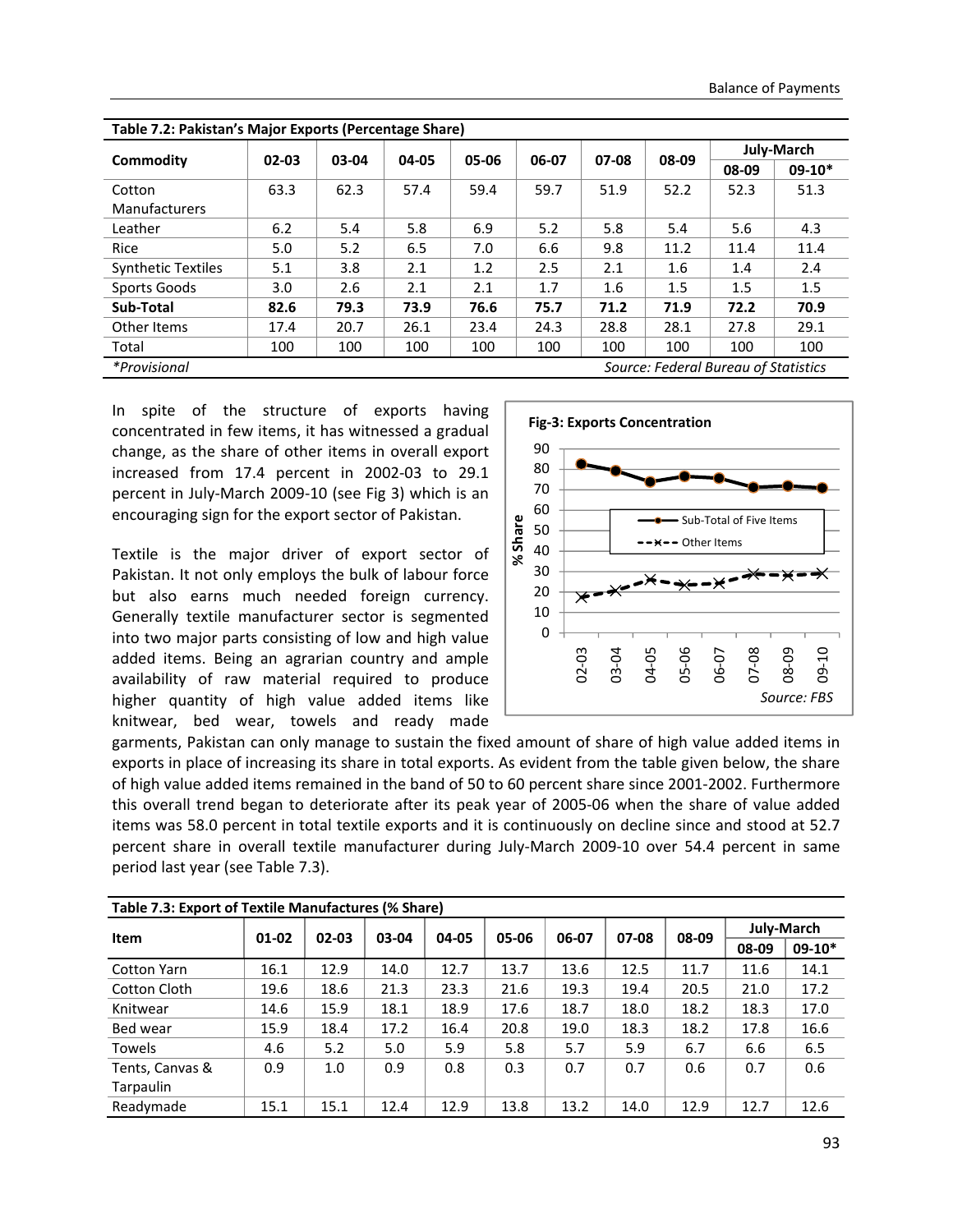**Table 7.2: Pakistan's Major Exports (Percentage Share)**

| Commodity | 02-03 | 03-04 | 04-05 | 05-06 | 06-07 | 07-08 | 08-09 | July-March | |
|---|---|---|---|---|---|---|---|---|---|
| | | | | | | | | 08-09 | 09-10* |
| Cotton Manufacturers | 63.3 | 62.3 | 57.4 | 59.4 | 59.7 | 51.9 | 52.2 | 52.3 | 51.3 |
| Leather | 6.2 | 5.4 | 5.8 | 6.9 | 5.2 | 5.8 | 5.4 | 5.6 | 4.3 |
| Rice | 5.0 | 5.2 | 6.5 | 7.0 | 6.6 | 9.8 | 11.2 | 11.4 | 11.4 |
| Synthetic Textiles | 5.1 | 3.8 | 2.1 | 1.2 | 2.5 | 2.1 | 1.6 | 1.4 | 2.4 |
| Sports Goods | 3.0 | 2.6 | 2.1 | 2.1 | 1.7 | 1.6 | 1.5 | 1.5 | 1.5 |
| **Sub-Total** | **82.6** | **79.3** | **73.9** | **76.6** | **75.7** | **71.2** | **71.9** | **72.2** | **70.9** |
| Other Items | 17.4 | 20.7 | 26.1 | 23.4 | 24.3 | 28.8 | 28.1 | 27.8 | 29.1 |
| Total | 100 | 100 | 100 | 100 | 100 | 100 | 100 | 100 | 100 |

*\*Provisional* *Source: Federal Bureau of Statistics*

In spite of the structure of exports having concentrated in few items, it has witnessed a gradual change, as the share of other items in overall export increased from 17.4 percent in 2002-03 to 29.1 percent in July-March 2009-10 (see Fig 3) which is an encouraging sign for the export sector of Pakistan.

**Fig-3: Exports Concentration**

*Source: FBS*

Textile is the major driver of export sector of Pakistan. It not only employs the bulk of labour force but also earns much needed foreign currency. Generally textile manufacturer sector is segmented into two major parts consisting of low and high value added items. Being an agrarian country and ample availability of raw material required to produce higher quantity of high value added items like knitwear, bed wear, towels and ready made garments, Pakistan can only manage to sustain the fixed amount of share of high value added items in exports in place of increasing its share in total exports. As evident from the table given below, the share of high value added items remained in the band of 50 to 60 percent share since 2001-2002. Furthermore this overall trend began to deteriorate after its peak year of 2005-06 when the share of value added items was 58.0 percent in total textile exports and it is continuously on decline since and stood at 52.7 percent share in overall textile manufacturer during July-March 2009-10 over 54.4 percent in same period last year (see Table 7.3).

**Table 7.3: Export of Textile Manufactures (% Share)**

| Item | 01-02 | 02-03 | 03-04 | 04-05 | 05-06 | 06-07 | 07-08 | 08-09 | July-March | |
|---|---|---|---|---|---|---|---|---|---|---|
| | | | | | | | | | 08-09 | 09-10* |
| Cotton Yarn | 16.1 | 12.9 | 14.0 | 12.7 | 13.7 | 13.6 | 12.5 | 11.7 | 11.6 | 14.1 |
| Cotton Cloth | 19.6 | 18.6 | 21.3 | 23.3 | 21.6 | 19.3 | 19.4 | 20.5 | 21.0 | 17.2 |
| Knitwear | 14.6 | 15.9 | 18.1 | 18.9 | 17.6 | 18.7 | 18.0 | 18.2 | 18.3 | 17.0 |
| Bed wear | 15.9 | 18.4 | 17.2 | 16.4 | 20.8 | 19.0 | 18.3 | 18.2 | 17.8 | 16.6 |
| Towels | 4.6 | 5.2 | 5.0 | 5.9 | 5.8 | 5.7 | 5.9 | 6.7 | 6.6 | 6.5 |
| Tents, Canvas & Tarpaulin | 0.9 | 1.0 | 0.9 | 0.8 | 0.3 | 0.7 | 0.7 | 0.6 | 0.7 | 0.6 |
| Readymade | 15.1 | 15.1 | 12.4 | 12.9 | 13.8 | 13.2 | 14.0 | 12.9 | 12.7 | 12.6 |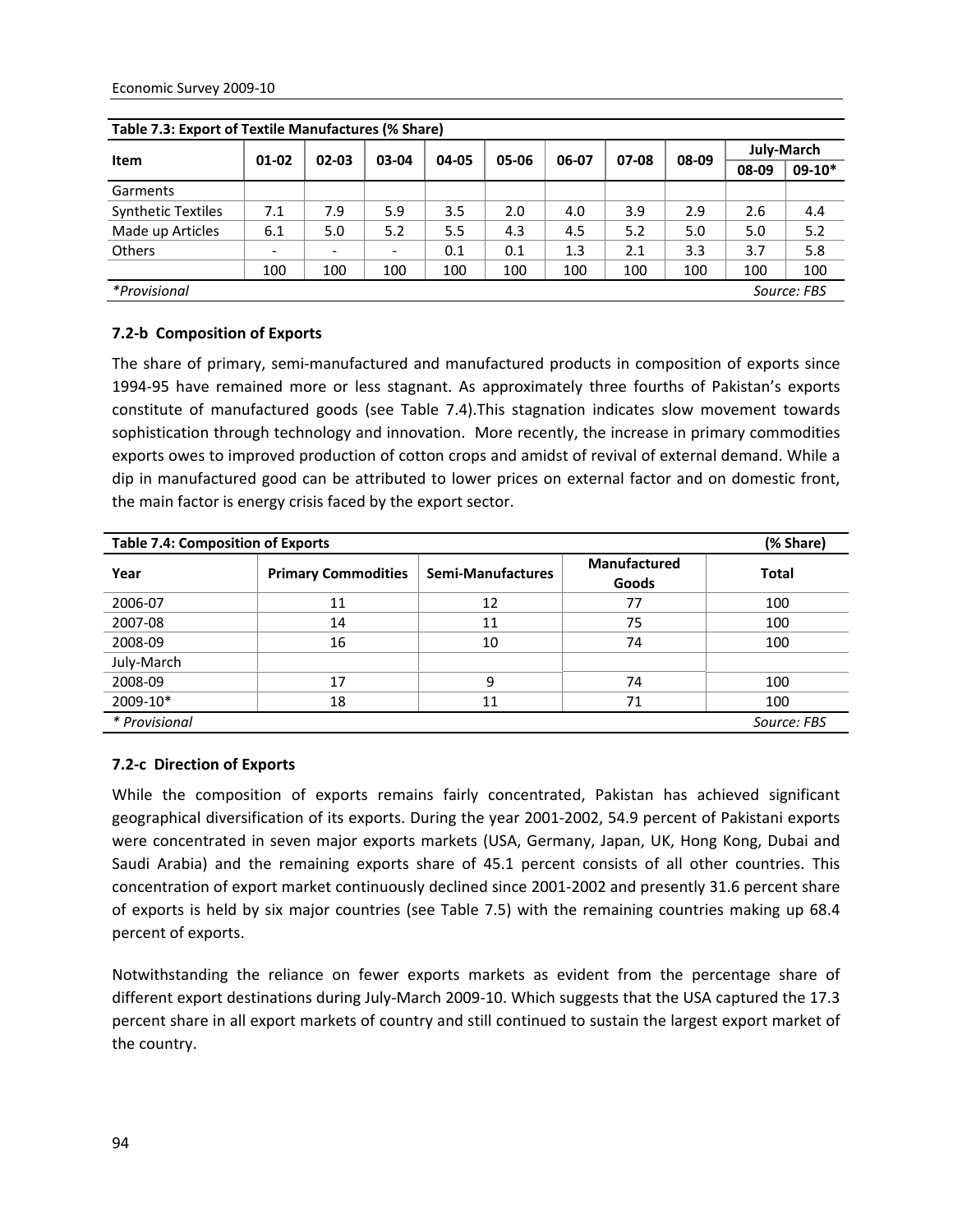| Table 7.3: Export of Textile Manufactures (% Share) | | | | | | | | | | |
|---|---|---|---|---|---|---|---|---|---|---|
| Item | 01-02 | 02-03 | 03-04 | 04-05 | 05-06 | 06-07 | 07-08 | 08-09 | July-March | |
| | | | | | | | | | 08-09 | 09-10* |
| Garments | | | | | | | | | | |
| Synthetic Textiles | 7.1 | 7.9 | 5.9 | 3.5 | 2.0 | 4.0 | 3.9 | 2.9 | 2.6 | 4.4 |
| Made up Articles | 6.1 | 5.0 | 5.2 | 5.5 | 4.3 | 4.5 | 5.2 | 5.0 | 5.0 | 5.2 |
| Others | - | - | - | 0.1 | 0.1 | 1.3 | 2.1 | 3.3 | 3.7 | 5.8 |
| | 100 | 100 | 100 | 100 | 100 | 100 | 100 | 100 | 100 | 100 |

*Provisional                                                                                     Source: FBS

### 7.2-b Composition of Exports

The share of primary, semi-manufactured and manufactured products in composition of exports since 1994-95 have remained more or less stagnant. As approximately three fourths of Pakistan's exports constitute of manufactured goods (see Table 7.4).This stagnation indicates slow movement towards sophistication through technology and innovation. More recently, the increase in primary commodities exports owes to improved production of cotton crops and amidst of revival of external demand. While a dip in manufactured good can be attributed to lower prices on external factor and on domestic front, the main factor is energy crisis faced by the export sector.

| Table 7.4: Composition of Exports | | | | (% Share) |
|---|---|---|---|---|
| Year | Primary Commodities | Semi-Manufactures | Manufactured Goods | Total |
| 2006-07 | 11 | 12 | 77 | 100 |
| 2007-08 | 14 | 11 | 75 | 100 |
| 2008-09 | 16 | 10 | 74 | 100 |
| July-March | | | | |
| 2008-09 | 17 | 9 | 74 | 100 |
| 2009-10* | 18 | 11 | 71 | 100 |

* Provisional                                                                                     Source: FBS

### 7.2-c Direction of Exports

While the composition of exports remains fairly concentrated, Pakistan has achieved significant geographical diversification of its exports. During the year 2001-2002, 54.9 percent of Pakistani exports were concentrated in seven major exports markets (USA, Germany, Japan, UK, Hong Kong, Dubai and Saudi Arabia) and the remaining exports share of 45.1 percent consists of all other countries. This concentration of export market continuously declined since 2001-2002 and presently 31.6 percent share of exports is held by six major countries (see Table 7.5) with the remaining countries making up 68.4 percent of exports.

Notwithstanding the reliance on fewer exports markets as evident from the percentage share of different export destinations during July-March 2009-10. Which suggests that the USA captured the 17.3 percent share in all export markets of country and still continued to sustain the largest export market of the country.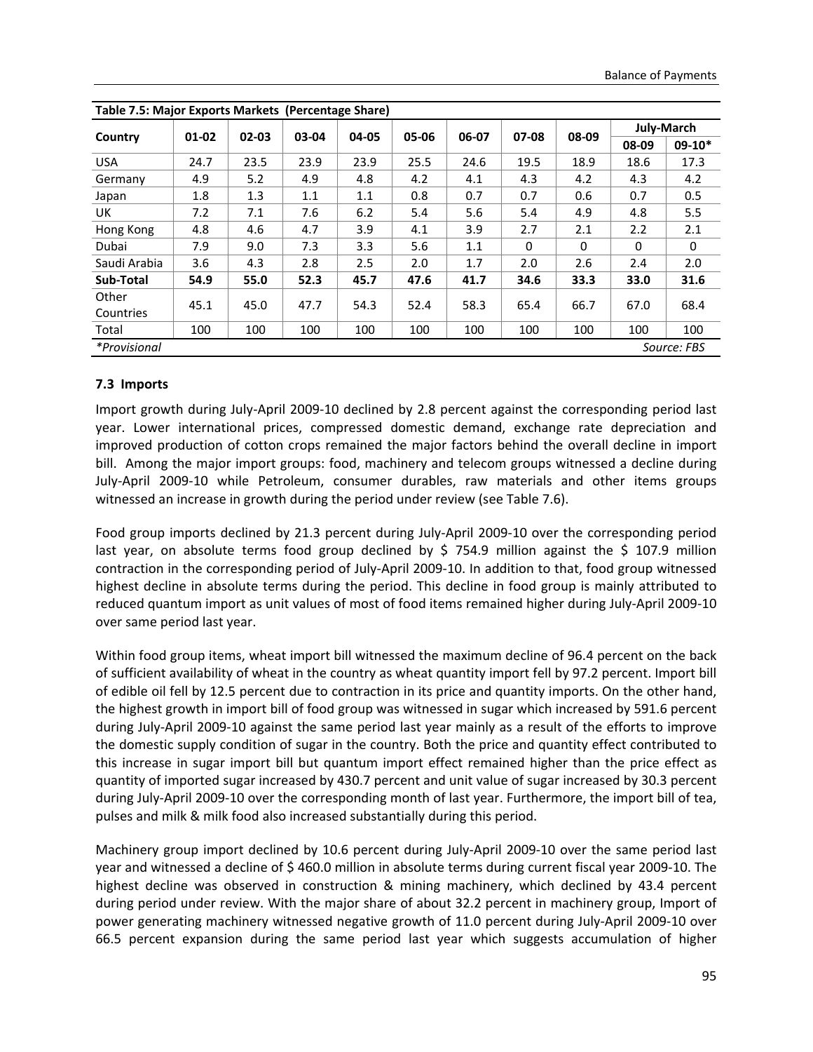**Table 7.5: Major Exports Markets (Percentage Share)**

| Country | 01-02 | 02-03 | 03-04 | 04-05 | 05-06 | 06-07 | 07-08 | 08-09 | July-March | |
|---|---|---|---|---|---|---|---|---|---|---|
| | | | | | | | | | 08-09 | 09-10* |
| USA | 24.7 | 23.5 | 23.9 | 23.9 | 25.5 | 24.6 | 19.5 | 18.9 | 18.6 | 17.3 |
| Germany | 4.9 | 5.2 | 4.9 | 4.8 | 4.2 | 4.1 | 4.3 | 4.2 | 4.3 | 4.2 |
| Japan | 1.8 | 1.3 | 1.1 | 1.1 | 0.8 | 0.7 | 0.7 | 0.6 | 0.7 | 0.5 |
| UK | 7.2 | 7.1 | 7.6 | 6.2 | 5.4 | 5.6 | 5.4 | 4.9 | 4.8 | 5.5 |
| Hong Kong | 4.8 | 4.6 | 4.7 | 3.9 | 4.1 | 3.9 | 2.7 | 2.1 | 2.2 | 2.1 |
| Dubai | 7.9 | 9.0 | 7.3 | 3.3 | 5.6 | 1.1 | 0 | 0 | 0 | 0 |
| Saudi Arabia | 3.6 | 4.3 | 2.8 | 2.5 | 2.0 | 1.7 | 2.0 | 2.6 | 2.4 | 2.0 |
| **Sub-Total** | **54.9** | **55.0** | **52.3** | **45.7** | **47.6** | **41.7** | **34.6** | **33.3** | **33.0** | **31.6** |
| Other Countries | 45.1 | 45.0 | 47.7 | 54.3 | 52.4 | 58.3 | 65.4 | 66.7 | 67.0 | 68.4 |
| Total | 100 | 100 | 100 | 100 | 100 | 100 | 100 | 100 | 100 | 100 |

*\*Provisional* — *Source: FBS*

### 7.3 Imports

Import growth during July-April 2009-10 declined by 2.8 percent against the corresponding period last year. Lower international prices, compressed domestic demand, exchange rate depreciation and improved production of cotton crops remained the major factors behind the overall decline in import bill. Among the major import groups: food, machinery and telecom groups witnessed a decline during July-April 2009-10 while Petroleum, consumer durables, raw materials and other items groups witnessed an increase in growth during the period under review (see Table 7.6).

Food group imports declined by 21.3 percent during July-April 2009-10 over the corresponding period last year, on absolute terms food group declined by $ 754.9 million against the $ 107.9 million contraction in the corresponding period of July-April 2009-10. In addition to that, food group witnessed highest decline in absolute terms during the period. This decline in food group is mainly attributed to reduced quantum import as unit values of most of food items remained higher during July-April 2009-10 over same period last year.

Within food group items, wheat import bill witnessed the maximum decline of 96.4 percent on the back of sufficient availability of wheat in the country as wheat quantity import fell by 97.2 percent. Import bill of edible oil fell by 12.5 percent due to contraction in its price and quantity imports. On the other hand, the highest growth in import bill of food group was witnessed in sugar which increased by 591.6 percent during July-April 2009-10 against the same period last year mainly as a result of the efforts to improve the domestic supply condition of sugar in the country. Both the price and quantity effect contributed to this increase in sugar import bill but quantum import effect remained higher than the price effect as quantity of imported sugar increased by 430.7 percent and unit value of sugar increased by 30.3 percent during July-April 2009-10 over the corresponding month of last year. Furthermore, the import bill of tea, pulses and milk & milk food also increased substantially during this period.

Machinery group import declined by 10.6 percent during July-April 2009-10 over the same period last year and witnessed a decline of $ 460.0 million in absolute terms during current fiscal year 2009-10. The highest decline was observed in construction & mining machinery, which declined by 43.4 percent during period under review. With the major share of about 32.2 percent in machinery group, Import of power generating machinery witnessed negative growth of 11.0 percent during July-April 2009-10 over 66.5 percent expansion during the same period last year which suggests accumulation of higher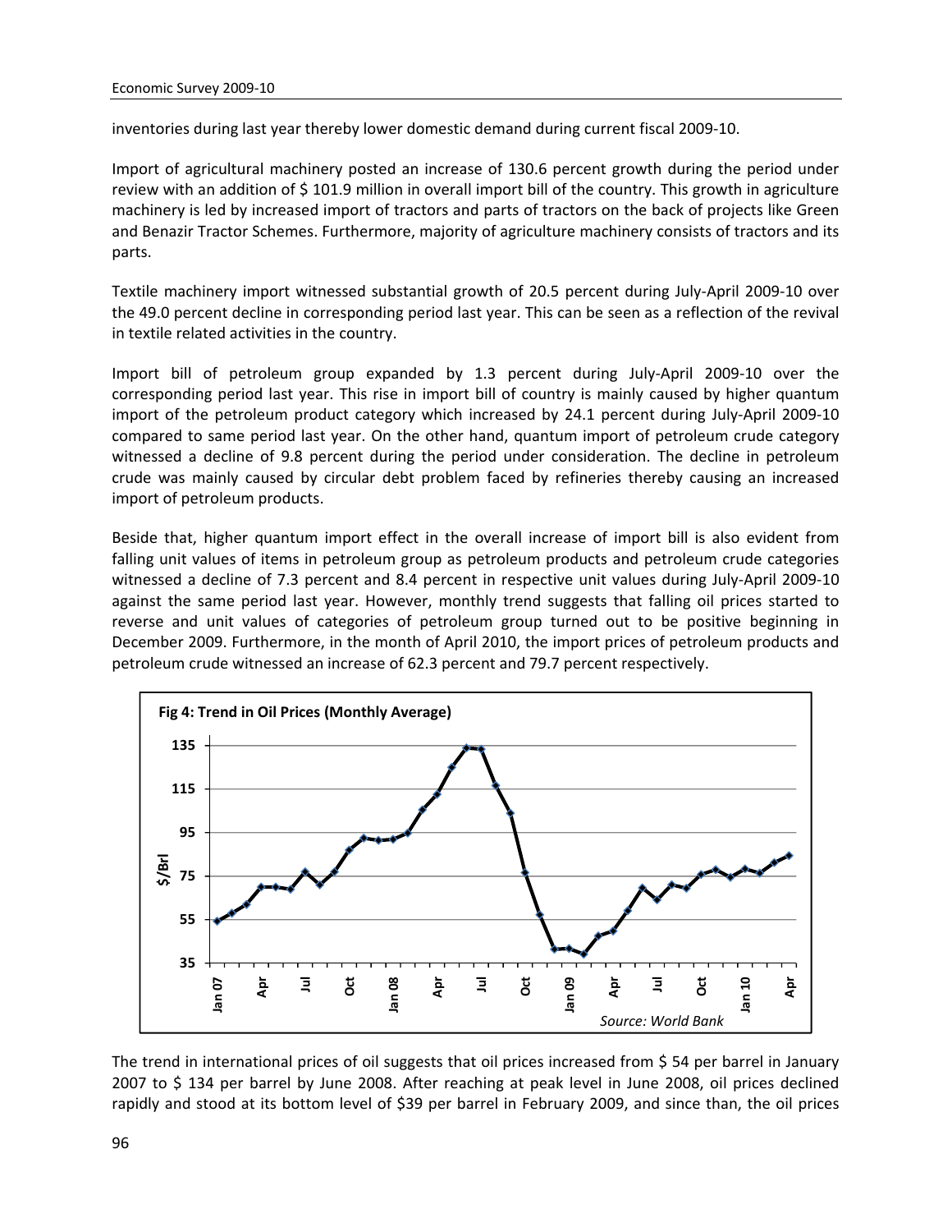inventories during last year thereby lower domestic demand during current fiscal 2009-10.

Import of agricultural machinery posted an increase of 130.6 percent growth during the period under review with an addition of $ 101.9 million in overall import bill of the country. This growth in agriculture machinery is led by increased import of tractors and parts of tractors on the back of projects like Green and Benazir Tractor Schemes. Furthermore, majority of agriculture machinery consists of tractors and its parts.

Textile machinery import witnessed substantial growth of 20.5 percent during July-April 2009-10 over the 49.0 percent decline in corresponding period last year. This can be seen as a reflection of the revival in textile related activities in the country.

Import bill of petroleum group expanded by 1.3 percent during July-April 2009-10 over the corresponding period last year. This rise in import bill of country is mainly caused by higher quantum import of the petroleum product category which increased by 24.1 percent during July-April 2009-10 compared to same period last year. On the other hand, quantum import of petroleum crude category witnessed a decline of 9.8 percent during the period under consideration. The decline in petroleum crude was mainly caused by circular debt problem faced by refineries thereby causing an increased import of petroleum products.

Beside that, higher quantum import effect in the overall increase of import bill is also evident from falling unit values of items in petroleum group as petroleum products and petroleum crude categories witnessed a decline of 7.3 percent and 8.4 percent in respective unit values during July-April 2009-10 against the same period last year. However, monthly trend suggests that falling oil prices started to reverse and unit values of categories of petroleum group turned out to be positive beginning in December 2009. Furthermore, in the month of April 2010, the import prices of petroleum products and petroleum crude witnessed an increase of 62.3 percent and 79.7 percent respectively.

**Fig 4: Trend in Oil Prices (Monthly Average)**

*Source: World Bank*

The trend in international prices of oil suggests that oil prices increased from $ 54 per barrel in January 2007 to $ 134 per barrel by June 2008. After reaching at peak level in June 2008, oil prices declined rapidly and stood at its bottom level of $39 per barrel in February 2009, and since than, the oil prices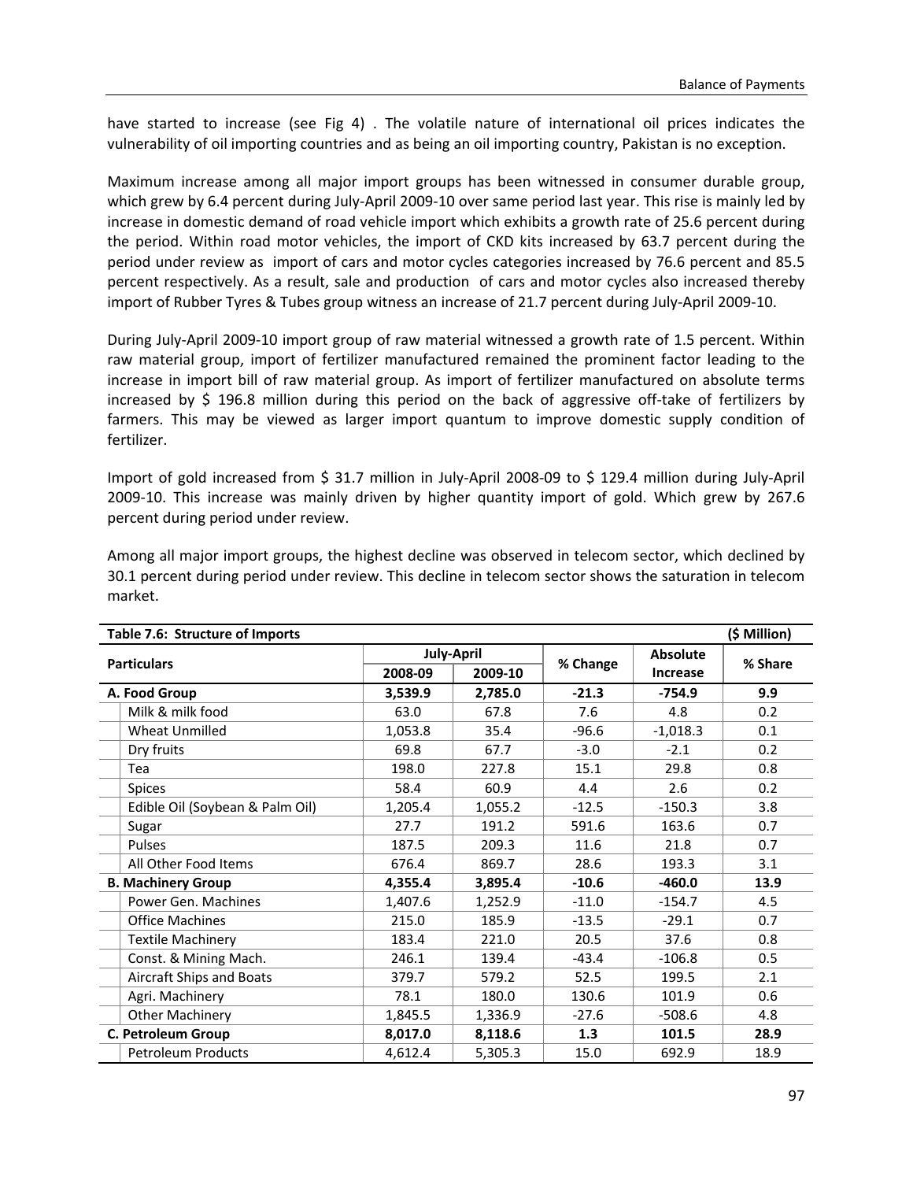have started to increase (see Fig 4) . The volatile nature of international oil prices indicates the vulnerability of oil importing countries and as being an oil importing country, Pakistan is no exception.

Maximum increase among all major import groups has been witnessed in consumer durable group, which grew by 6.4 percent during July-April 2009-10 over same period last year. This rise is mainly led by increase in domestic demand of road vehicle import which exhibits a growth rate of 25.6 percent during the period. Within road motor vehicles, the import of CKD kits increased by 63.7 percent during the period under review as import of cars and motor cycles categories increased by 76.6 percent and 85.5 percent respectively. As a result, sale and production of cars and motor cycles also increased thereby import of Rubber Tyres & Tubes group witness an increase of 21.7 percent during July-April 2009-10.

During July-April 2009-10 import group of raw material witnessed a growth rate of 1.5 percent. Within raw material group, import of fertilizer manufactured remained the prominent factor leading to the increase in import bill of raw material group. As import of fertilizer manufactured on absolute terms increased by $ 196.8 million during this period on the back of aggressive off-take of fertilizers by farmers. This may be viewed as larger import quantum to improve domestic supply condition of fertilizer.

Import of gold increased from $ 31.7 million in July-April 2008-09 to $ 129.4 million during July-April 2009-10. This increase was mainly driven by higher quantity import of gold. Which grew by 267.6 percent during period under review.

Among all major import groups, the highest decline was observed in telecom sector, which declined by 30.1 percent during period under review. This decline in telecom sector shows the saturation in telecom market.

**Table 7.6: Structure of Imports** **($ Million)**

| Particulars | July-April | | % Change | Absolute Increase | % Share |
|---|---|---|---|---|---|
| | 2008-09 | 2009-10 | | | |
| **A. Food Group** | **3,539.9** | **2,785.0** | **-21.3** | **-754.9** | **9.9** |
| Milk & milk food | 63.0 | 67.8 | 7.6 | 4.8 | 0.2 |
| Wheat Unmilled | 1,053.8 | 35.4 | -96.6 | -1,018.3 | 0.1 |
| Dry fruits | 69.8 | 67.7 | -3.0 | -2.1 | 0.2 |
| Tea | 198.0 | 227.8 | 15.1 | 29.8 | 0.8 |
| Spices | 58.4 | 60.9 | 4.4 | 2.6 | 0.2 |
| Edible Oil (Soybean & Palm Oil) | 1,205.4 | 1,055.2 | -12.5 | -150.3 | 3.8 |
| Sugar | 27.7 | 191.2 | 591.6 | 163.6 | 0.7 |
| Pulses | 187.5 | 209.3 | 11.6 | 21.8 | 0.7 |
| All Other Food Items | 676.4 | 869.7 | 28.6 | 193.3 | 3.1 |
| **B. Machinery Group** | **4,355.4** | **3,895.4** | **-10.6** | **-460.0** | **13.9** |
| Power Gen. Machines | 1,407.6 | 1,252.9 | -11.0 | -154.7 | 4.5 |
| Office Machines | 215.0 | 185.9 | -13.5 | -29.1 | 0.7 |
| Textile Machinery | 183.4 | 221.0 | 20.5 | 37.6 | 0.8 |
| Const. & Mining Mach. | 246.1 | 139.4 | -43.4 | -106.8 | 0.5 |
| Aircraft Ships and Boats | 379.7 | 579.2 | 52.5 | 199.5 | 2.1 |
| Agri. Machinery | 78.1 | 180.0 | 130.6 | 101.9 | 0.6 |
| Other Machinery | 1,845.5 | 1,336.9 | -27.6 | -508.6 | 4.8 |
| **C. Petroleum Group** | **8,017.0** | **8,118.6** | **1.3** | **101.5** | **28.9** |
| Petroleum Products | 4,612.4 | 5,305.3 | 15.0 | 692.9 | 18.9 |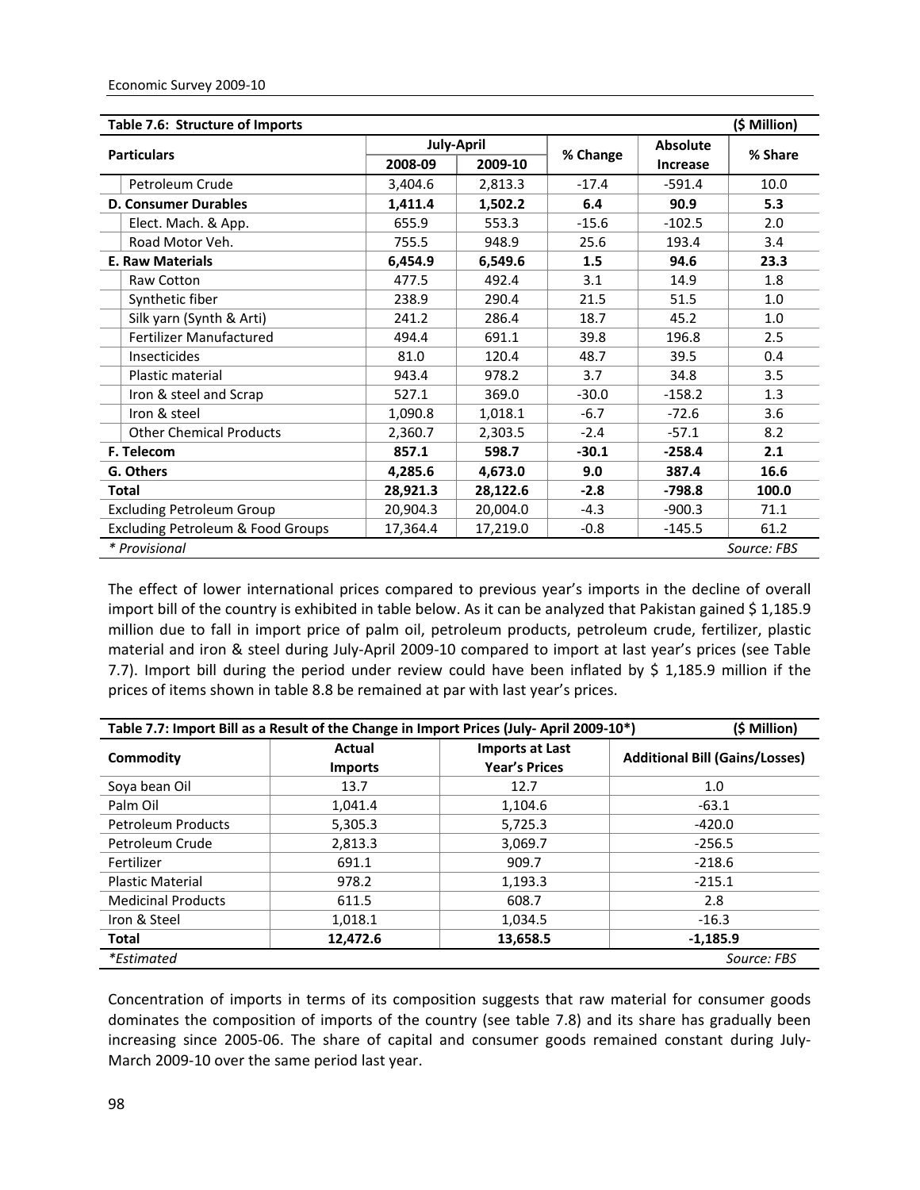| Table 7.6: Structure of Imports | | | | | ($ Million) |
|---|---|---|---|---|---|
| Particulars | July-April | | % Change | Absolute Increase | % Share |
| | 2008-09 | 2009-10 | | | |
| Petroleum Crude | 3,404.6 | 2,813.3 | -17.4 | -591.4 | 10.0 |
| **D. Consumer Durables** | **1,411.4** | **1,502.2** | **6.4** | **90.9** | **5.3** |
| Elect. Mach. & App. | 655.9 | 553.3 | -15.6 | -102.5 | 2.0 |
| Road Motor Veh. | 755.5 | 948.9 | 25.6 | 193.4 | 3.4 |
| **E. Raw Materials** | **6,454.9** | **6,549.6** | **1.5** | **94.6** | **23.3** |
| Raw Cotton | 477.5 | 492.4 | 3.1 | 14.9 | 1.8 |
| Synthetic fiber | 238.9 | 290.4 | 21.5 | 51.5 | 1.0 |
| Silk yarn (Synth & Arti) | 241.2 | 286.4 | 18.7 | 45.2 | 1.0 |
| Fertilizer Manufactured | 494.4 | 691.1 | 39.8 | 196.8 | 2.5 |
| Insecticides | 81.0 | 120.4 | 48.7 | 39.5 | 0.4 |
| Plastic material | 943.4 | 978.2 | 3.7 | 34.8 | 3.5 |
| Iron & steel and Scrap | 527.1 | 369.0 | -30.0 | -158.2 | 1.3 |
| Iron & steel | 1,090.8 | 1,018.1 | -6.7 | -72.6 | 3.6 |
| Other Chemical Products | 2,360.7 | 2,303.5 | -2.4 | -57.1 | 8.2 |
| **F. Telecom** | **857.1** | **598.7** | **-30.1** | **-258.4** | **2.1** |
| **G. Others** | **4,285.6** | **4,673.0** | **9.0** | **387.4** | **16.6** |
| **Total** | **28,921.3** | **28,122.6** | **-2.8** | **-798.8** | **100.0** |
| Excluding Petroleum Group | 20,904.3 | 20,004.0 | -4.3 | -900.3 | 71.1 |
| Excluding Petroleum & Food Groups | 17,364.4 | 17,219.0 | -0.8 | -145.5 | 61.2 |

*\* Provisional* Source: FBS

The effect of lower international prices compared to previous year's imports in the decline of overall import bill of the country is exhibited in table below. As it can be analyzed that Pakistan gained $ 1,185.9 million due to fall in import price of palm oil, petroleum products, petroleum crude, fertilizer, plastic material and iron & steel during July-April 2009-10 compared to import at last year's prices (see Table 7.7). Import bill during the period under review could have been inflated by $ 1,185.9 million if the prices of items shown in table 8.8 be remained at par with last year's prices.

| Table 7.7: Import Bill as a Result of the Change in Import Prices (July- April 2009-10*) | | | ($ Million) |
|---|---|---|---|
| Commodity | Actual Imports | Imports at Last Year's Prices | Additional Bill (Gains/Losses) |
| Soya bean Oil | 13.7 | 12.7 | 1.0 |
| Palm Oil | 1,041.4 | 1,104.6 | -63.1 |
| Petroleum Products | 5,305.3 | 5,725.3 | -420.0 |
| Petroleum Crude | 2,813.3 | 3,069.7 | -256.5 |
| Fertilizer | 691.1 | 909.7 | -218.6 |
| Plastic Material | 978.2 | 1,193.3 | -215.1 |
| Medicinal Products | 611.5 | 608.7 | 2.8 |
| Iron & Steel | 1,018.1 | 1,034.5 | -16.3 |
| **Total** | **12,472.6** | **13,658.5** | **-1,185.9** |

*\*Estimated* Source: FBS

Concentration of imports in terms of its composition suggests that raw material for consumer goods dominates the composition of imports of the country (see table 7.8) and its share has gradually been increasing since 2005-06. The share of capital and consumer goods remained constant during July-March 2009-10 over the same period last year.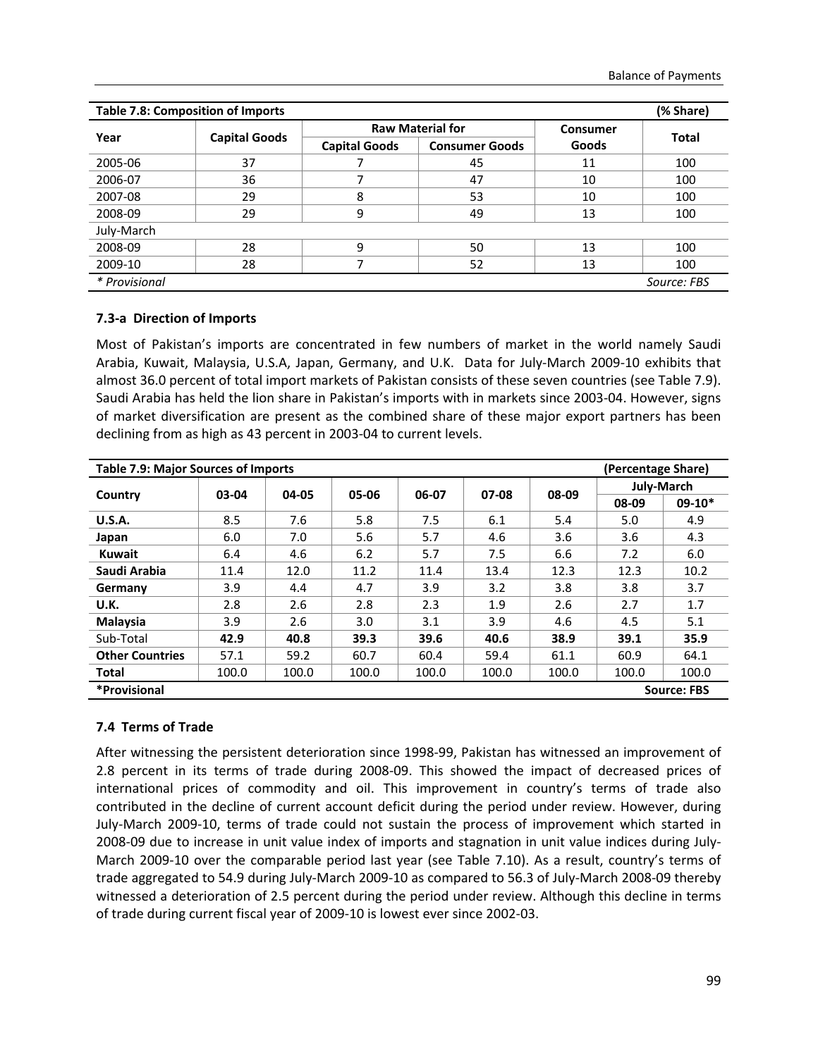| Table 7.8: Composition of Imports | | | | | (% Share) |
|---|---|---|---|---|---|
| Year | Capital Goods | Raw Material for | | Consumer Goods | Total |
| | | Capital Goods | Consumer Goods | | |
| 2005-06 | 37 | 7 | 45 | 11 | 100 |
| 2006-07 | 36 | 7 | 47 | 10 | 100 |
| 2007-08 | 29 | 8 | 53 | 10 | 100 |
| 2008-09 | 29 | 9 | 49 | 13 | 100 |
| July-March | | | | | |
| 2008-09 | 28 | 9 | 50 | 13 | 100 |
| 2009-10 | 28 | 7 | 52 | 13 | 100 |
| *\* Provisional* | | | | | *Source: FBS* |

### 7.3-a Direction of Imports

Most of Pakistan's imports are concentrated in few numbers of market in the world namely Saudi Arabia, Kuwait, Malaysia, U.S.A, Japan, Germany, and U.K. Data for July-March 2009-10 exhibits that almost 36.0 percent of total import markets of Pakistan consists of these seven countries (see Table 7.9). Saudi Arabia has held the lion share in Pakistan's imports with in markets since 2003-04. However, signs of market diversification are present as the combined share of these major export partners has been declining from as high as 43 percent in 2003-04 to current levels.

| Table 7.9: Major Sources of Imports | | | | | | | (Percentage Share) | |
|---|---|---|---|---|---|---|---|---|
| Country | 03-04 | 04-05 | 05-06 | 06-07 | 07-08 | 08-09 | July-March | |
| | | | | | | | 08-09 | 09-10* |
| **U.S.A.** | 8.5 | 7.6 | 5.8 | 7.5 | 6.1 | 5.4 | 5.0 | 4.9 |
| **Japan** | 6.0 | 7.0 | 5.6 | 5.7 | 4.6 | 3.6 | 3.6 | 4.3 |
| **Kuwait** | 6.4 | 4.6 | 6.2 | 5.7 | 7.5 | 6.6 | 7.2 | 6.0 |
| **Saudi Arabia** | 11.4 | 12.0 | 11.2 | 11.4 | 13.4 | 12.3 | 12.3 | 10.2 |
| **Germany** | 3.9 | 4.4 | 4.7 | 3.9 | 3.2 | 3.8 | 3.8 | 3.7 |
| **U.K.** | 2.8 | 2.6 | 2.8 | 2.3 | 1.9 | 2.6 | 2.7 | 1.7 |
| **Malaysia** | 3.9 | 2.6 | 3.0 | 3.1 | 3.9 | 4.6 | 4.5 | 5.1 |
| Sub-Total | **42.9** | **40.8** | **39.3** | **39.6** | **40.6** | **38.9** | **39.1** | **35.9** |
| **Other Countries** | 57.1 | 59.2 | 60.7 | 60.4 | 59.4 | 61.1 | 60.9 | 64.1 |
| **Total** | 100.0 | 100.0 | 100.0 | 100.0 | 100.0 | 100.0 | 100.0 | 100.0 |
| **\*Provisional** | | | | | | | | **Source: FBS** |

### 7.4 Terms of Trade

After witnessing the persistent deterioration since 1998-99, Pakistan has witnessed an improvement of 2.8 percent in its terms of trade during 2008-09. This showed the impact of decreased prices of international prices of commodity and oil. This improvement in country's terms of trade also contributed in the decline of current account deficit during the period under review. However, during July-March 2009-10, terms of trade could not sustain the process of improvement which started in 2008-09 due to increase in unit value index of imports and stagnation in unit value indices during July-March 2009-10 over the comparable period last year (see Table 7.10). As a result, country's terms of trade aggregated to 54.9 during July-March 2009-10 as compared to 56.3 of July-March 2008-09 thereby witnessed a deterioration of 2.5 percent during the period under review. Although this decline in terms of trade during current fiscal year of 2009-10 is lowest ever since 2002-03.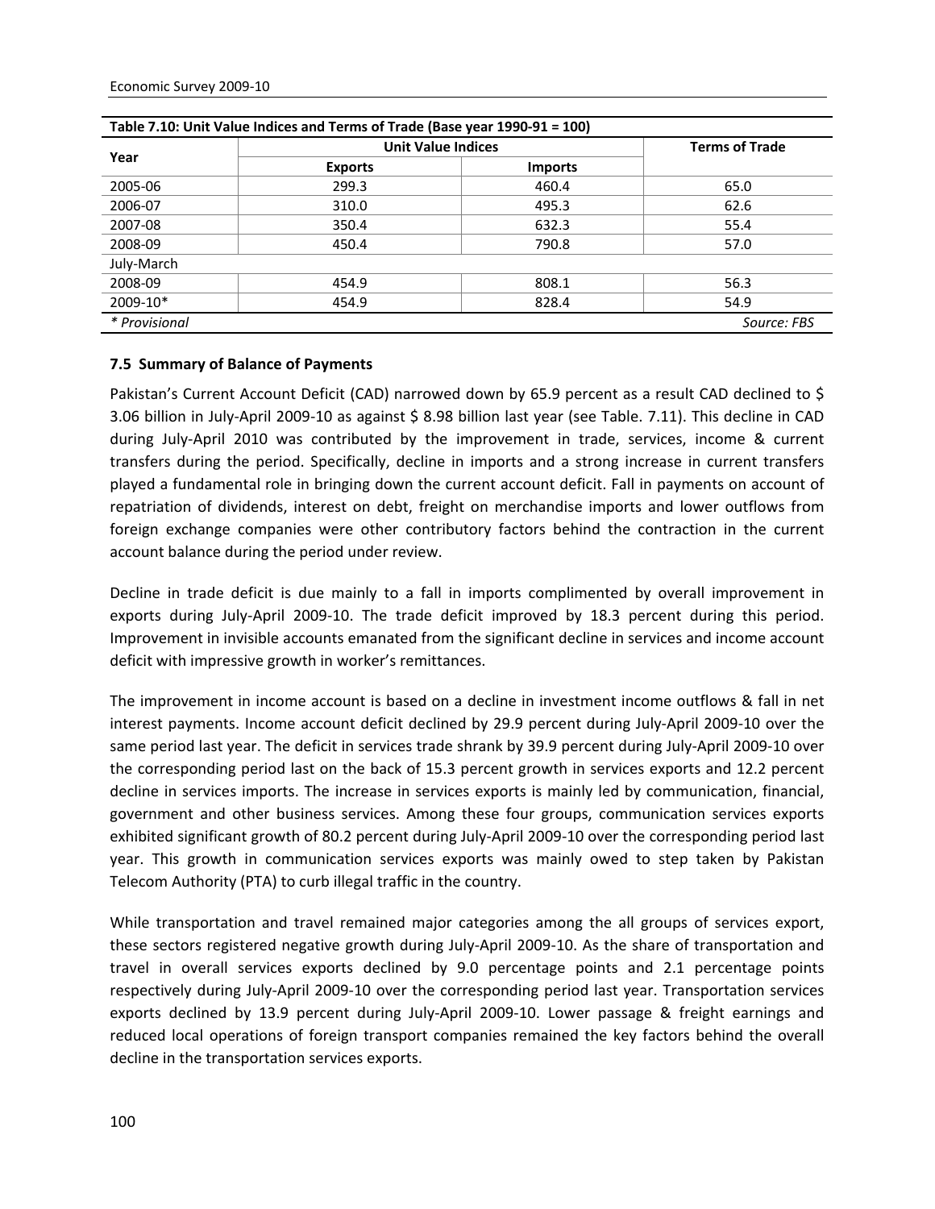**Table 7.10: Unit Value Indices and Terms of Trade (Base year 1990-91 = 100)**

| Year | Unit Value Indices | | Terms of Trade |
|---|---|---|---|
| | Exports | Imports | |
| 2005-06 | 299.3 | 460.4 | 65.0 |
| 2006-07 | 310.0 | 495.3 | 62.6 |
| 2007-08 | 350.4 | 632.3 | 55.4 |
| 2008-09 | 450.4 | 790.8 | 57.0 |
| July-March | | | |
| 2008-09 | 454.9 | 808.1 | 56.3 |
| 2009-10* | 454.9 | 828.4 | 54.9 |

*\* Provisional* Source: FBS

### 7.5 Summary of Balance of Payments

Pakistan's Current Account Deficit (CAD) narrowed down by 65.9 percent as a result CAD declined to $ 3.06 billion in July-April 2009-10 as against $ 8.98 billion last year (see Table. 7.11). This decline in CAD during July-April 2010 was contributed by the improvement in trade, services, income & current transfers during the period. Specifically, decline in imports and a strong increase in current transfers played a fundamental role in bringing down the current account deficit. Fall in payments on account of repatriation of dividends, interest on debt, freight on merchandise imports and lower outflows from foreign exchange companies were other contributory factors behind the contraction in the current account balance during the period under review.

Decline in trade deficit is due mainly to a fall in imports complimented by overall improvement in exports during July-April 2009-10. The trade deficit improved by 18.3 percent during this period. Improvement in invisible accounts emanated from the significant decline in services and income account deficit with impressive growth in worker's remittances.

The improvement in income account is based on a decline in investment income outflows & fall in net interest payments. Income account deficit declined by 29.9 percent during July-April 2009-10 over the same period last year. The deficit in services trade shrank by 39.9 percent during July-April 2009-10 over the corresponding period last on the back of 15.3 percent growth in services exports and 12.2 percent decline in services imports. The increase in services exports is mainly led by communication, financial, government and other business services. Among these four groups, communication services exports exhibited significant growth of 80.2 percent during July-April 2009-10 over the corresponding period last year. This growth in communication services exports was mainly owed to step taken by Pakistan Telecom Authority (PTA) to curb illegal traffic in the country.

While transportation and travel remained major categories among the all groups of services export, these sectors registered negative growth during July-April 2009-10. As the share of transportation and travel in overall services exports declined by 9.0 percentage points and 2.1 percentage points respectively during July-April 2009-10 over the corresponding period last year. Transportation services exports declined by 13.9 percent during July-April 2009-10. Lower passage & freight earnings and reduced local operations of foreign transport companies remained the key factors behind the overall decline in the transportation services exports.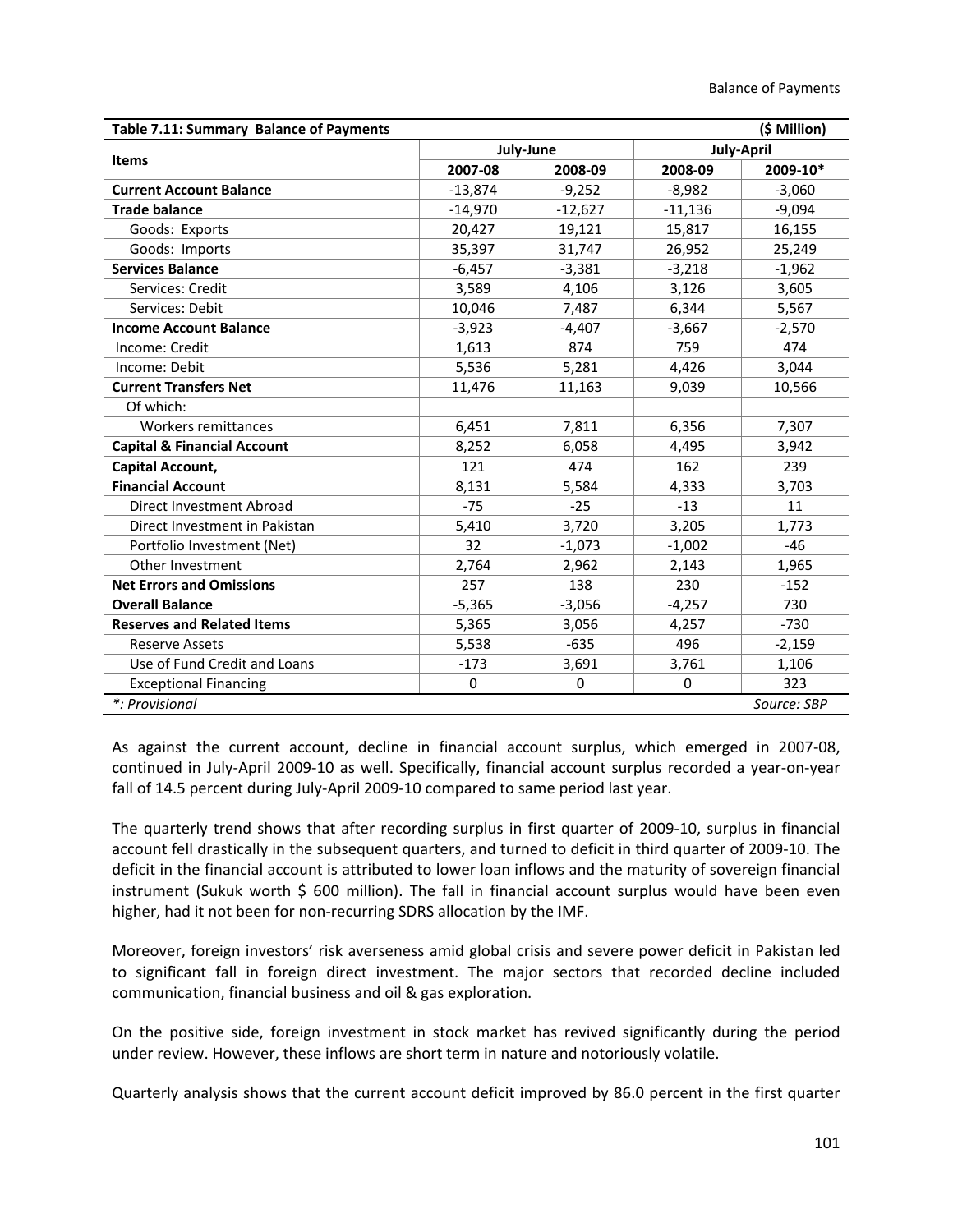| Table 7.11: Summary Balance of Payments | | | | ($ Million) |
|---|---|---|---|---|
| Items | July-June | | July-April | |
| | 2007-08 | 2008-09 | 2008-09 | 2009-10* |
| **Current Account Balance** | -13,874 | -9,252 | -8,982 | -3,060 |
| **Trade balance** | -14,970 | -12,627 | -11,136 | -9,094 |
| Goods: Exports | 20,427 | 19,121 | 15,817 | 16,155 |
| Goods: Imports | 35,397 | 31,747 | 26,952 | 25,249 |
| **Services Balance** | -6,457 | -3,381 | -3,218 | -1,962 |
| Services: Credit | 3,589 | 4,106 | 3,126 | 3,605 |
| Services: Debit | 10,046 | 7,487 | 6,344 | 5,567 |
| **Income Account Balance** | -3,923 | -4,407 | -3,667 | -2,570 |
| Income: Credit | 1,613 | 874 | 759 | 474 |
| Income: Debit | 5,536 | 5,281 | 4,426 | 3,044 |
| **Current Transfers Net** | 11,476 | 11,163 | 9,039 | 10,566 |
| Of which: | | | | |
| Workers remittances | 6,451 | 7,811 | 6,356 | 7,307 |
| **Capital & Financial Account** | 8,252 | 6,058 | 4,495 | 3,942 |
| **Capital Account,** | 121 | 474 | 162 | 239 |
| **Financial Account** | 8,131 | 5,584 | 4,333 | 3,703 |
| Direct Investment Abroad | -75 | -25 | -13 | 11 |
| Direct Investment in Pakistan | 5,410 | 3,720 | 3,205 | 1,773 |
| Portfolio Investment (Net) | 32 | -1,073 | -1,002 | -46 |
| Other Investment | 2,764 | 2,962 | 2,143 | 1,965 |
| **Net Errors and Omissions** | 257 | 138 | 230 | -152 |
| **Overall Balance** | -5,365 | -3,056 | -4,257 | 730 |
| **Reserves and Related Items** | 5,365 | 3,056 | 4,257 | -730 |
| Reserve Assets | 5,538 | -635 | 496 | -2,159 |
| Use of Fund Credit and Loans | -173 | 3,691 | 3,761 | 1,106 |
| Exceptional Financing | 0 | 0 | 0 | 323 |

*: Provisional Source: SBP

As against the current account, decline in financial account surplus, which emerged in 2007-08, continued in July-April 2009-10 as well. Specifically, financial account surplus recorded a year-on-year fall of 14.5 percent during July-April 2009-10 compared to same period last year.

The quarterly trend shows that after recording surplus in first quarter of 2009-10, surplus in financial account fell drastically in the subsequent quarters, and turned to deficit in third quarter of 2009-10. The deficit in the financial account is attributed to lower loan inflows and the maturity of sovereign financial instrument (Sukuk worth $ 600 million). The fall in financial account surplus would have been even higher, had it not been for non-recurring SDRS allocation by the IMF.

Moreover, foreign investors' risk averseness amid global crisis and severe power deficit in Pakistan led to significant fall in foreign direct investment. The major sectors that recorded decline included communication, financial business and oil & gas exploration.

On the positive side, foreign investment in stock market has revived significantly during the period under review. However, these inflows are short term in nature and notoriously volatile.

Quarterly analysis shows that the current account deficit improved by 86.0 percent in the first quarter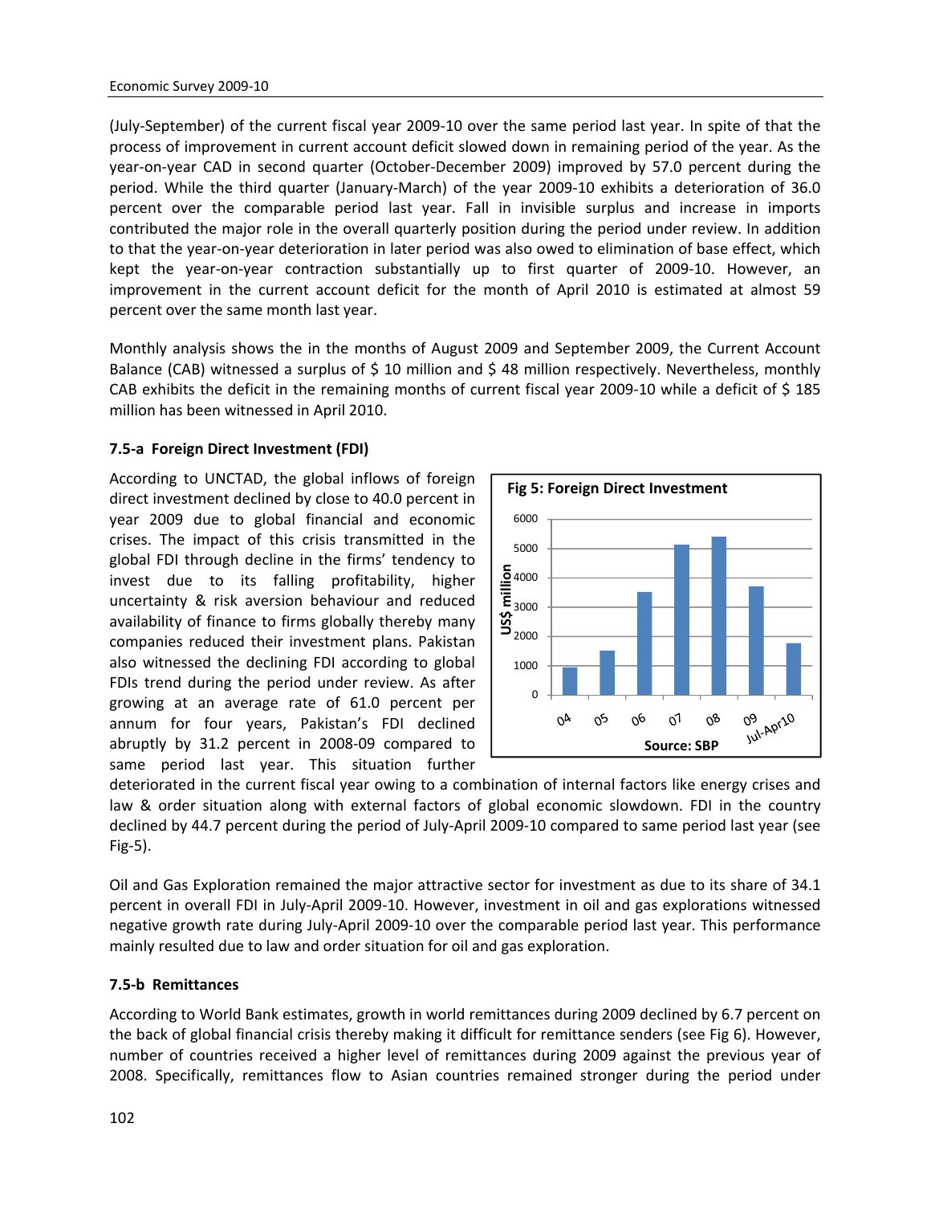(July-September) of the current fiscal year 2009-10 over the same period last year. In spite of that the process of improvement in current account deficit slowed down in remaining period of the year. As the year-on-year CAD in second quarter (October-December 2009) improved by 57.0 percent during the period. While the third quarter (January-March) of the year 2009-10 exhibits a deterioration of 36.0 percent over the comparable period last year. Fall in invisible surplus and increase in imports contributed the major role in the overall quarterly position during the period under review. In addition to that the year-on-year deterioration in later period was also owed to elimination of base effect, which kept the year-on-year contraction substantially up to first quarter of 2009-10. However, an improvement in the current account deficit for the month of April 2010 is estimated at almost 59 percent over the same month last year.

Monthly analysis shows the in the months of August 2009 and September 2009, the Current Account Balance (CAB) witnessed a surplus of $ 10 million and $ 48 million respectively. Nevertheless, monthly CAB exhibits the deficit in the remaining months of current fiscal year 2009-10 while a deficit of $ 185 million has been witnessed in April 2010.

### 7.5-a Foreign Direct Investment (FDI)

According to UNCTAD, the global inflows of foreign direct investment declined by close to 40.0 percent in year 2009 due to global financial and economic crises. The impact of this crisis transmitted in the global FDI through decline in the firms' tendency to invest due to its falling profitability, higher uncertainty & risk aversion behaviour and reduced availability of finance to firms globally thereby many companies reduced their investment plans. Pakistan also witnessed the declining FDI according to global FDIs trend during the period under review. As after growing at an average rate of 61.0 percent per annum for four years, Pakistan's FDI declined abruptly by 31.2 percent in 2008-09 compared to same period last year. This situation further deteriorated in the current fiscal year owing to a combination of internal factors like energy crises and law & order situation along with external factors of global economic slowdown. FDI in the country declined by 44.7 percent during the period of July-April 2009-10 compared to same period last year (see Fig-5).

**Fig 5: Foreign Direct Investment**

Source: SBP

Oil and Gas Exploration remained the major attractive sector for investment as due to its share of 34.1 percent in overall FDI in July-April 2009-10. However, investment in oil and gas explorations witnessed negative growth rate during July-April 2009-10 over the comparable period last year. This performance mainly resulted due to law and order situation for oil and gas exploration.

### 7.5-b Remittances

According to World Bank estimates, growth in world remittances during 2009 declined by 6.7 percent on the back of global financial crisis thereby making it difficult for remittance senders (see Fig 6). However, number of countries received a higher level of remittances during 2009 against the previous year of 2008. Specifically, remittances flow to Asian countries remained stronger during the period under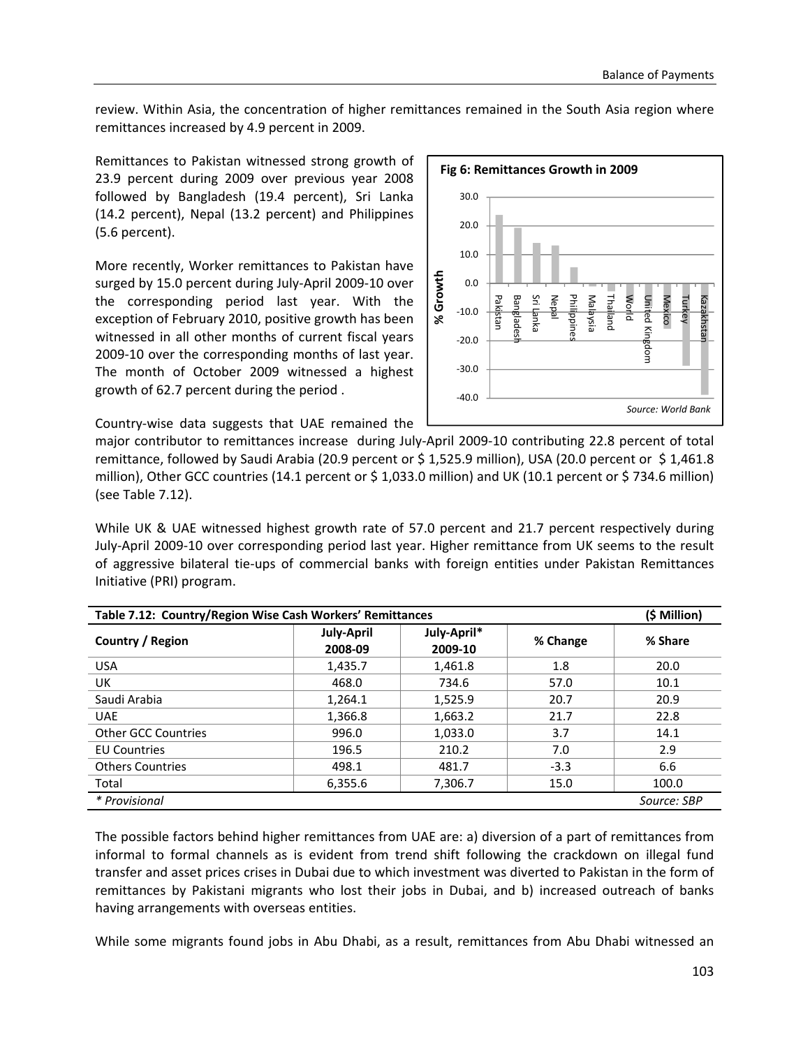review. Within Asia, the concentration of higher remittances remained in the South Asia region where remittances increased by 4.9 percent in 2009.

Remittances to Pakistan witnessed strong growth of 23.9 percent during 2009 over previous year 2008 followed by Bangladesh (19.4 percent), Sri Lanka (14.2 percent), Nepal (13.2 percent) and Philippines (5.6 percent).

More recently, Worker remittances to Pakistan have surged by 15.0 percent during July-April 2009-10 over the corresponding period last year. With the exception of February 2010, positive growth has been witnessed in all other months of current fiscal years 2009-10 over the corresponding months of last year. The month of October 2009 witnessed a highest growth of 62.7 percent during the period .

**Fig 6: Remittances Growth in 2009**

*Source: World Bank*

Country-wise data suggests that UAE remained the major contributor to remittances increase during July-April 2009-10 contributing 22.8 percent of total remittance, followed by Saudi Arabia (20.9 percent or $ 1,525.9 million), USA (20.0 percent or $ 1,461.8 million), Other GCC countries (14.1 percent or $ 1,033.0 million) and UK (10.1 percent or $ 734.6 million) (see Table 7.12).

While UK & UAE witnessed highest growth rate of 57.0 percent and 21.7 percent respectively during July-April 2009-10 over corresponding period last year. Higher remittance from UK seems to the result of aggressive bilateral tie-ups of commercial banks with foreign entities under Pakistan Remittances Initiative (PRI) program.

**Table 7.12: Country/Region Wise Cash Workers' Remittances** ($ Million)

| Country / Region | July-April 2008-09 | July-April* 2009-10 | % Change | % Share |
|---|---|---|---|---|
| USA | 1,435.7 | 1,461.8 | 1.8 | 20.0 |
| UK | 468.0 | 734.6 | 57.0 | 10.1 |
| Saudi Arabia | 1,264.1 | 1,525.9 | 20.7 | 20.9 |
| UAE | 1,366.8 | 1,663.2 | 21.7 | 22.8 |
| Other GCC Countries | 996.0 | 1,033.0 | 3.7 | 14.1 |
| EU Countries | 196.5 | 210.2 | 7.0 | 2.9 |
| Others Countries | 498.1 | 481.7 | -3.3 | 6.6 |
| Total | 6,355.6 | 7,306.7 | 15.0 | 100.0 |

*\* Provisional* Source: SBP

The possible factors behind higher remittances from UAE are: a) diversion of a part of remittances from informal to formal channels as is evident from trend shift following the crackdown on illegal fund transfer and asset prices crises in Dubai due to which investment was diverted to Pakistan in the form of remittances by Pakistani migrants who lost their jobs in Dubai, and b) increased outreach of banks having arrangements with overseas entities.

While some migrants found jobs in Abu Dhabi, as a result, remittances from Abu Dhabi witnessed an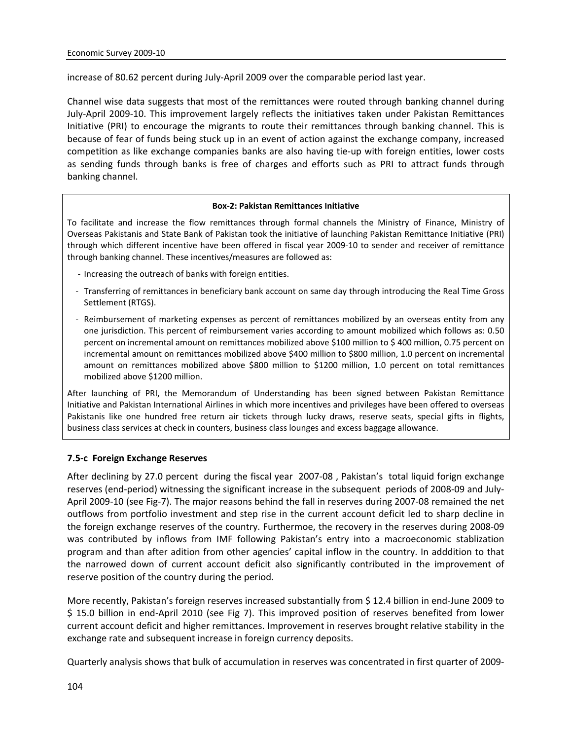increase of 80.62 percent during July-April 2009 over the comparable period last year.

Channel wise data suggests that most of the remittances were routed through banking channel during July-April 2009-10. This improvement largely reflects the initiatives taken under Pakistan Remittances Initiative (PRI) to encourage the migrants to route their remittances through banking channel. This is because of fear of funds being stuck up in an event of action against the exchange company, increased competition as like exchange companies banks are also having tie-up with foreign entities, lower costs as sending funds through banks is free of charges and efforts such as PRI to attract funds through banking channel.

**Box-2: Pakistan Remittances Initiative**

To facilitate and increase the flow remittances through formal channels the Ministry of Finance, Ministry of Overseas Pakistanis and State Bank of Pakistan took the initiative of launching Pakistan Remittance Initiative (PRI) through which different incentive have been offered in fiscal year 2009-10 to sender and receiver of remittance through banking channel. These incentives/measures are followed as:

- Increasing the outreach of banks with foreign entities.
- Transferring of remittances in beneficiary bank account on same day through introducing the Real Time Gross Settlement (RTGS).
- Reimbursement of marketing expenses as percent of remittances mobilized by an overseas entity from any one jurisdiction. This percent of reimbursement varies according to amount mobilized which follows as: 0.50 percent on incremental amount on remittances mobilized above $100 million to $ 400 million, 0.75 percent on incremental amount on remittances mobilized above $400 million to $800 million, 1.0 percent on incremental amount on remittances mobilized above $800 million to $1200 million, 1.0 percent on total remittances mobilized above $1200 million.

After launching of PRI, the Memorandum of Understanding has been signed between Pakistan Remittance Initiative and Pakistan International Airlines in which more incentives and privileges have been offered to overseas Pakistanis like one hundred free return air tickets through lucky draws, reserve seats, special gifts in flights, business class services at check in counters, business class lounges and excess baggage allowance.

### 7.5-c Foreign Exchange Reserves

After declining by 27.0 percent during the fiscal year 2007-08 , Pakistan's total liquid forign exchange reserves (end-period) witnessing the significant increase in the subsequent periods of 2008-09 and July-April 2009-10 (see Fig-7). The major reasons behind the fall in reserves during 2007-08 remained the net outflows from portfolio investment and step rise in the current account deficit led to sharp decline in the foreign exchange reserves of the country. Furthermoe, the recovery in the reserves during 2008-09 was contributed by inflows from IMF following Pakistan's entry into a macroeconomic stablization program and than after adition from other agencies' capital inflow in the country. In adddition to that the narrowed down of current account deficit also significantly contributed in the improvement of reserve position of the country during the period.

More recently, Pakistan's foreign reserves increased substantially from $ 12.4 billion in end-June 2009 to $ 15.0 billion in end-April 2010 (see Fig 7). This improved position of reserves benefited from lower current account deficit and higher remittances. Improvement in reserves brought relative stability in the exchange rate and subsequent increase in foreign currency deposits.

Quarterly analysis shows that bulk of accumulation in reserves was concentrated in first quarter of 2009-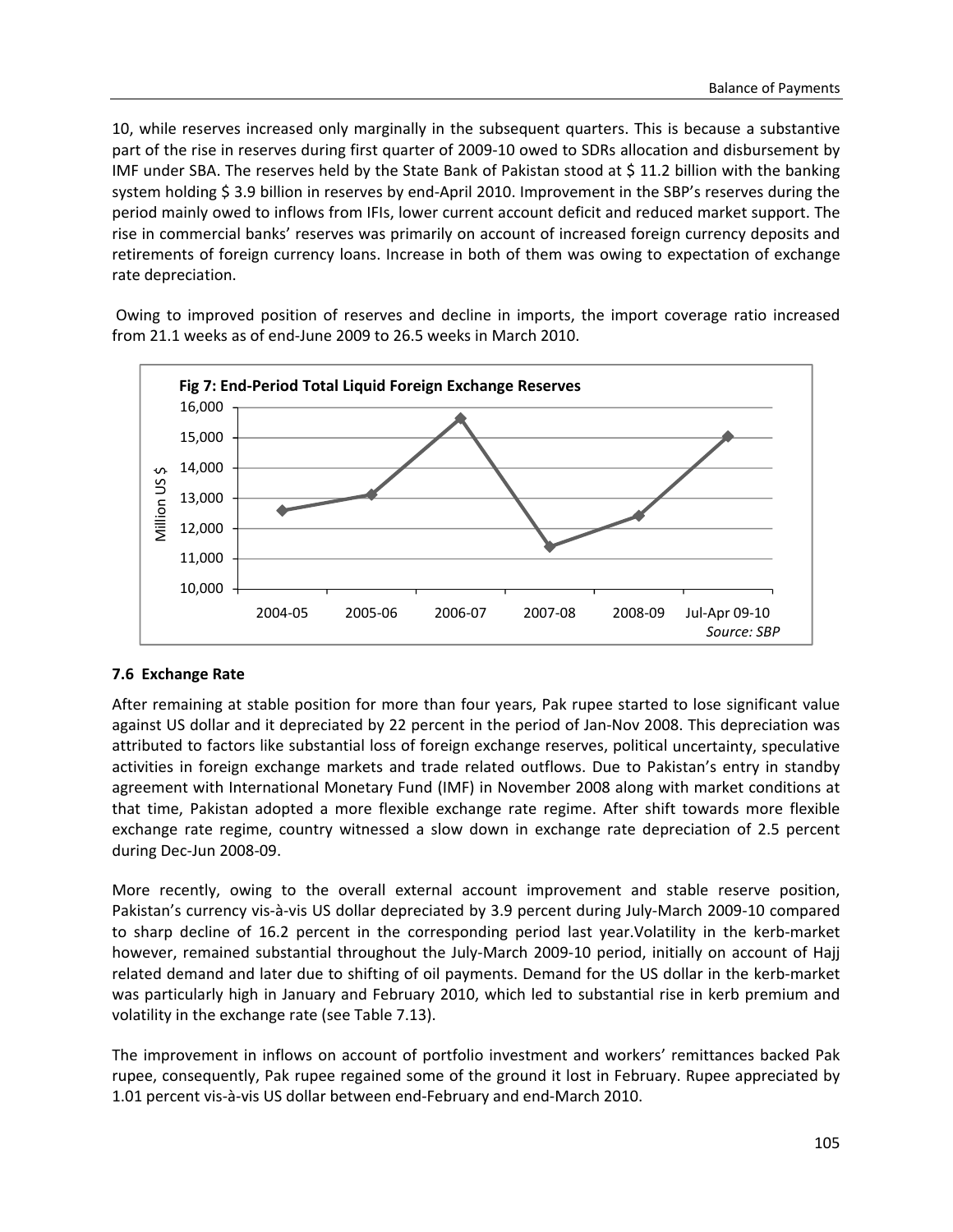10, while reserves increased only marginally in the subsequent quarters. This is because a substantive part of the rise in reserves during first quarter of 2009-10 owed to SDRs allocation and disbursement by IMF under SBA. The reserves held by the State Bank of Pakistan stood at $ 11.2 billion with the banking system holding $ 3.9 billion in reserves by end-April 2010. Improvement in the SBP's reserves during the period mainly owed to inflows from IFIs, lower current account deficit and reduced market support. The rise in commercial banks' reserves was primarily on account of increased foreign currency deposits and retirements of foreign currency loans. Increase in both of them was owing to expectation of exchange rate depreciation.

Owing to improved position of reserves and decline in imports, the import coverage ratio increased from 21.1 weeks as of end-June 2009 to 26.5 weeks in March 2010.

**Fig 7: End-Period Total Liquid Foreign Exchange Reserves**

*Source: SBP*

### 7.6 Exchange Rate

After remaining at stable position for more than four years, Pak rupee started to lose significant value against US dollar and it depreciated by 22 percent in the period of Jan-Nov 2008. This depreciation was attributed to factors like substantial loss of foreign exchange reserves, political uncertainty, speculative activities in foreign exchange markets and trade related outflows. Due to Pakistan's entry in standby agreement with International Monetary Fund (IMF) in November 2008 along with market conditions at that time, Pakistan adopted a more flexible exchange rate regime. After shift towards more flexible exchange rate regime, country witnessed a slow down in exchange rate depreciation of 2.5 percent during Dec-Jun 2008-09.

More recently, owing to the overall external account improvement and stable reserve position, Pakistan's currency vis-à-vis US dollar depreciated by 3.9 percent during July-March 2009-10 compared to sharp decline of 16.2 percent in the corresponding period last year.Volatility in the kerb-market however, remained substantial throughout the July-March 2009-10 period, initially on account of Hajj related demand and later due to shifting of oil payments. Demand for the US dollar in the kerb-market was particularly high in January and February 2010, which led to substantial rise in kerb premium and volatility in the exchange rate (see Table 7.13).

The improvement in inflows on account of portfolio investment and workers' remittances backed Pak rupee, consequently, Pak rupee regained some of the ground it lost in February. Rupee appreciated by 1.01 percent vis-à-vis US dollar between end-February and end-March 2010.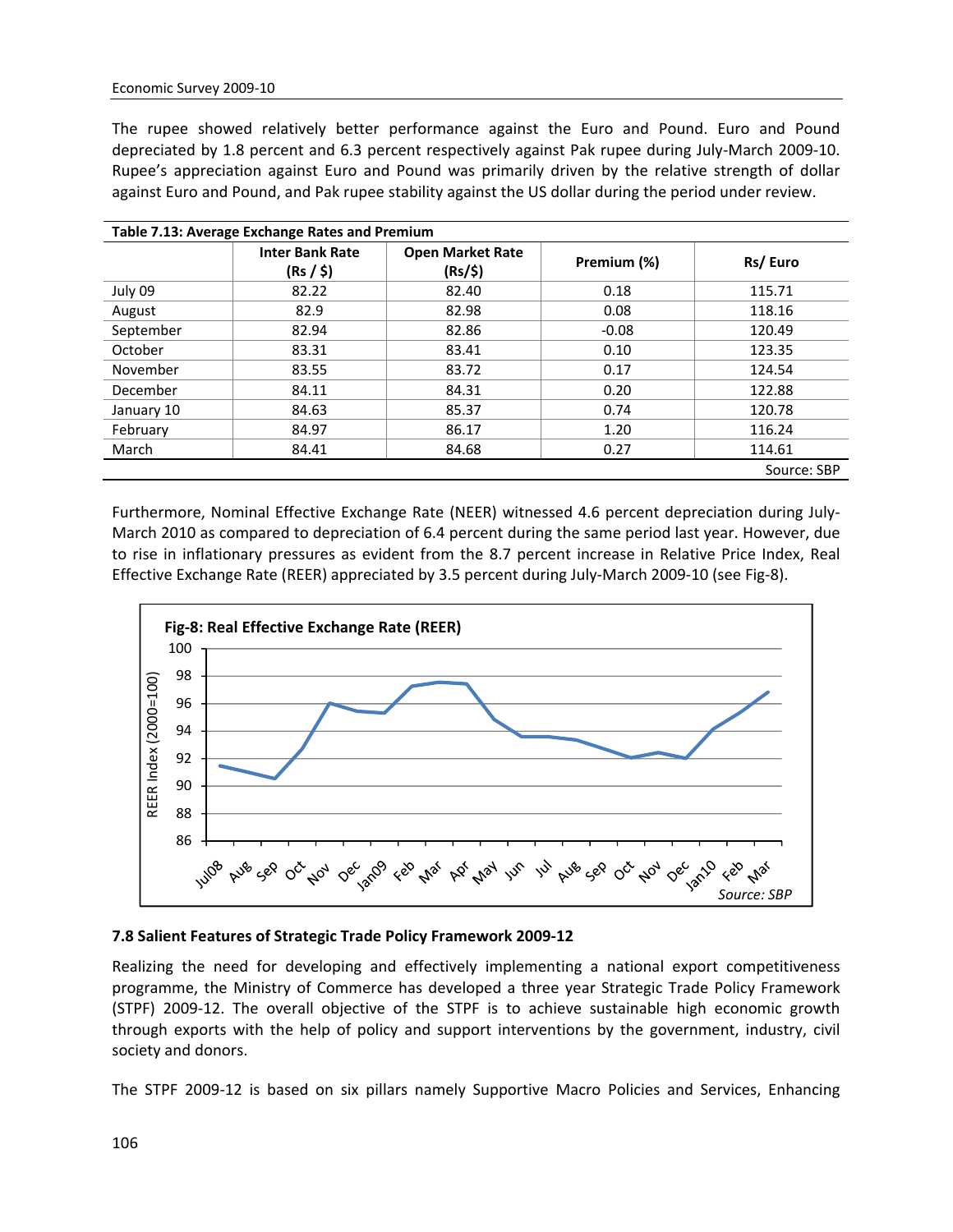The rupee showed relatively better performance against the Euro and Pound. Euro and Pound depreciated by 1.8 percent and 6.3 percent respectively against Pak rupee during July-March 2009-10. Rupee's appreciation against Euro and Pound was primarily driven by the relative strength of dollar against Euro and Pound, and Pak rupee stability against the US dollar during the period under review.

**Table 7.13: Average Exchange Rates and Premium**

| | Inter Bank Rate (Rs / $) | Open Market Rate (Rs/$) | Premium (%) | Rs/ Euro |
|---|---|---|---|---|
| July 09 | 82.22 | 82.40 | 0.18 | 115.71 |
| August | 82.9 | 82.98 | 0.08 | 118.16 |
| September | 82.94 | 82.86 | -0.08 | 120.49 |
| October | 83.31 | 83.41 | 0.10 | 123.35 |
| November | 83.55 | 83.72 | 0.17 | 124.54 |
| December | 84.11 | 84.31 | 0.20 | 122.88 |
| January 10 | 84.63 | 85.37 | 0.74 | 120.78 |
| February | 84.97 | 86.17 | 1.20 | 116.24 |
| March | 84.41 | 84.68 | 0.27 | 114.61 |

Source: SBP

Furthermore, Nominal Effective Exchange Rate (NEER) witnessed 4.6 percent depreciation during July-March 2010 as compared to depreciation of 6.4 percent during the same period last year. However, due to rise in inflationary pressures as evident from the 8.7 percent increase in Relative Price Index, Real Effective Exchange Rate (REER) appreciated by 3.5 percent during July-March 2009-10 (see Fig-8).

**Fig-8: Real Effective Exchange Rate (REER)**

Source: SBP

### 7.8 Salient Features of Strategic Trade Policy Framework 2009-12

Realizing the need for developing and effectively implementing a national export competitiveness programme, the Ministry of Commerce has developed a three year Strategic Trade Policy Framework (STPF) 2009-12. The overall objective of the STPF is to achieve sustainable high economic growth through exports with the help of policy and support interventions by the government, industry, civil society and donors.

The STPF 2009-12 is based on six pillars namely Supportive Macro Policies and Services, Enhancing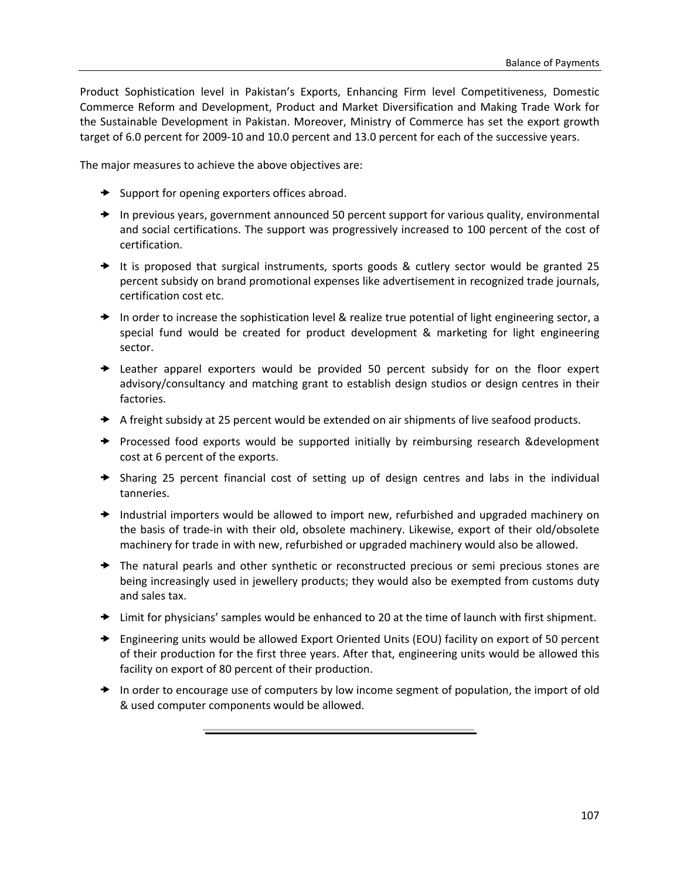Product Sophistication level in Pakistan's Exports, Enhancing Firm level Competitiveness, Domestic Commerce Reform and Development, Product and Market Diversification and Making Trade Work for the Sustainable Development in Pakistan. Moreover, Ministry of Commerce has set the export growth target of 6.0 percent for 2009-10 and 10.0 percent and 13.0 percent for each of the successive years.

The major measures to achieve the above objectives are:

- Support for opening exporters offices abroad.
- In previous years, government announced 50 percent support for various quality, environmental and social certifications. The support was progressively increased to 100 percent of the cost of certification.
- It is proposed that surgical instruments, sports goods & cutlery sector would be granted 25 percent subsidy on brand promotional expenses like advertisement in recognized trade journals, certification cost etc.
- In order to increase the sophistication level & realize true potential of light engineering sector, a special fund would be created for product development & marketing for light engineering sector.
- Leather apparel exporters would be provided 50 percent subsidy for on the floor expert advisory/consultancy and matching grant to establish design studios or design centres in their factories.
- A freight subsidy at 25 percent would be extended on air shipments of live seafood products.
- Processed food exports would be supported initially by reimbursing research &development cost at 6 percent of the exports.
- Sharing 25 percent financial cost of setting up of design centres and labs in the individual tanneries.
- Industrial importers would be allowed to import new, refurbished and upgraded machinery on the basis of trade-in with their old, obsolete machinery. Likewise, export of their old/obsolete machinery for trade in with new, refurbished or upgraded machinery would also be allowed.
- The natural pearls and other synthetic or reconstructed precious or semi precious stones are being increasingly used in jewellery products; they would also be exempted from customs duty and sales tax.
- Limit for physicians' samples would be enhanced to 20 at the time of launch with first shipment.
- Engineering units would be allowed Export Oriented Units (EOU) facility on export of 50 percent of their production for the first three years. After that, engineering units would be allowed this facility on export of 80 percent of their production.
- In order to encourage use of computers by low income segment of population, the import of old & used computer components would be allowed.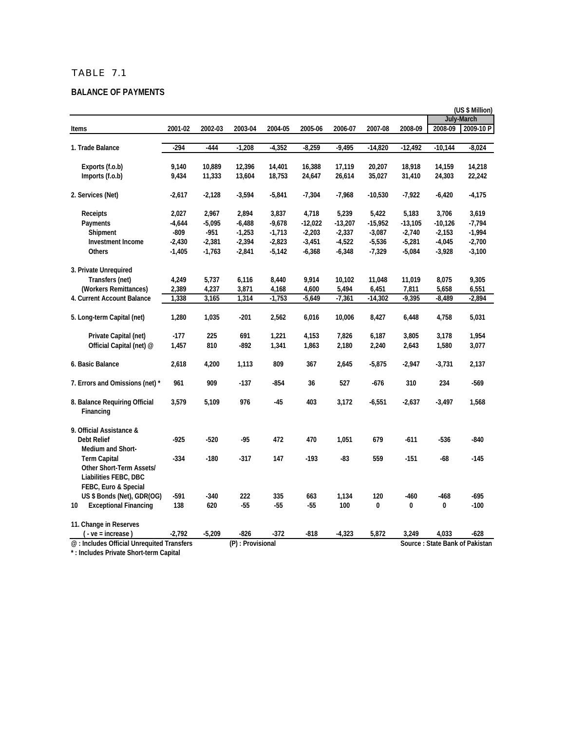TABLE 7.1

**BALANCE OF PAYMENTS**

(US $ Million)

| Items | 2001-02 | 2002-03 | 2003-04 | 2004-05 | 2005-06 | 2006-07 | 2007-08 | 2008-09 | July-March | |
|---|---|---|---|---|---|---|---|---|---|---|
| | | | | | | | | | 2008-09 | 2009-10 P |
| 1. Trade Balance | -294 | -444 | -1,208 | -4,352 | -8,259 | -9,495 | -14,820 | -12,492 | -10,144 | -8,024 |
| Exports (f.o.b) | 9,140 | 10,889 | 12,396 | 14,401 | 16,388 | 17,119 | 20,207 | 18,918 | 14,159 | 14,218 |
| Imports (f.o.b) | 9,434 | 11,333 | 13,604 | 18,753 | 24,647 | 26,614 | 35,027 | 31,410 | 24,303 | 22,242 |
| 2. Services (Net) | -2,617 | -2,128 | -3,594 | -5,841 | -7,304 | -7,968 | -10,530 | -7,922 | -6,420 | -4,175 |
| Receipts | 2,027 | 2,967 | 2,894 | 3,837 | 4,718 | 5,239 | 5,422 | 5,183 | 3,706 | 3,619 |
| Payments | -4,644 | -5,095 | -6,488 | -9,678 | -12,022 | -13,207 | -15,952 | -13,105 | -10,126 | -7,794 |
| Shipment | -809 | -951 | -1,253 | -1,713 | -2,203 | -2,337 | -3,087 | -2,740 | -2,153 | -1,994 |
| Investment Income | -2,430 | -2,381 | -2,394 | -2,823 | -3,451 | -4,522 | -5,536 | -5,281 | -4,045 | -2,700 |
| Others | -1,405 | -1,763 | -2,841 | -5,142 | -6,368 | -6,348 | -7,329 | -5,084 | -3,928 | -3,100 |
| 3. Private Unrequired Transfers (net) | 4,249 | 5,737 | 6,116 | 8,440 | 9,914 | 10,102 | 11,048 | 11,019 | 8,075 | 9,305 |
| (Workers Remittances) | 2,389 | 4,237 | 3,871 | 4,168 | 4,600 | 5,494 | 6,451 | 7,811 | 5,658 | 6,551 |
| 4. Current Account Balance | 1,338 | 3,165 | 1,314 | -1,753 | -5,649 | -7,361 | -14,302 | -9,395 | -8,489 | -2,894 |
| 5. Long-term Capital (net) | 1,280 | 1,035 | -201 | 2,562 | 6,016 | 10,006 | 8,427 | 6,448 | 4,758 | 5,031 |
| Private Capital (net) | -177 | 225 | 691 | 1,221 | 4,153 | 7,826 | 6,187 | 3,805 | 3,178 | 1,954 |
| Official Capital (net) @ | 1,457 | 810 | -892 | 1,341 | 1,863 | 2,180 | 2,240 | 2,643 | 1,580 | 3,077 |
| 6. Basic Balance | 2,618 | 4,200 | 1,113 | 809 | 367 | 2,645 | -5,875 | -2,947 | -3,731 | 2,137 |
| 7. Errors and Omissions (net) * | 961 | 909 | -137 | -854 | 36 | 527 | -676 | 310 | 234 | -569 |
| 8. Balance Requiring Official Financing | 3,579 | 5,109 | 976 | -45 | 403 | 3,172 | -6,551 | -2,637 | -3,497 | 1,568 |
| 9. Official Assistance & Debt Relief | -925 | -520 | -95 | 472 | 470 | 1,051 | 679 | -611 | -536 | -840 |
| Medium and Short-Term Capital | -334 | -180 | -317 | 147 | -193 | -83 | 559 | -151 | -68 | -145 |
| Other Short-Term Assets/ Liabilities FEBC, DBC FEBC, Euro & Special US $ Bonds (Net), GDR(OG) | -591 | -340 | 222 | 335 | 663 | 1,134 | 120 | -460 | -468 | -695 |
| 10 Exceptional Financing | 138 | 620 | -55 | -55 | -55 | 100 | 0 | 0 | 0 | -100 |
| 11. Change in Reserves ( - ve = increase ) | -2,792 | -5,209 | -826 | -372 | -818 | -4,323 | 5,872 | 3,249 | 4,033 | -628 |

@ : Includes Official Unrequited Transfers (P) : Provisional Source : State Bank of Pakistan

* : Includes Private Short-term Capital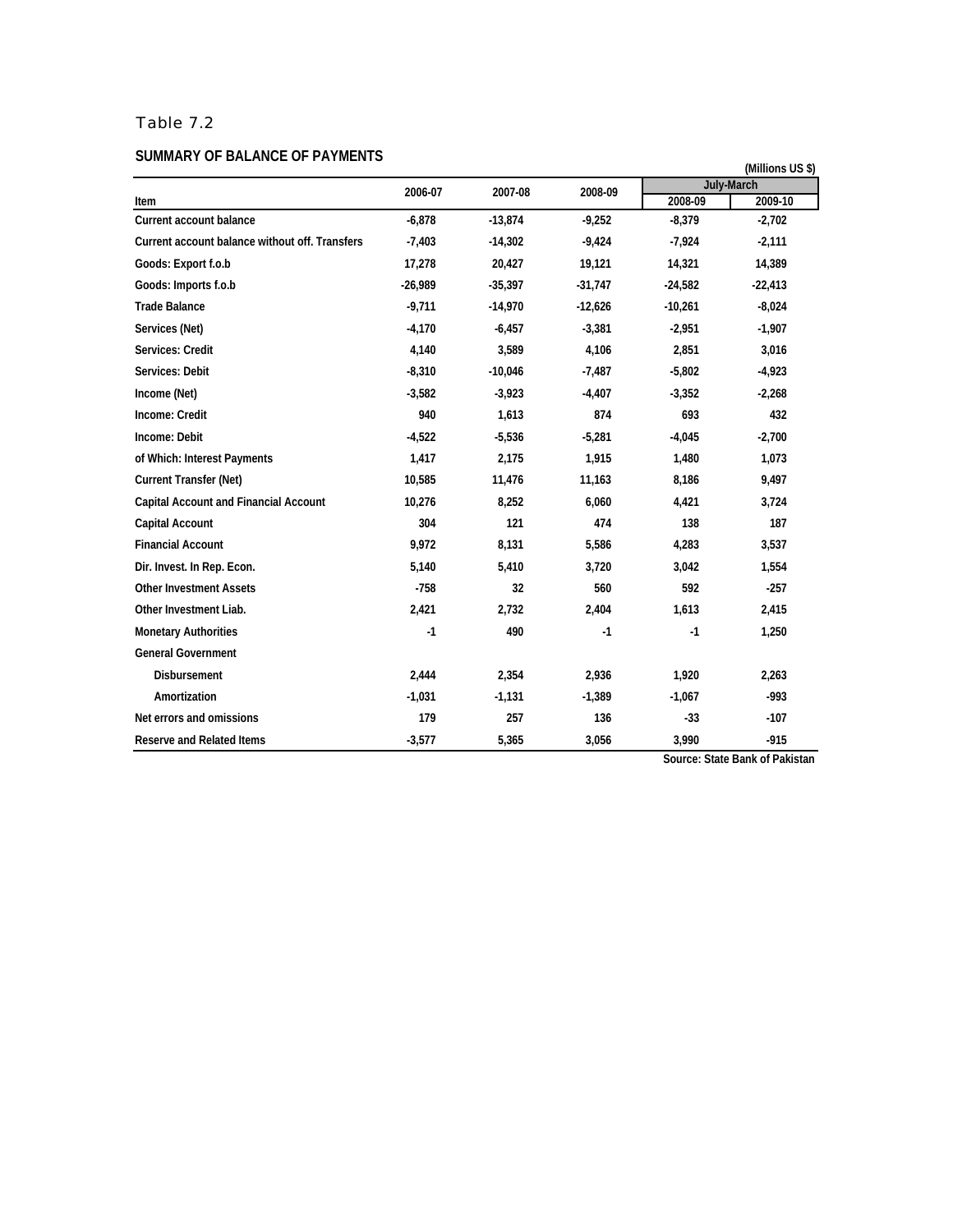Table 7.2

**SUMMARY OF BALANCE OF PAYMENTS**

(Millions US $)

| Item | 2006-07 | 2007-08 | 2008-09 | July-March | |
|---|---|---|---|---|---|
| | | | | 2008-09 | 2009-10 |
| Current account balance | -6,878 | -13,874 | -9,252 | -8,379 | -2,702 |
| Current account balance without off. Transfers | -7,403 | -14,302 | -9,424 | -7,924 | -2,111 |
| Goods: Export f.o.b | 17,278 | 20,427 | 19,121 | 14,321 | 14,389 |
| Goods: Imports f.o.b | -26,989 | -35,397 | -31,747 | -24,582 | -22,413 |
| Trade Balance | -9,711 | -14,970 | -12,626 | -10,261 | -8,024 |
| Services (Net) | -4,170 | -6,457 | -3,381 | -2,951 | -1,907 |
| Services: Credit | 4,140 | 3,589 | 4,106 | 2,851 | 3,016 |
| Services: Debit | -8,310 | -10,046 | -7,487 | -5,802 | -4,923 |
| Income (Net) | -3,582 | -3,923 | -4,407 | -3,352 | -2,268 |
| Income: Credit | 940 | 1,613 | 874 | 693 | 432 |
| Income: Debit | -4,522 | -5,536 | -5,281 | -4,045 | -2,700 |
| of Which: Interest Payments | 1,417 | 2,175 | 1,915 | 1,480 | 1,073 |
| Current Transfer (Net) | 10,585 | 11,476 | 11,163 | 8,186 | 9,497 |
| Capital Account and Financial Account | 10,276 | 8,252 | 6,060 | 4,421 | 3,724 |
| Capital Account | 304 | 121 | 474 | 138 | 187 |
| Financial Account | 9,972 | 8,131 | 5,586 | 4,283 | 3,537 |
| Dir. Invest. In Rep. Econ. | 5,140 | 5,410 | 3,720 | 3,042 | 1,554 |
| Other Investment Assets | -758 | 32 | 560 | 592 | -257 |
| Other Investment Liab. | 2,421 | 2,732 | 2,404 | 1,613 | 2,415 |
| Monetary Authorities | -1 | 490 | -1 | -1 | 1,250 |
| General Government | | | | | |
| Disbursement | 2,444 | 2,354 | 2,936 | 1,920 | 2,263 |
| Amortization | -1,031 | -1,131 | -1,389 | -1,067 | -993 |
| Net errors and omissions | 179 | 257 | 136 | -33 | -107 |
| Reserve and Related Items | -3,577 | 5,365 | 3,056 | 3,990 | -915 |

Source: State Bank of Pakistan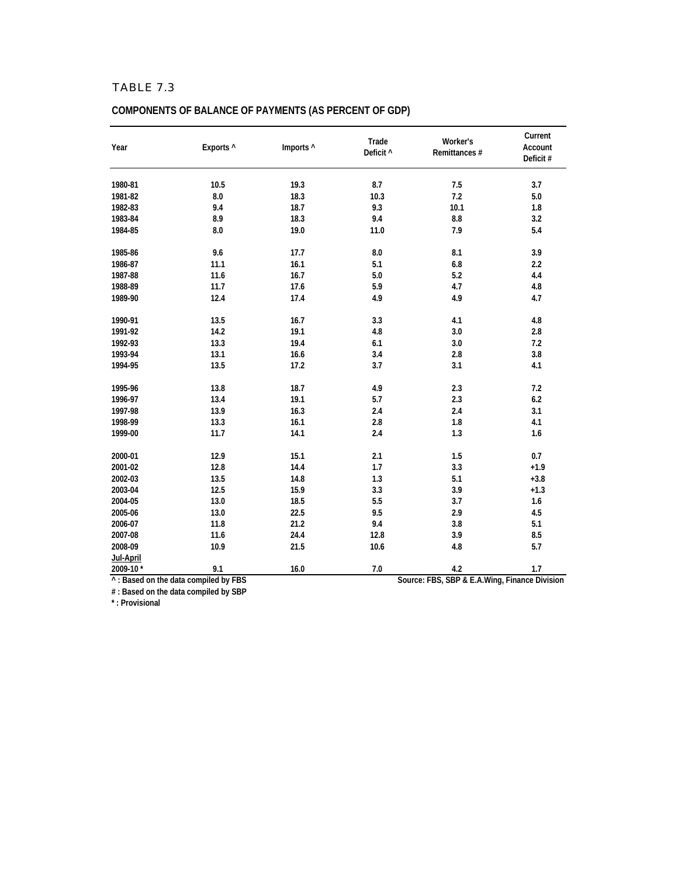TABLE 7.3

## COMPONENTS OF BALANCE OF PAYMENTS (AS PERCENT OF GDP)

| Year | Exports ^ | Imports ^ | Trade Deficit ^ | Worker's Remittances # | Current Account Deficit # |
|---|---|---|---|---|---|
| 1980-81 | 10.5 | 19.3 | 8.7 | 7.5 | 3.7 |
| 1981-82 | 8.0 | 18.3 | 10.3 | 7.2 | 5.0 |
| 1982-83 | 9.4 | 18.7 | 9.3 | 10.1 | 1.8 |
| 1983-84 | 8.9 | 18.3 | 9.4 | 8.8 | 3.2 |
| 1984-85 | 8.0 | 19.0 | 11.0 | 7.9 | 5.4 |
| 1985-86 | 9.6 | 17.7 | 8.0 | 8.1 | 3.9 |
| 1986-87 | 11.1 | 16.1 | 5.1 | 6.8 | 2.2 |
| 1987-88 | 11.6 | 16.7 | 5.0 | 5.2 | 4.4 |
| 1988-89 | 11.7 | 17.6 | 5.9 | 4.7 | 4.8 |
| 1989-90 | 12.4 | 17.4 | 4.9 | 4.9 | 4.7 |
| 1990-91 | 13.5 | 16.7 | 3.3 | 4.1 | 4.8 |
| 1991-92 | 14.2 | 19.1 | 4.8 | 3.0 | 2.8 |
| 1992-93 | 13.3 | 19.4 | 6.1 | 3.0 | 7.2 |
| 1993-94 | 13.1 | 16.6 | 3.4 | 2.8 | 3.8 |
| 1994-95 | 13.5 | 17.2 | 3.7 | 3.1 | 4.1 |
| 1995-96 | 13.8 | 18.7 | 4.9 | 2.3 | 7.2 |
| 1996-97 | 13.4 | 19.1 | 5.7 | 2.3 | 6.2 |
| 1997-98 | 13.9 | 16.3 | 2.4 | 2.4 | 3.1 |
| 1998-99 | 13.3 | 16.1 | 2.8 | 1.8 | 4.1 |
| 1999-00 | 11.7 | 14.1 | 2.4 | 1.3 | 1.6 |
| 2000-01 | 12.9 | 15.1 | 2.1 | 1.5 | 0.7 |
| 2001-02 | 12.8 | 14.4 | 1.7 | 3.3 | +1.9 |
| 2002-03 | 13.5 | 14.8 | 1.3 | 5.1 | +3.8 |
| 2003-04 | 12.5 | 15.9 | 3.3 | 3.9 | +1.3 |
| 2004-05 | 13.0 | 18.5 | 5.5 | 3.7 | 1.6 |
| 2005-06 | 13.0 | 22.5 | 9.5 | 2.9 | 4.5 |
| 2006-07 | 11.8 | 21.2 | 9.4 | 3.8 | 5.1 |
| 2007-08 | 11.6 | 24.4 | 12.8 | 3.9 | 8.5 |
| 2008-09 | 10.9 | 21.5 | 10.6 | 4.8 | 5.7 |
| Jul-April 2009-10 * | 9.1 | 16.0 | 7.0 | 4.2 | 1.7 |

^ : Based on the data compiled by FBS

# : Based on the data compiled by SBP

* : Provisional

Source: FBS, SBP & E.A.Wing, Finance Division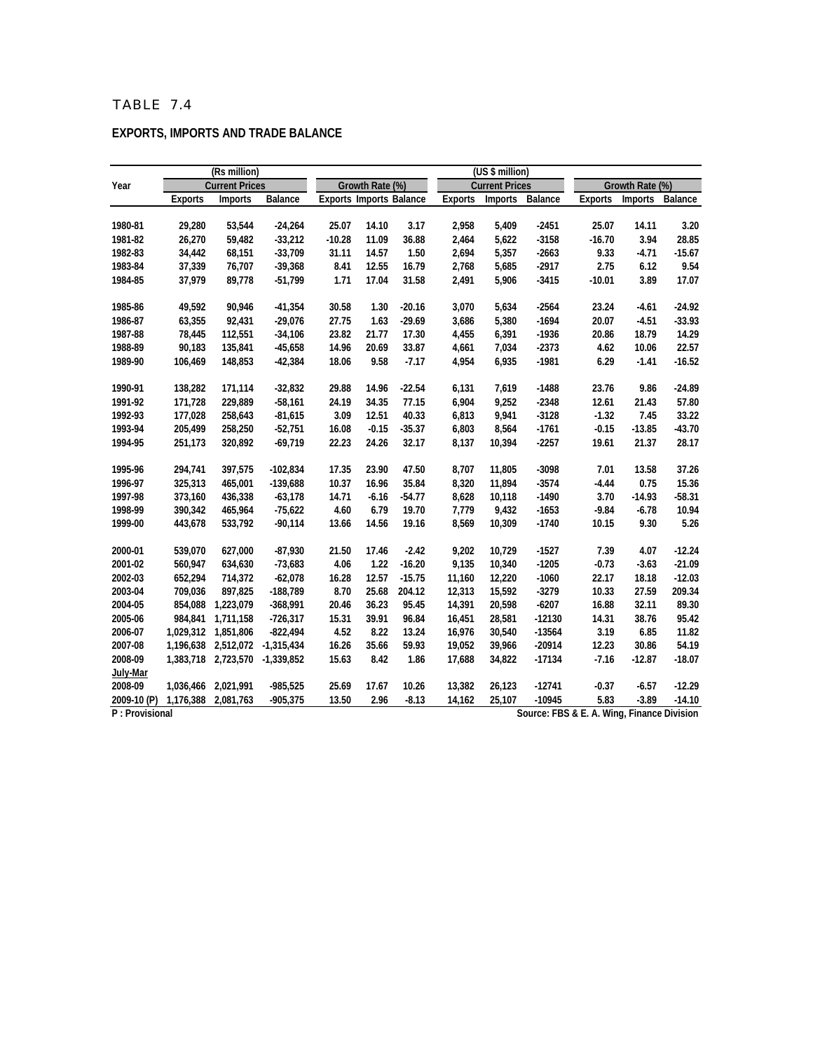# TABLE 7.4

## EXPORTS, IMPORTS AND TRADE BALANCE

| Year | (Rs million) | | | | | | (US $ million) | | | | | |
|---|---|---|---|---|---|---|---|---|---|---|---|---|
| | Current Prices | | | Growth Rate (%) | | | Current Prices | | | Growth Rate (%) | | |
| | Exports | Imports | Balance | Exports | Imports | Balance | Exports | Imports | Balance | Exports | Imports | Balance |
| 1980-81 | 29,280 | 53,544 | -24,264 | 25.07 | 14.10 | 3.17 | 2,958 | 5,409 | -2451 | 25.07 | 14.11 | 3.20 |
| 1981-82 | 26,270 | 59,482 | -33,212 | -10.28 | 11.09 | 36.88 | 2,464 | 5,622 | -3158 | -16.70 | 3.94 | 28.85 |
| 1982-83 | 34,442 | 68,151 | -33,709 | 31.11 | 14.57 | 1.50 | 2,694 | 5,357 | -2663 | 9.33 | -4.71 | -15.67 |
| 1983-84 | 37,339 | 76,707 | -39,368 | 8.41 | 12.55 | 16.79 | 2,768 | 5,685 | -2917 | 2.75 | 6.12 | 9.54 |
| 1984-85 | 37,979 | 89,778 | -51,799 | 1.71 | 17.04 | 31.58 | 2,491 | 5,906 | -3415 | -10.01 | 3.89 | 17.07 |
| 1985-86 | 49,592 | 90,946 | -41,354 | 30.58 | 1.30 | -20.16 | 3,070 | 5,634 | -2564 | 23.24 | -4.61 | -24.92 |
| 1986-87 | 63,355 | 92,431 | -29,076 | 27.75 | 1.63 | -29.69 | 3,686 | 5,380 | -1694 | 20.07 | -4.51 | -33.93 |
| 1987-88 | 78,445 | 112,551 | -34,106 | 23.82 | 21.77 | 17.30 | 4,455 | 6,391 | -1936 | 20.86 | 18.79 | 14.29 |
| 1988-89 | 90,183 | 135,841 | -45,658 | 14.96 | 20.69 | 33.87 | 4,661 | 7,034 | -2373 | 4.62 | 10.06 | 22.57 |
| 1989-90 | 106,469 | 148,853 | -42,384 | 18.06 | 9.58 | -7.17 | 4,954 | 6,935 | -1981 | 6.29 | -1.41 | -16.52 |
| 1990-91 | 138,282 | 171,114 | -32,832 | 29.88 | 14.96 | -22.54 | 6,131 | 7,619 | -1488 | 23.76 | 9.86 | -24.89 |
| 1991-92 | 171,728 | 229,889 | -58,161 | 24.19 | 34.35 | 77.15 | 6,904 | 9,252 | -2348 | 12.61 | 21.43 | 57.80 |
| 1992-93 | 177,028 | 258,643 | -81,615 | 3.09 | 12.51 | 40.33 | 6,813 | 9,941 | -3128 | -1.32 | 7.45 | 33.22 |
| 1993-94 | 205,499 | 258,250 | -52,751 | 16.08 | -0.15 | -35.37 | 6,803 | 8,564 | -1761 | -0.15 | -13.85 | -43.70 |
| 1994-95 | 251,173 | 320,892 | -69,719 | 22.23 | 24.26 | 32.17 | 8,137 | 10,394 | -2257 | 19.61 | 21.37 | 28.17 |
| 1995-96 | 294,741 | 397,575 | -102,834 | 17.35 | 23.90 | 47.50 | 8,707 | 11,805 | -3098 | 7.01 | 13.58 | 37.26 |
| 1996-97 | 325,313 | 465,001 | -139,688 | 10.37 | 16.96 | 35.84 | 8,320 | 11,894 | -3574 | -4.44 | 0.75 | 15.36 |
| 1997-98 | 373,160 | 436,338 | -63,178 | 14.71 | -6.16 | -54.77 | 8,628 | 10,118 | -1490 | 3.70 | -14.93 | -58.31 |
| 1998-99 | 390,342 | 465,964 | -75,622 | 4.60 | 6.79 | 19.70 | 7,779 | 9,432 | -1653 | -9.84 | -6.78 | 10.94 |
| 1999-00 | 443,678 | 533,792 | -90,114 | 13.66 | 14.56 | 19.16 | 8,569 | 10,309 | -1740 | 10.15 | 9.30 | 5.26 |
| 2000-01 | 539,070 | 627,000 | -87,930 | 21.50 | 17.46 | -2.42 | 9,202 | 10,729 | -1527 | 7.39 | 4.07 | -12.24 |
| 2001-02 | 560,947 | 634,630 | -73,683 | 4.06 | 1.22 | -16.20 | 9,135 | 10,340 | -1205 | -0.73 | -3.63 | -21.09 |
| 2002-03 | 652,294 | 714,372 | -62,078 | 16.28 | 12.57 | -15.75 | 11,160 | 12,220 | -1060 | 22.17 | 18.18 | -12.03 |
| 2003-04 | 709,036 | 897,825 | -188,789 | 8.70 | 25.68 | 204.12 | 12,313 | 15,592 | -3279 | 10.33 | 27.59 | 209.34 |
| 2004-05 | 854,088 | 1,223,079 | -368,991 | 20.46 | 36.23 | 95.45 | 14,391 | 20,598 | -6207 | 16.88 | 32.11 | 89.30 |
| 2005-06 | 984,841 | 1,711,158 | -726,317 | 15.31 | 39.91 | 96.84 | 16,451 | 28,581 | -12130 | 14.31 | 38.76 | 95.42 |
| 2006-07 | 1,029,312 | 1,851,806 | -822,494 | 4.52 | 8.22 | 13.24 | 16,976 | 30,540 | -13564 | 3.19 | 6.85 | 11.82 |
| 2007-08 | 1,196,638 | 2,512,072 | -1,315,434 | 16.26 | 35.66 | 59.93 | 19,052 | 39,966 | -20914 | 12.23 | 30.86 | 54.19 |
| 2008-09 | 1,383,718 | 2,723,570 | -1,339,852 | 15.63 | 8.42 | 1.86 | 17,688 | 34,822 | -17134 | -7.16 | -12.87 | -18.07 |
| July-Mar | | | | | | | | | | | | |
| 2008-09 | 1,036,466 | 2,021,991 | -985,525 | 25.69 | 17.67 | 10.26 | 13,382 | 26,123 | -12741 | -0.37 | -6.57 | -12.29 |
| 2009-10 (P) | 1,176,388 | 2,081,763 | -905,375 | 13.50 | 2.96 | -8.13 | 14,162 | 25,107 | -10945 | 5.83 | -3.89 | -14.10 |

P : Provisional

Source: FBS & E. A. Wing, Finance Division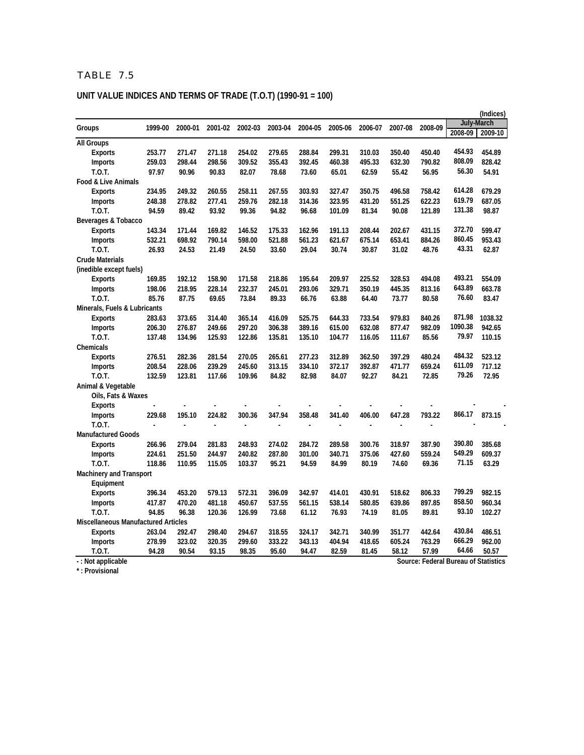TABLE 7.5

## UNIT VALUE INDICES AND TERMS OF TRADE (T.O.T) (1990-91 = 100)

(Indices)

| Groups | 1999-00 | 2000-01 | 2001-02 | 2002-03 | 2003-04 | 2004-05 | 2005-06 | 2006-07 | 2007-08 | 2008-09 | July-March | |
|---|---|---|---|---|---|---|---|---|---|---|---|---|
| | | | | | | | | | | | 2008-09 | 2009-10 |
| **All Groups** | | | | | | | | | | | | |
| Exports | 253.77 | 271.47 | 271.18 | 254.02 | 279.65 | 288.84 | 299.31 | 310.03 | 350.40 | 450.40 | 454.93 | 454.89 |
| Imports | 259.03 | 298.44 | 298.56 | 309.52 | 355.43 | 392.45 | 460.38 | 495.33 | 632.30 | 790.82 | 808.09 | 828.42 |
| T.O.T. | 97.97 | 90.96 | 90.83 | 82.07 | 78.68 | 73.60 | 65.01 | 62.59 | 55.42 | 56.95 | 56.30 | 54.91 |
| **Food & Live Animals** | | | | | | | | | | | | |
| Exports | 234.95 | 249.32 | 260.55 | 258.11 | 267.55 | 303.93 | 327.47 | 350.75 | 496.58 | 758.42 | 614.28 | 679.29 |
| Imports | 248.38 | 278.82 | 277.41 | 259.76 | 282.18 | 314.36 | 323.95 | 431.20 | 551.25 | 622.23 | 619.79 | 687.05 |
| T.O.T. | 94.59 | 89.42 | 93.92 | 99.36 | 94.82 | 96.68 | 101.09 | 81.34 | 90.08 | 121.89 | 131.38 | 98.87 |
| **Beverages & Tobacco** | | | | | | | | | | | | |
| Exports | 143.34 | 171.44 | 169.82 | 146.52 | 175.33 | 162.96 | 191.13 | 208.44 | 202.67 | 431.15 | 372.70 | 599.47 |
| Imports | 532.21 | 698.92 | 790.14 | 598.00 | 521.88 | 561.23 | 621.67 | 675.14 | 653.41 | 884.26 | 860.45 | 953.43 |
| T.O.T. | 26.93 | 24.53 | 21.49 | 24.50 | 33.60 | 29.04 | 30.74 | 30.87 | 31.02 | 48.76 | 43.31 | 62.87 |
| **Crude Materials** | | | | | | | | | | | | |
| **(inedible except fuels)** | | | | | | | | | | | | |
| Exports | 169.85 | 192.12 | 158.90 | 171.58 | 218.86 | 195.64 | 209.97 | 225.52 | 328.53 | 494.08 | 493.21 | 554.09 |
| Imports | 198.06 | 218.95 | 228.14 | 232.37 | 245.01 | 293.06 | 329.71 | 350.19 | 445.35 | 813.16 | 643.89 | 663.78 |
| T.O.T. | 85.76 | 87.75 | 69.65 | 73.84 | 89.33 | 66.76 | 63.88 | 64.40 | 73.77 | 80.58 | 76.60 | 83.47 |
| **Minerals, Fuels & Lubricants** | | | | | | | | | | | | |
| Exports | 283.63 | 373.65 | 314.40 | 365.14 | 416.09 | 525.75 | 644.33 | 733.54 | 979.83 | 840.26 | 871.98 | 1038.32 |
| Imports | 206.30 | 276.87 | 249.66 | 297.20 | 306.38 | 389.16 | 615.00 | 632.08 | 877.47 | 982.09 | 1090.38 | 942.65 |
| T.O.T. | 137.48 | 134.96 | 125.93 | 122.86 | 135.81 | 135.10 | 104.77 | 116.05 | 111.67 | 85.56 | 79.97 | 110.15 |
| **Chemicals** | | | | | | | | | | | | |
| Exports | 276.51 | 282.36 | 281.54 | 270.05 | 265.61 | 277.23 | 312.89 | 362.50 | 397.29 | 480.24 | 484.32 | 523.12 |
| Imports | 208.54 | 228.06 | 239.29 | 245.60 | 313.15 | 334.10 | 372.17 | 392.87 | 471.77 | 659.24 | 611.09 | 717.12 |
| T.O.T. | 132.59 | 123.81 | 117.66 | 109.96 | 84.82 | 82.98 | 84.07 | 92.27 | 84.21 | 72.85 | 79.26 | 72.95 |
| **Animal & Vegetable** | | | | | | | | | | | | |
| **Oils, Fats & Waxes** | | | | | | | | | | | | |
| Exports | - | - | - | - | - | - | - | - | - | - | - | - |
| Imports | 229.68 | 195.10 | 224.82 | 300.36 | 347.94 | 358.48 | 341.40 | 406.00 | 647.28 | 793.22 | 866.17 | 873.15 |
| T.O.T. | - | - | - | - | - | - | - | - | - | - | - | - |
| **Manufactured Goods** | | | | | | | | | | | | |
| Exports | 266.96 | 279.04 | 281.83 | 248.93 | 274.02 | 284.72 | 289.58 | 300.76 | 318.97 | 387.90 | 390.80 | 385.68 |
| Imports | 224.61 | 251.50 | 244.97 | 240.82 | 287.80 | 301.00 | 340.71 | 375.06 | 427.60 | 559.24 | 549.29 | 609.37 |
| T.O.T. | 118.86 | 110.95 | 115.05 | 103.37 | 95.21 | 94.59 | 84.99 | 80.19 | 74.60 | 69.36 | 71.15 | 63.29 |
| **Machinery and Transport** | | | | | | | | | | | | |
| **Equipment** | | | | | | | | | | | | |
| Exports | 396.34 | 453.20 | 579.13 | 572.31 | 396.09 | 342.97 | 414.01 | 430.91 | 518.62 | 806.33 | 799.29 | 982.15 |
| Imports | 417.87 | 470.20 | 481.18 | 450.67 | 537.55 | 561.15 | 538.14 | 580.85 | 639.86 | 897.85 | 858.50 | 960.34 |
| T.O.T. | 94.85 | 96.38 | 120.36 | 126.99 | 73.68 | 61.12 | 76.93 | 74.19 | 81.05 | 89.81 | 93.10 | 102.27 |
| **Miscellaneous Manufactured Articles** | | | | | | | | | | | | |
| Exports | 263.04 | 292.47 | 298.40 | 294.67 | 318.55 | 324.17 | 342.71 | 340.99 | 351.77 | 442.64 | 430.84 | 486.51 |
| Imports | 278.99 | 323.02 | 320.35 | 299.60 | 333.22 | 343.13 | 404.94 | 418.65 | 605.24 | 763.29 | 666.29 | 962.00 |
| T.O.T. | 94.28 | 90.54 | 93.15 | 98.35 | 95.60 | 94.47 | 82.59 | 81.45 | 58.12 | 57.99 | 64.66 | 50.57 |

- : Not applicable

* : Provisional

Source: Federal Bureau of Statistics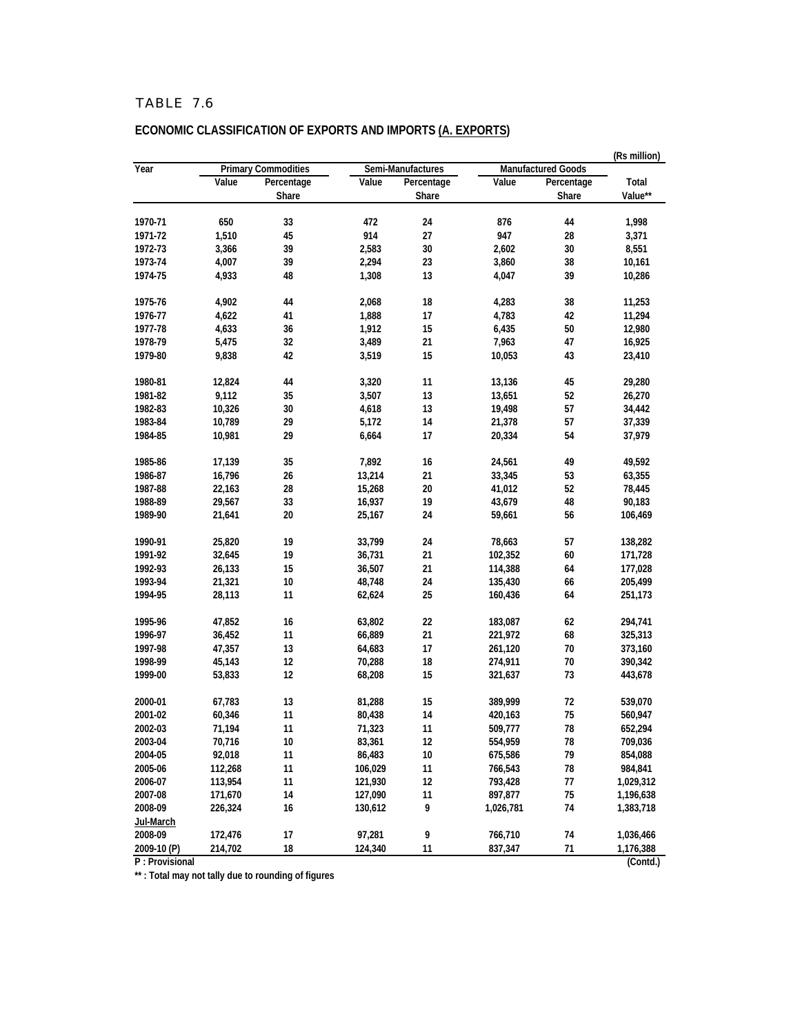TABLE 7.6

**ECONOMIC CLASSIFICATION OF EXPORTS AND IMPORTS (A. EXPORTS)**

(Rs million)

| Year | Primary Commodities | | Semi-Manufactures | | Manufactured Goods | | |
|---|---|---|---|---|---|---|---|
| | Value | Percentage Share | Value | Percentage Share | Value | Percentage Share | Total Value** |
| 1970-71 | 650 | 33 | 472 | 24 | 876 | 44 | 1,998 |
| 1971-72 | 1,510 | 45 | 914 | 27 | 947 | 28 | 3,371 |
| 1972-73 | 3,366 | 39 | 2,583 | 30 | 2,602 | 30 | 8,551 |
| 1973-74 | 4,007 | 39 | 2,294 | 23 | 3,860 | 38 | 10,161 |
| 1974-75 | 4,933 | 48 | 1,308 | 13 | 4,047 | 39 | 10,286 |
| 1975-76 | 4,902 | 44 | 2,068 | 18 | 4,283 | 38 | 11,253 |
| 1976-77 | 4,622 | 41 | 1,888 | 17 | 4,783 | 42 | 11,294 |
| 1977-78 | 4,633 | 36 | 1,912 | 15 | 6,435 | 50 | 12,980 |
| 1978-79 | 5,475 | 32 | 3,489 | 21 | 7,963 | 47 | 16,925 |
| 1979-80 | 9,838 | 42 | 3,519 | 15 | 10,053 | 43 | 23,410 |
| 1980-81 | 12,824 | 44 | 3,320 | 11 | 13,136 | 45 | 29,280 |
| 1981-82 | 9,112 | 35 | 3,507 | 13 | 13,651 | 52 | 26,270 |
| 1982-83 | 10,326 | 30 | 4,618 | 13 | 19,498 | 57 | 34,442 |
| 1983-84 | 10,789 | 29 | 5,172 | 14 | 21,378 | 57 | 37,339 |
| 1984-85 | 10,981 | 29 | 6,664 | 17 | 20,334 | 54 | 37,979 |
| 1985-86 | 17,139 | 35 | 7,892 | 16 | 24,561 | 49 | 49,592 |
| 1986-87 | 16,796 | 26 | 13,214 | 21 | 33,345 | 53 | 63,355 |
| 1987-88 | 22,163 | 28 | 15,268 | 20 | 41,012 | 52 | 78,445 |
| 1988-89 | 29,567 | 33 | 16,937 | 19 | 43,679 | 48 | 90,183 |
| 1989-90 | 21,641 | 20 | 25,167 | 24 | 59,661 | 56 | 106,469 |
| 1990-91 | 25,820 | 19 | 33,799 | 24 | 78,663 | 57 | 138,282 |
| 1991-92 | 32,645 | 19 | 36,731 | 21 | 102,352 | 60 | 171,728 |
| 1992-93 | 26,133 | 15 | 36,507 | 21 | 114,388 | 64 | 177,028 |
| 1993-94 | 21,321 | 10 | 48,748 | 24 | 135,430 | 66 | 205,499 |
| 1994-95 | 28,113 | 11 | 62,624 | 25 | 160,436 | 64 | 251,173 |
| 1995-96 | 47,852 | 16 | 63,802 | 22 | 183,087 | 62 | 294,741 |
| 1996-97 | 36,452 | 11 | 66,889 | 21 | 221,972 | 68 | 325,313 |
| 1997-98 | 47,357 | 13 | 64,683 | 17 | 261,120 | 70 | 373,160 |
| 1998-99 | 45,143 | 12 | 70,288 | 18 | 274,911 | 70 | 390,342 |
| 1999-00 | 53,833 | 12 | 68,208 | 15 | 321,637 | 73 | 443,678 |
| 2000-01 | 67,783 | 13 | 81,288 | 15 | 389,999 | 72 | 539,070 |
| 2001-02 | 60,346 | 11 | 80,438 | 14 | 420,163 | 75 | 560,947 |
| 2002-03 | 71,194 | 11 | 71,323 | 11 | 509,777 | 78 | 652,294 |
| 2003-04 | 70,716 | 10 | 83,361 | 12 | 554,959 | 78 | 709,036 |
| 2004-05 | 92,018 | 11 | 86,483 | 10 | 675,586 | 79 | 854,088 |
| 2005-06 | 112,268 | 11 | 106,029 | 11 | 766,543 | 78 | 984,841 |
| 2006-07 | 113,954 | 11 | 121,930 | 12 | 793,428 | 77 | 1,029,312 |
| 2007-08 | 171,670 | 14 | 127,090 | 11 | 897,877 | 75 | 1,196,638 |
| 2008-09 | 226,324 | 16 | 130,612 | 9 | 1,026,781 | 74 | 1,383,718 |
| Jul-March | | | | | | | |
| 2008-09 | 172,476 | 17 | 97,281 | 9 | 766,710 | 74 | 1,036,466 |
| 2009-10 (P) | 214,702 | 18 | 124,340 | 11 | 837,347 | 71 | 1,176,388 |

P : Provisional

(Contd.)

** : Total may not tally due to rounding of figures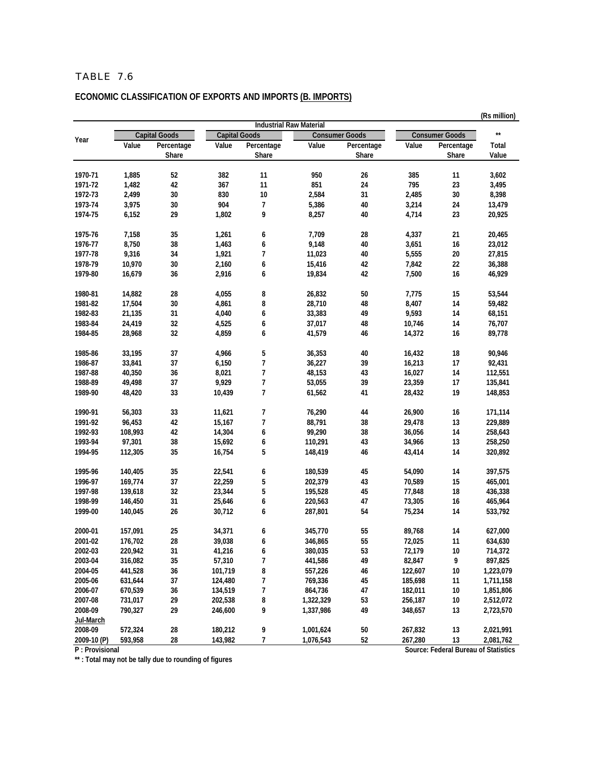TABLE 7.6

**ECONOMIC CLASSIFICATION OF EXPORTS AND IMPORTS (B. IMPORTS)**

(Rs million)

| Year | | | Industrial Raw Material | | | | | | ** |
|---|---|---|---|---|---|---|---|---|---|
| | Capital Goods | | Capital Goods | | Consumer Goods | | Consumer Goods | | |
| | Value | Percentage Share | Value | Percentage Share | Value | Percentage Share | Value | Percentage Share | Total Value |
| 1970-71 | 1,885 | 52 | 382 | 11 | 950 | 26 | 385 | 11 | 3,602 |
| 1971-72 | 1,482 | 42 | 367 | 11 | 851 | 24 | 795 | 23 | 3,495 |
| 1972-73 | 2,499 | 30 | 830 | 10 | 2,584 | 31 | 2,485 | 30 | 8,398 |
| 1973-74 | 3,975 | 30 | 904 | 7 | 5,386 | 40 | 3,214 | 24 | 13,479 |
| 1974-75 | 6,152 | 29 | 1,802 | 9 | 8,257 | 40 | 4,714 | 23 | 20,925 |
| 1975-76 | 7,158 | 35 | 1,261 | 6 | 7,709 | 28 | 4,337 | 21 | 20,465 |
| 1976-77 | 8,750 | 38 | 1,463 | 6 | 9,148 | 40 | 3,651 | 16 | 23,012 |
| 1977-78 | 9,316 | 34 | 1,921 | 7 | 11,023 | 40 | 5,555 | 20 | 27,815 |
| 1978-79 | 10,970 | 30 | 2,160 | 6 | 15,416 | 42 | 7,842 | 22 | 36,388 |
| 1979-80 | 16,679 | 36 | 2,916 | 6 | 19,834 | 42 | 7,500 | 16 | 46,929 |
| 1980-81 | 14,882 | 28 | 4,055 | 8 | 26,832 | 50 | 7,775 | 15 | 53,544 |
| 1981-82 | 17,504 | 30 | 4,861 | 8 | 28,710 | 48 | 8,407 | 14 | 59,482 |
| 1982-83 | 21,135 | 31 | 4,040 | 6 | 33,383 | 49 | 9,593 | 14 | 68,151 |
| 1983-84 | 24,419 | 32 | 4,525 | 6 | 37,017 | 48 | 10,746 | 14 | 76,707 |
| 1984-85 | 28,968 | 32 | 4,859 | 6 | 41,579 | 46 | 14,372 | 16 | 89,778 |
| 1985-86 | 33,195 | 37 | 4,966 | 5 | 36,353 | 40 | 16,432 | 18 | 90,946 |
| 1986-87 | 33,841 | 37 | 6,150 | 7 | 36,227 | 39 | 16,213 | 17 | 92,431 |
| 1987-88 | 40,350 | 36 | 8,021 | 7 | 48,153 | 43 | 16,027 | 14 | 112,551 |
| 1988-89 | 49,498 | 37 | 9,929 | 7 | 53,055 | 39 | 23,359 | 17 | 135,841 |
| 1989-90 | 48,420 | 33 | 10,439 | 7 | 61,562 | 41 | 28,432 | 19 | 148,853 |
| 1990-91 | 56,303 | 33 | 11,621 | 7 | 76,290 | 44 | 26,900 | 16 | 171,114 |
| 1991-92 | 96,453 | 42 | 15,167 | 7 | 88,791 | 38 | 29,478 | 13 | 229,889 |
| 1992-93 | 108,993 | 42 | 14,304 | 6 | 99,290 | 38 | 36,056 | 14 | 258,643 |
| 1993-94 | 97,301 | 38 | 15,692 | 6 | 110,291 | 43 | 34,966 | 13 | 258,250 |
| 1994-95 | 112,305 | 35 | 16,754 | 5 | 148,419 | 46 | 43,414 | 14 | 320,892 |
| 1995-96 | 140,405 | 35 | 22,541 | 6 | 180,539 | 45 | 54,090 | 14 | 397,575 |
| 1996-97 | 169,774 | 37 | 22,259 | 5 | 202,379 | 43 | 70,589 | 15 | 465,001 |
| 1997-98 | 139,618 | 32 | 23,344 | 5 | 195,528 | 45 | 77,848 | 18 | 436,338 |
| 1998-99 | 146,450 | 31 | 25,646 | 6 | 220,563 | 47 | 73,305 | 16 | 465,964 |
| 1999-00 | 140,045 | 26 | 30,712 | 6 | 287,801 | 54 | 75,234 | 14 | 533,792 |
| 2000-01 | 157,091 | 25 | 34,371 | 6 | 345,770 | 55 | 89,768 | 14 | 627,000 |
| 2001-02 | 176,702 | 28 | 39,038 | 6 | 346,865 | 55 | 72,025 | 11 | 634,630 |
| 2002-03 | 220,942 | 31 | 41,216 | 6 | 380,035 | 53 | 72,179 | 10 | 714,372 |
| 2003-04 | 316,082 | 35 | 57,310 | 7 | 441,586 | 49 | 82,847 | 9 | 897,825 |
| 2004-05 | 441,528 | 36 | 101,719 | 8 | 557,226 | 46 | 122,607 | 10 | 1,223,079 |
| 2005-06 | 631,644 | 37 | 124,480 | 7 | 769,336 | 45 | 185,698 | 11 | 1,711,158 |
| 2006-07 | 670,539 | 36 | 134,519 | 7 | 864,736 | 47 | 182,011 | 10 | 1,851,806 |
| 2007-08 | 731,017 | 29 | 202,538 | 8 | 1,322,329 | 53 | 256,187 | 10 | 2,512,072 |
| 2008-09 | 790,327 | 29 | 246,600 | 9 | 1,337,986 | 49 | 348,657 | 13 | 2,723,570 |
| Jul-March | | | | | | | | | |
| 2008-09 | 572,324 | 28 | 180,212 | 9 | 1,001,624 | 50 | 267,832 | 13 | 2,021,991 |
| 2009-10 (P) | 593,958 | 28 | 143,982 | 7 | 1,076,543 | 52 | 267,280 | 13 | 2,081,762 |

P : Provisional

Source: Federal Bureau of Statistics

** : Total may not be tally due to rounding of figures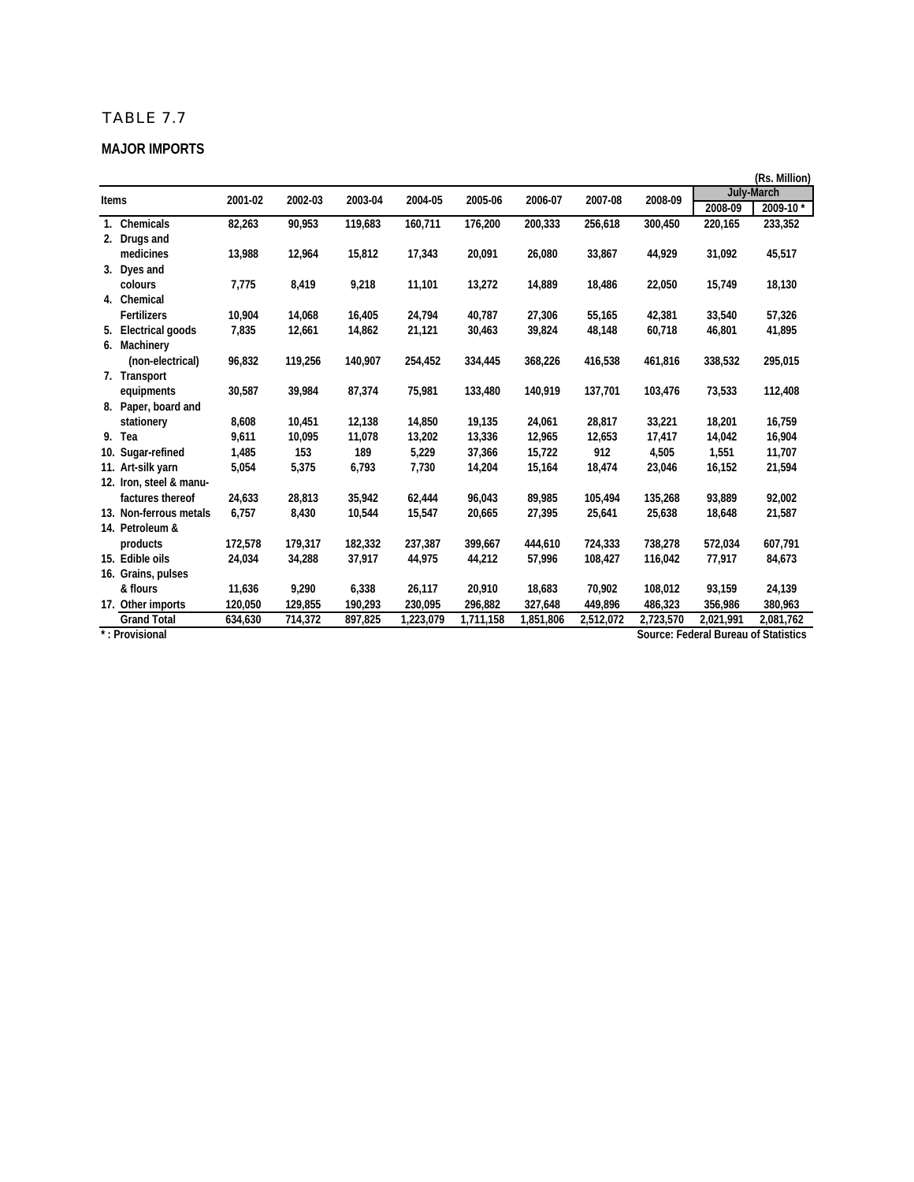# TABLE 7.7

## MAJOR IMPORTS

(Rs. Million)

| Items | 2001-02 | 2002-03 | 2003-04 | 2004-05 | 2005-06 | 2006-07 | 2007-08 | 2008-09 | July-March | |
|---|---|---|---|---|---|---|---|---|---|---|
| | | | | | | | | | 2008-09 | 2009-10 * |
| 1. Chemicals | 82,263 | 90,953 | 119,683 | 160,711 | 176,200 | 200,333 | 256,618 | 300,450 | 220,165 | 233,352 |
| 2. Drugs and medicines | 13,988 | 12,964 | 15,812 | 17,343 | 20,091 | 26,080 | 33,867 | 44,929 | 31,092 | 45,517 |
| 3. Dyes and colours | 7,775 | 8,419 | 9,218 | 11,101 | 13,272 | 14,889 | 18,486 | 22,050 | 15,749 | 18,130 |
| 4. Chemical Fertilizers | 10,904 | 14,068 | 16,405 | 24,794 | 40,787 | 27,306 | 55,165 | 42,381 | 33,540 | 57,326 |
| 5. Electrical goods | 7,835 | 12,661 | 14,862 | 21,121 | 30,463 | 39,824 | 48,148 | 60,718 | 46,801 | 41,895 |
| 6. Machinery (non-electrical) | 96,832 | 119,256 | 140,907 | 254,452 | 334,445 | 368,226 | 416,538 | 461,816 | 338,532 | 295,015 |
| 7. Transport equipments | 30,587 | 39,984 | 87,374 | 75,981 | 133,480 | 140,919 | 137,701 | 103,476 | 73,533 | 112,408 |
| 8. Paper, board and stationery | 8,608 | 10,451 | 12,138 | 14,850 | 19,135 | 24,061 | 28,817 | 33,221 | 18,201 | 16,759 |
| 9. Tea | 9,611 | 10,095 | 11,078 | 13,202 | 13,336 | 12,965 | 12,653 | 17,417 | 14,042 | 16,904 |
| 10. Sugar-refined | 1,485 | 153 | 189 | 5,229 | 37,366 | 15,722 | 912 | 4,505 | 1,551 | 11,707 |
| 11. Art-silk yarn | 5,054 | 5,375 | 6,793 | 7,730 | 14,204 | 15,164 | 18,474 | 23,046 | 16,152 | 21,594 |
| 12. Iron, steel & manufactures thereof | 24,633 | 28,813 | 35,942 | 62,444 | 96,043 | 89,985 | 105,494 | 135,268 | 93,889 | 92,002 |
| 13. Non-ferrous metals | 6,757 | 8,430 | 10,544 | 15,547 | 20,665 | 27,395 | 25,641 | 25,638 | 18,648 | 21,587 |
| 14. Petroleum & products | 172,578 | 179,317 | 182,332 | 237,387 | 399,667 | 444,610 | 724,333 | 738,278 | 572,034 | 607,791 |
| 15. Edible oils | 24,034 | 34,288 | 37,917 | 44,975 | 44,212 | 57,996 | 108,427 | 116,042 | 77,917 | 84,673 |
| 16. Grains, pulses & flours | 11,636 | 9,290 | 6,338 | 26,117 | 20,910 | 18,683 | 70,902 | 108,012 | 93,159 | 24,139 |
| 17. Other imports | 120,050 | 129,855 | 190,293 | 230,095 | 296,882 | 327,648 | 449,896 | 486,323 | 356,986 | 380,963 |
| Grand Total | 634,630 | 714,372 | 897,825 | 1,223,079 | 1,711,158 | 1,851,806 | 2,512,072 | 2,723,570 | 2,021,991 | 2,081,762 |

* : Provisional

Source: Federal Bureau of Statistics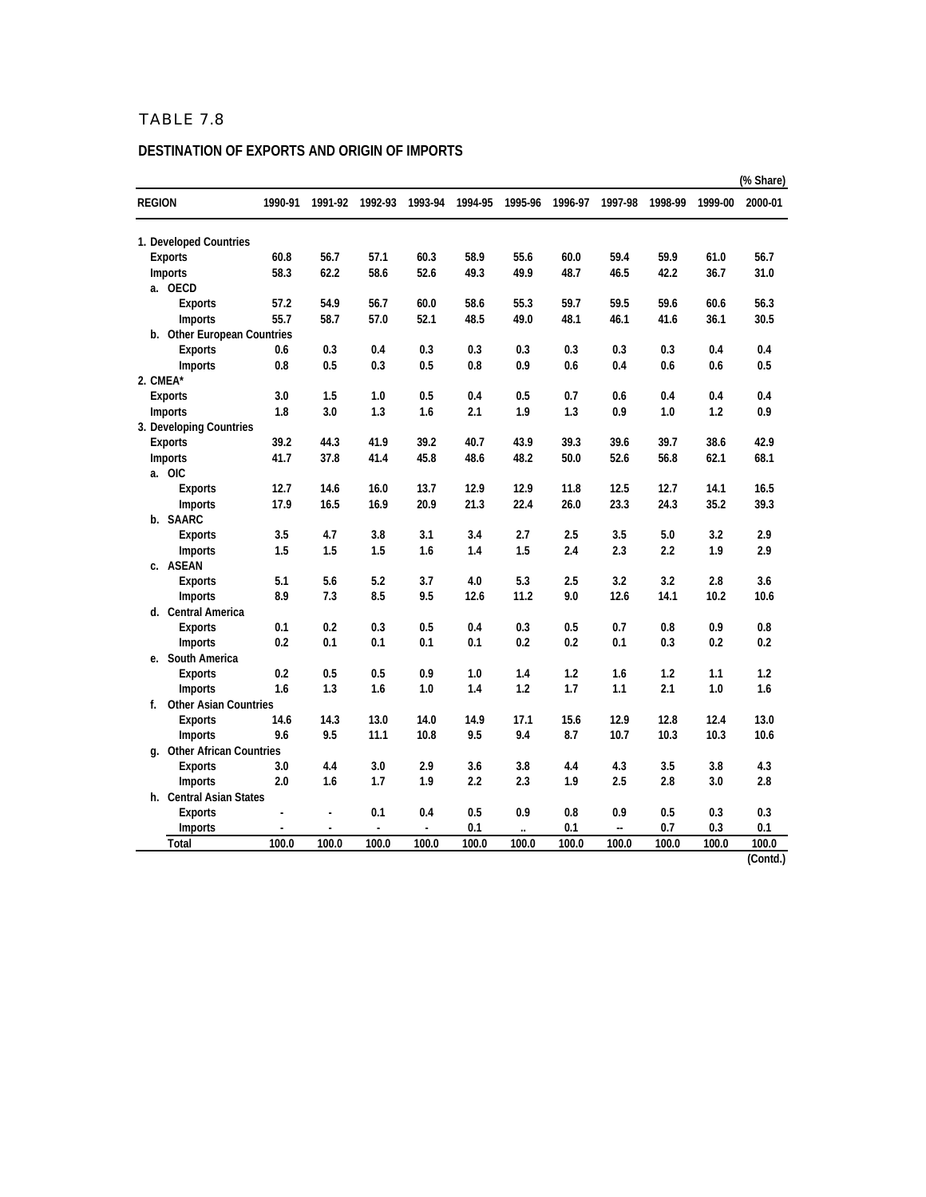# TABLE 7.8

## DESTINATION OF EXPORTS AND ORIGIN OF IMPORTS

(% Share)

| REGION | 1990-91 | 1991-92 | 1992-93 | 1993-94 | 1994-95 | 1995-96 | 1996-97 | 1997-98 | 1998-99 | 1999-00 | 2000-01 |
|---|---|---|---|---|---|---|---|---|---|---|---|
| **1. Developed Countries** | | | | | | | | | | | |
| Exports | 60.8 | 56.7 | 57.1 | 60.3 | 58.9 | 55.6 | 60.0 | 59.4 | 59.9 | 61.0 | 56.7 |
| Imports | 58.3 | 62.2 | 58.6 | 52.6 | 49.3 | 49.9 | 48.7 | 46.5 | 42.2 | 36.7 | 31.0 |
| a. OECD | | | | | | | | | | | |
| Exports | 57.2 | 54.9 | 56.7 | 60.0 | 58.6 | 55.3 | 59.7 | 59.5 | 59.6 | 60.6 | 56.3 |
| Imports | 55.7 | 58.7 | 57.0 | 52.1 | 48.5 | 49.0 | 48.1 | 46.1 | 41.6 | 36.1 | 30.5 |
| b. Other European Countries | | | | | | | | | | | |
| Exports | 0.6 | 0.3 | 0.4 | 0.3 | 0.3 | 0.3 | 0.3 | 0.3 | 0.3 | 0.4 | 0.4 |
| Imports | 0.8 | 0.5 | 0.3 | 0.5 | 0.8 | 0.9 | 0.6 | 0.4 | 0.6 | 0.6 | 0.5 |
| **2. CMEA*** | | | | | | | | | | | |
| Exports | 3.0 | 1.5 | 1.0 | 0.5 | 0.4 | 0.5 | 0.7 | 0.6 | 0.4 | 0.4 | 0.4 |
| Imports | 1.8 | 3.0 | 1.3 | 1.6 | 2.1 | 1.9 | 1.3 | 0.9 | 1.0 | 1.2 | 0.9 |
| **3. Developing Countries** | | | | | | | | | | | |
| Exports | 39.2 | 44.3 | 41.9 | 39.2 | 40.7 | 43.9 | 39.3 | 39.6 | 39.7 | 38.6 | 42.9 |
| Imports | 41.7 | 37.8 | 41.4 | 45.8 | 48.6 | 48.2 | 50.0 | 52.6 | 56.8 | 62.1 | 68.1 |
| a. OIC | | | | | | | | | | | |
| Exports | 12.7 | 14.6 | 16.0 | 13.7 | 12.9 | 12.9 | 11.8 | 12.5 | 12.7 | 14.1 | 16.5 |
| Imports | 17.9 | 16.5 | 16.9 | 20.9 | 21.3 | 22.4 | 26.0 | 23.3 | 24.3 | 35.2 | 39.3 |
| b. SAARC | | | | | | | | | | | |
| Exports | 3.5 | 4.7 | 3.8 | 3.1 | 3.4 | 2.7 | 2.5 | 3.5 | 5.0 | 3.2 | 2.9 |
| Imports | 1.5 | 1.5 | 1.5 | 1.6 | 1.4 | 1.5 | 2.4 | 2.3 | 2.2 | 1.9 | 2.9 |
| c. ASEAN | | | | | | | | | | | |
| Exports | 5.1 | 5.6 | 5.2 | 3.7 | 4.0 | 5.3 | 2.5 | 3.2 | 3.2 | 2.8 | 3.6 |
| Imports | 8.9 | 7.3 | 8.5 | 9.5 | 12.6 | 11.2 | 9.0 | 12.6 | 14.1 | 10.2 | 10.6 |
| d. Central America | | | | | | | | | | | |
| Exports | 0.1 | 0.2 | 0.3 | 0.5 | 0.4 | 0.3 | 0.5 | 0.7 | 0.8 | 0.9 | 0.8 |
| Imports | 0.2 | 0.1 | 0.1 | 0.1 | 0.1 | 0.2 | 0.2 | 0.1 | 0.3 | 0.2 | 0.2 |
| e. South America | | | | | | | | | | | |
| Exports | 0.2 | 0.5 | 0.5 | 0.9 | 1.0 | 1.4 | 1.2 | 1.6 | 1.2 | 1.1 | 1.2 |
| Imports | 1.6 | 1.3 | 1.6 | 1.0 | 1.4 | 1.2 | 1.7 | 1.1 | 2.1 | 1.0 | 1.6 |
| f. Other Asian Countries | | | | | | | | | | | |
| Exports | 14.6 | 14.3 | 13.0 | 14.0 | 14.9 | 17.1 | 15.6 | 12.9 | 12.8 | 12.4 | 13.0 |
| Imports | 9.6 | 9.5 | 11.1 | 10.8 | 9.5 | 9.4 | 8.7 | 10.7 | 10.3 | 10.3 | 10.6 |
| g. Other African Countries | | | | | | | | | | | |
| Exports | 3.0 | 4.4 | 3.0 | 2.9 | 3.6 | 3.8 | 4.4 | 4.3 | 3.5 | 3.8 | 4.3 |
| Imports | 2.0 | 1.6 | 1.7 | 1.9 | 2.2 | 2.3 | 1.9 | 2.5 | 2.8 | 3.0 | 2.8 |
| h. Central Asian States | | | | | | | | | | | |
| Exports | - | - | 0.1 | 0.4 | 0.5 | 0.9 | 0.8 | 0.9 | 0.5 | 0.3 | 0.3 |
| Imports | - | - | - | - | 0.1 | .. | 0.1 | -- | 0.7 | 0.3 | 0.1 |
| Total | 100.0 | 100.0 | 100.0 | 100.0 | 100.0 | 100.0 | 100.0 | 100.0 | 100.0 | 100.0 | 100.0 |

(Contd.)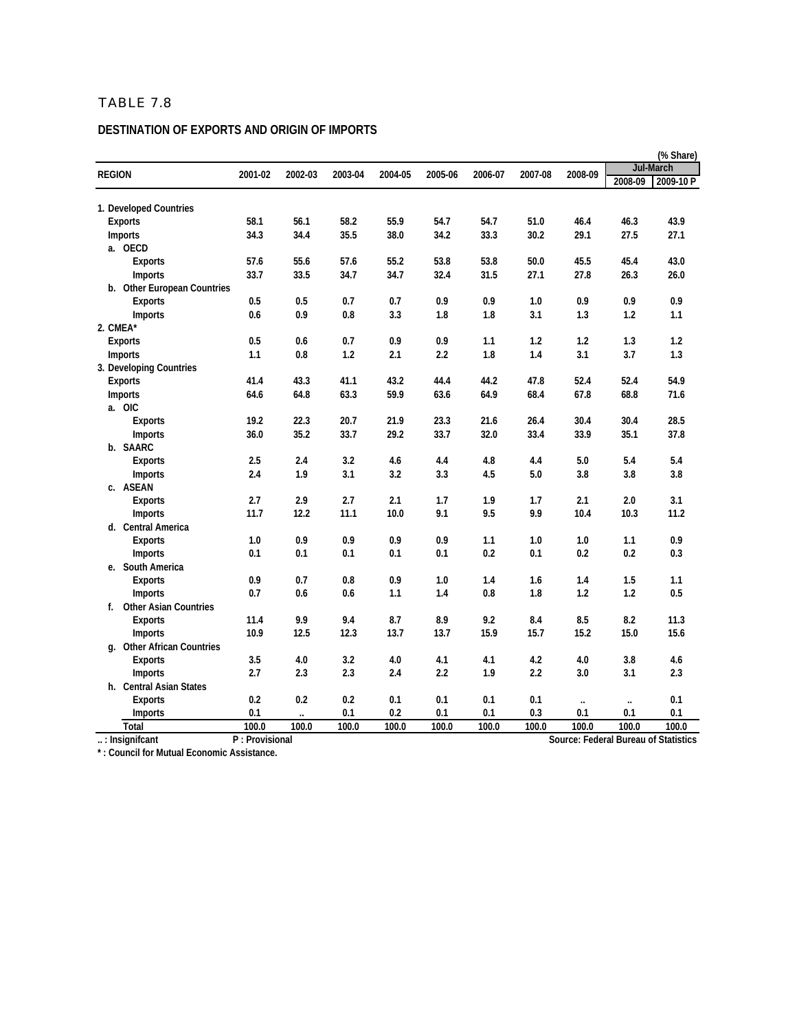TABLE 7.8

**DESTINATION OF EXPORTS AND ORIGIN OF IMPORTS**

(% Share)

| REGION | 2001-02 | 2002-03 | 2003-04 | 2004-05 | 2005-06 | 2006-07 | 2007-08 | 2008-09 | Jul-March | |
|---|---|---|---|---|---|---|---|---|---|---|
| | | | | | | | | | 2008-09 | 2009-10 P |
| 1. Developed Countries | | | | | | | | | | |
| Exports | 58.1 | 56.1 | 58.2 | 55.9 | 54.7 | 54.7 | 51.0 | 46.4 | 46.3 | 43.9 |
| Imports | 34.3 | 34.4 | 35.5 | 38.0 | 34.2 | 33.3 | 30.2 | 29.1 | 27.5 | 27.1 |
| a. OECD | | | | | | | | | | |
| Exports | 57.6 | 55.6 | 57.6 | 55.2 | 53.8 | 53.8 | 50.0 | 45.5 | 45.4 | 43.0 |
| Imports | 33.7 | 33.5 | 34.7 | 34.7 | 32.4 | 31.5 | 27.1 | 27.8 | 26.3 | 26.0 |
| b. Other European Countries | | | | | | | | | | |
| Exports | 0.5 | 0.5 | 0.7 | 0.7 | 0.9 | 0.9 | 1.0 | 0.9 | 0.9 | 0.9 |
| Imports | 0.6 | 0.9 | 0.8 | 3.3 | 1.8 | 1.8 | 3.1 | 1.3 | 1.2 | 1.1 |
| 2. CMEA* | | | | | | | | | | |
| Exports | 0.5 | 0.6 | 0.7 | 0.9 | 0.9 | 1.1 | 1.2 | 1.2 | 1.3 | 1.2 |
| Imports | 1.1 | 0.8 | 1.2 | 2.1 | 2.2 | 1.8 | 1.4 | 3.1 | 3.7 | 1.3 |
| 3. Developing Countries | | | | | | | | | | |
| Exports | 41.4 | 43.3 | 41.1 | 43.2 | 44.4 | 44.2 | 47.8 | 52.4 | 52.4 | 54.9 |
| Imports | 64.6 | 64.8 | 63.3 | 59.9 | 63.6 | 64.9 | 68.4 | 67.8 | 68.8 | 71.6 |
| a. OIC | | | | | | | | | | |
| Exports | 19.2 | 22.3 | 20.7 | 21.9 | 23.3 | 21.6 | 26.4 | 30.4 | 30.4 | 28.5 |
| Imports | 36.0 | 35.2 | 33.7 | 29.2 | 33.7 | 32.0 | 33.4 | 33.9 | 35.1 | 37.8 |
| b. SAARC | | | | | | | | | | |
| Exports | 2.5 | 2.4 | 3.2 | 4.6 | 4.4 | 4.8 | 4.4 | 5.0 | 5.4 | 5.4 |
| Imports | 2.4 | 1.9 | 3.1 | 3.2 | 3.3 | 4.5 | 5.0 | 3.8 | 3.8 | 3.8 |
| c. ASEAN | | | | | | | | | | |
| Exports | 2.7 | 2.9 | 2.7 | 2.1 | 1.7 | 1.9 | 1.7 | 2.1 | 2.0 | 3.1 |
| Imports | 11.7 | 12.2 | 11.1 | 10.0 | 9.1 | 9.5 | 9.9 | 10.4 | 10.3 | 11.2 |
| d. Central America | | | | | | | | | | |
| Exports | 1.0 | 0.9 | 0.9 | 0.9 | 0.9 | 1.1 | 1.0 | 1.0 | 1.1 | 0.9 |
| Imports | 0.1 | 0.1 | 0.1 | 0.1 | 0.1 | 0.2 | 0.1 | 0.2 | 0.2 | 0.3 |
| e. South America | | | | | | | | | | |
| Exports | 0.9 | 0.7 | 0.8 | 0.9 | 1.0 | 1.4 | 1.6 | 1.4 | 1.5 | 1.1 |
| Imports | 0.7 | 0.6 | 0.6 | 1.1 | 1.4 | 0.8 | 1.8 | 1.2 | 1.2 | 0.5 |
| f. Other Asian Countries | | | | | | | | | | |
| Exports | 11.4 | 9.9 | 9.4 | 8.7 | 8.9 | 9.2 | 8.4 | 8.5 | 8.2 | 11.3 |
| Imports | 10.9 | 12.5 | 12.3 | 13.7 | 13.7 | 15.9 | 15.7 | 15.2 | 15.0 | 15.6 |
| g. Other African Countries | | | | | | | | | | |
| Exports | 3.5 | 4.0 | 3.2 | 4.0 | 4.1 | 4.1 | 4.2 | 4.0 | 3.8 | 4.6 |
| Imports | 2.7 | 2.3 | 2.3 | 2.4 | 2.2 | 1.9 | 2.2 | 3.0 | 3.1 | 2.3 |
| h. Central Asian States | | | | | | | | | | |
| Exports | 0.2 | 0.2 | 0.2 | 0.1 | 0.1 | 0.1 | 0.1 | .. | .. | 0.1 |
| Imports | 0.1 | .. | 0.1 | 0.2 | 0.1 | 0.1 | 0.3 | 0.1 | 0.1 | 0.1 |
| Total | 100.0 | 100.0 | 100.0 | 100.0 | 100.0 | 100.0 | 100.0 | 100.0 | 100.0 | 100.0 |

.. : Insignifcant    P : Provisional    Source: Federal Bureau of Statistics

* : Council for Mutual Economic Assistance.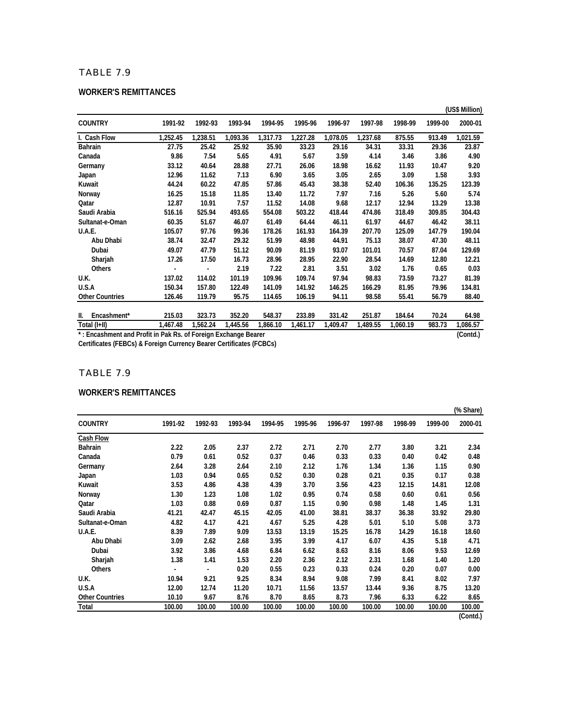## TABLE 7.9

### WORKER'S REMITTANCES

(US$ Million)

| COUNTRY | 1991-92 | 1992-93 | 1993-94 | 1994-95 | 1995-96 | 1996-97 | 1997-98 | 1998-99 | 1999-00 | 2000-01 |
|---|---|---|---|---|---|---|---|---|---|---|
| I. Cash Flow | 1,252.45 | 1,238.51 | 1,093.36 | 1,317.73 | 1,227.28 | 1,078.05 | 1,237.68 | 875.55 | 913.49 | 1,021.59 |
| Bahrain | 27.75 | 25.42 | 25.92 | 35.90 | 33.23 | 29.16 | 34.31 | 33.31 | 29.36 | 23.87 |
| Canada | 9.86 | 7.54 | 5.65 | 4.91 | 5.67 | 3.59 | 4.14 | 3.46 | 3.86 | 4.90 |
| Germany | 33.12 | 40.64 | 28.88 | 27.71 | 26.06 | 18.98 | 16.62 | 11.93 | 10.47 | 9.20 |
| Japan | 12.96 | 11.62 | 7.13 | 6.90 | 3.65 | 3.05 | 2.65 | 3.09 | 1.58 | 3.93 |
| Kuwait | 44.24 | 60.22 | 47.85 | 57.86 | 45.43 | 38.38 | 52.40 | 106.36 | 135.25 | 123.39 |
| Norway | 16.25 | 15.18 | 11.85 | 13.40 | 11.72 | 7.97 | 7.16 | 5.26 | 5.60 | 5.74 |
| Qatar | 12.87 | 10.91 | 7.57 | 11.52 | 14.08 | 9.68 | 12.17 | 12.94 | 13.29 | 13.38 |
| Saudi Arabia | 516.16 | 525.94 | 493.65 | 554.08 | 503.22 | 418.44 | 474.86 | 318.49 | 309.85 | 304.43 |
| Sultanat-e-Oman | 60.35 | 51.67 | 46.07 | 61.49 | 64.44 | 46.11 | 61.97 | 44.67 | 46.42 | 38.11 |
| U.A.E. | 105.07 | 97.76 | 99.36 | 178.26 | 161.93 | 164.39 | 207.70 | 125.09 | 147.79 | 190.04 |
| Abu Dhabi | 38.74 | 32.47 | 29.32 | 51.99 | 48.98 | 44.91 | 75.13 | 38.07 | 47.30 | 48.11 |
| Dubai | 49.07 | 47.79 | 51.12 | 90.09 | 81.19 | 93.07 | 101.01 | 70.57 | 87.04 | 129.69 |
| Sharjah | 17.26 | 17.50 | 16.73 | 28.96 | 28.95 | 22.90 | 28.54 | 14.69 | 12.80 | 12.21 |
| Others | - | - | 2.19 | 7.22 | 2.81 | 3.51 | 3.02 | 1.76 | 0.65 | 0.03 |
| U.K. | 137.02 | 114.02 | 101.19 | 109.96 | 109.74 | 97.94 | 98.83 | 73.59 | 73.27 | 81.39 |
| U.S.A | 150.34 | 157.80 | 122.49 | 141.09 | 141.92 | 146.25 | 166.29 | 81.95 | 79.96 | 134.81 |
| Other Countries | 126.46 | 119.79 | 95.75 | 114.65 | 106.19 | 94.11 | 98.58 | 55.41 | 56.79 | 88.40 |
| II. Encashment* | 215.03 | 323.73 | 352.20 | 548.37 | 233.89 | 331.42 | 251.87 | 184.64 | 70.24 | 64.98 |
| Total (I+II) | 1,467.48 | 1,562.24 | 1,445.56 | 1,866.10 | 1,461.17 | 1,409.47 | 1,489.55 | 1,060.19 | 983.73 | 1,086.57 |

* : Encashment and Profit in Pak Rs. of Foreign Exchange Bearer Certificates (FEBCs) & Foreign Currency Bearer Certificates (FCBCs)

(Contd.)

## TABLE 7.9

### WORKER'S REMITTANCES

(% Share)

| COUNTRY | 1991-92 | 1992-93 | 1993-94 | 1994-95 | 1995-96 | 1996-97 | 1997-98 | 1998-99 | 1999-00 | 2000-01 |
|---|---|---|---|---|---|---|---|---|---|---|
| Cash Flow | | | | | | | | | | |
| Bahrain | 2.22 | 2.05 | 2.37 | 2.72 | 2.71 | 2.70 | 2.77 | 3.80 | 3.21 | 2.34 |
| Canada | 0.79 | 0.61 | 0.52 | 0.37 | 0.46 | 0.33 | 0.33 | 0.40 | 0.42 | 0.48 |
| Germany | 2.64 | 3.28 | 2.64 | 2.10 | 2.12 | 1.76 | 1.34 | 1.36 | 1.15 | 0.90 |
| Japan | 1.03 | 0.94 | 0.65 | 0.52 | 0.30 | 0.28 | 0.21 | 0.35 | 0.17 | 0.38 |
| Kuwait | 3.53 | 4.86 | 4.38 | 4.39 | 3.70 | 3.56 | 4.23 | 12.15 | 14.81 | 12.08 |
| Norway | 1.30 | 1.23 | 1.08 | 1.02 | 0.95 | 0.74 | 0.58 | 0.60 | 0.61 | 0.56 |
| Qatar | 1.03 | 0.88 | 0.69 | 0.87 | 1.15 | 0.90 | 0.98 | 1.48 | 1.45 | 1.31 |
| Saudi Arabia | 41.21 | 42.47 | 45.15 | 42.05 | 41.00 | 38.81 | 38.37 | 36.38 | 33.92 | 29.80 |
| Sultanat-e-Oman | 4.82 | 4.17 | 4.21 | 4.67 | 5.25 | 4.28 | 5.01 | 5.10 | 5.08 | 3.73 |
| U.A.E. | 8.39 | 7.89 | 9.09 | 13.53 | 13.19 | 15.25 | 16.78 | 14.29 | 16.18 | 18.60 |
| Abu Dhabi | 3.09 | 2.62 | 2.68 | 3.95 | 3.99 | 4.17 | 6.07 | 4.35 | 5.18 | 4.71 |
| Dubai | 3.92 | 3.86 | 4.68 | 6.84 | 6.62 | 8.63 | 8.16 | 8.06 | 9.53 | 12.69 |
| Sharjah | 1.38 | 1.41 | 1.53 | 2.20 | 2.36 | 2.12 | 2.31 | 1.68 | 1.40 | 1.20 |
| Others | - | - | 0.20 | 0.55 | 0.23 | 0.33 | 0.24 | 0.20 | 0.07 | 0.00 |
| U.K. | 10.94 | 9.21 | 9.25 | 8.34 | 8.94 | 9.08 | 7.99 | 8.41 | 8.02 | 7.97 |
| U.S.A | 12.00 | 12.74 | 11.20 | 10.71 | 11.56 | 13.57 | 13.44 | 9.36 | 8.75 | 13.20 |
| Other Countries | 10.10 | 9.67 | 8.76 | 8.70 | 8.65 | 8.73 | 7.96 | 6.33 | 6.22 | 8.65 |
| Total | 100.00 | 100.00 | 100.00 | 100.00 | 100.00 | 100.00 | 100.00 | 100.00 | 100.00 | 100.00 |

(Contd.)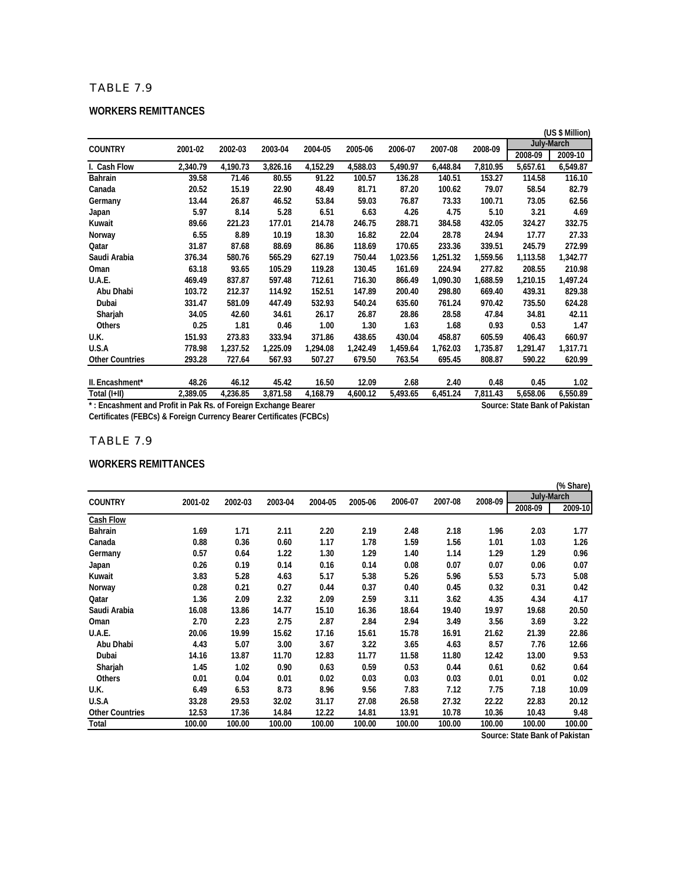## TABLE 7.9

### WORKERS REMITTANCES

(US $ Million)

| COUNTRY | 2001-02 | 2002-03 | 2003-04 | 2004-05 | 2005-06 | 2006-07 | 2007-08 | 2008-09 | July-March | |
|---|---|---|---|---|---|---|---|---|---|---|
| | | | | | | | | | 2008-09 | 2009-10 |
| I. Cash Flow | 2,340.79 | 4,190.73 | 3,826.16 | 4,152.29 | 4,588.03 | 5,490.97 | 6,448.84 | 7,810.95 | 5,657.61 | 6,549.87 |
| Bahrain | 39.58 | 71.46 | 80.55 | 91.22 | 100.57 | 136.28 | 140.51 | 153.27 | 114.58 | 116.10 |
| Canada | 20.52 | 15.19 | 22.90 | 48.49 | 81.71 | 87.20 | 100.62 | 79.07 | 58.54 | 82.79 |
| Germany | 13.44 | 26.87 | 46.52 | 53.84 | 59.03 | 76.87 | 73.33 | 100.71 | 73.05 | 62.56 |
| Japan | 5.97 | 8.14 | 5.28 | 6.51 | 6.63 | 4.26 | 4.75 | 5.10 | 3.21 | 4.69 |
| Kuwait | 89.66 | 221.23 | 177.01 | 214.78 | 246.75 | 288.71 | 384.58 | 432.05 | 324.27 | 332.75 |
| Norway | 6.55 | 8.89 | 10.19 | 18.30 | 16.82 | 22.04 | 28.78 | 24.94 | 17.77 | 27.33 |
| Qatar | 31.87 | 87.68 | 88.69 | 86.86 | 118.69 | 170.65 | 233.36 | 339.51 | 245.79 | 272.99 |
| Saudi Arabia | 376.34 | 580.76 | 565.29 | 627.19 | 750.44 | 1,023.56 | 1,251.32 | 1,559.56 | 1,113.58 | 1,342.77 |
| Oman | 63.18 | 93.65 | 105.29 | 119.28 | 130.45 | 161.69 | 224.94 | 277.82 | 208.55 | 210.98 |
| U.A.E. | 469.49 | 837.87 | 597.48 | 712.61 | 716.30 | 866.49 | 1,090.30 | 1,688.59 | 1,210.15 | 1,497.24 |
| Abu Dhabi | 103.72 | 212.37 | 114.92 | 152.51 | 147.89 | 200.40 | 298.80 | 669.40 | 439.31 | 829.38 |
| Dubai | 331.47 | 581.09 | 447.49 | 532.93 | 540.24 | 635.60 | 761.24 | 970.42 | 735.50 | 624.28 |
| Sharjah | 34.05 | 42.60 | 34.61 | 26.17 | 26.87 | 28.86 | 28.58 | 47.84 | 34.81 | 42.11 |
| Others | 0.25 | 1.81 | 0.46 | 1.00 | 1.30 | 1.63 | 1.68 | 0.93 | 0.53 | 1.47 |
| U.K. | 151.93 | 273.83 | 333.94 | 371.86 | 438.65 | 430.04 | 458.87 | 605.59 | 406.43 | 660.97 |
| U.S.A | 778.98 | 1,237.52 | 1,225.09 | 1,294.08 | 1,242.49 | 1,459.64 | 1,762.03 | 1,735.87 | 1,291.47 | 1,317.71 |
| Other Countries | 293.28 | 727.64 | 567.93 | 507.27 | 679.50 | 763.54 | 695.45 | 808.87 | 590.22 | 620.99 |
| II. Encashment* | 48.26 | 46.12 | 45.42 | 16.50 | 12.09 | 2.68 | 2.40 | 0.48 | 0.45 | 1.02 |
| Total (I+II) | 2,389.05 | 4,236.85 | 3,871.58 | 4,168.79 | 4,600.12 | 5,493.65 | 6,451.24 | 7,811.43 | 5,658.06 | 6,550.89 |

* : Encashment and Profit in Pak Rs. of Foreign Exchange Bearer Certificates (FEBCs) & Foreign Currency Bearer Certificates (FCBCs)

Source: State Bank of Pakistan

## TABLE 7.9

### WORKERS REMITTANCES

(% Share)

| COUNTRY | 2001-02 | 2002-03 | 2003-04 | 2004-05 | 2005-06 | 2006-07 | 2007-08 | 2008-09 | July-March | |
|---|---|---|---|---|---|---|---|---|---|---|
| | | | | | | | | | 2008-09 | 2009-10 |
| Cash Flow | | | | | | | | | | |
| Bahrain | 1.69 | 1.71 | 2.11 | 2.20 | 2.19 | 2.48 | 2.18 | 1.96 | 2.03 | 1.77 |
| Canada | 0.88 | 0.36 | 0.60 | 1.17 | 1.78 | 1.59 | 1.56 | 1.01 | 1.03 | 1.26 |
| Germany | 0.57 | 0.64 | 1.22 | 1.30 | 1.29 | 1.40 | 1.14 | 1.29 | 1.29 | 0.96 |
| Japan | 0.26 | 0.19 | 0.14 | 0.16 | 0.14 | 0.08 | 0.07 | 0.07 | 0.06 | 0.07 |
| Kuwait | 3.83 | 5.28 | 4.63 | 5.17 | 5.38 | 5.26 | 5.96 | 5.53 | 5.73 | 5.08 |
| Norway | 0.28 | 0.21 | 0.27 | 0.44 | 0.37 | 0.40 | 0.45 | 0.32 | 0.31 | 0.42 |
| Qatar | 1.36 | 2.09 | 2.32 | 2.09 | 2.59 | 3.11 | 3.62 | 4.35 | 4.34 | 4.17 |
| Saudi Arabia | 16.08 | 13.86 | 14.77 | 15.10 | 16.36 | 18.64 | 19.40 | 19.97 | 19.68 | 20.50 |
| Oman | 2.70 | 2.23 | 2.75 | 2.87 | 2.84 | 2.94 | 3.49 | 3.56 | 3.69 | 3.22 |
| U.A.E. | 20.06 | 19.99 | 15.62 | 17.16 | 15.61 | 15.78 | 16.91 | 21.62 | 21.39 | 22.86 |
| Abu Dhabi | 4.43 | 5.07 | 3.00 | 3.67 | 3.22 | 3.65 | 4.63 | 8.57 | 7.76 | 12.66 |
| Dubai | 14.16 | 13.87 | 11.70 | 12.83 | 11.77 | 11.58 | 11.80 | 12.42 | 13.00 | 9.53 |
| Sharjah | 1.45 | 1.02 | 0.90 | 0.63 | 0.59 | 0.53 | 0.44 | 0.61 | 0.62 | 0.64 |
| Others | 0.01 | 0.04 | 0.01 | 0.02 | 0.03 | 0.03 | 0.03 | 0.01 | 0.01 | 0.02 |
| U.K. | 6.49 | 6.53 | 8.73 | 8.96 | 9.56 | 7.83 | 7.12 | 7.75 | 7.18 | 10.09 |
| U.S.A | 33.28 | 29.53 | 32.02 | 31.17 | 27.08 | 26.58 | 27.32 | 22.22 | 22.83 | 20.12 |
| Other Countries | 12.53 | 17.36 | 14.84 | 12.22 | 14.81 | 13.91 | 10.78 | 10.36 | 10.43 | 9.48 |
| Total | 100.00 | 100.00 | 100.00 | 100.00 | 100.00 | 100.00 | 100.00 | 100.00 | 100.00 | 100.00 |

Source: State Bank of Pakistan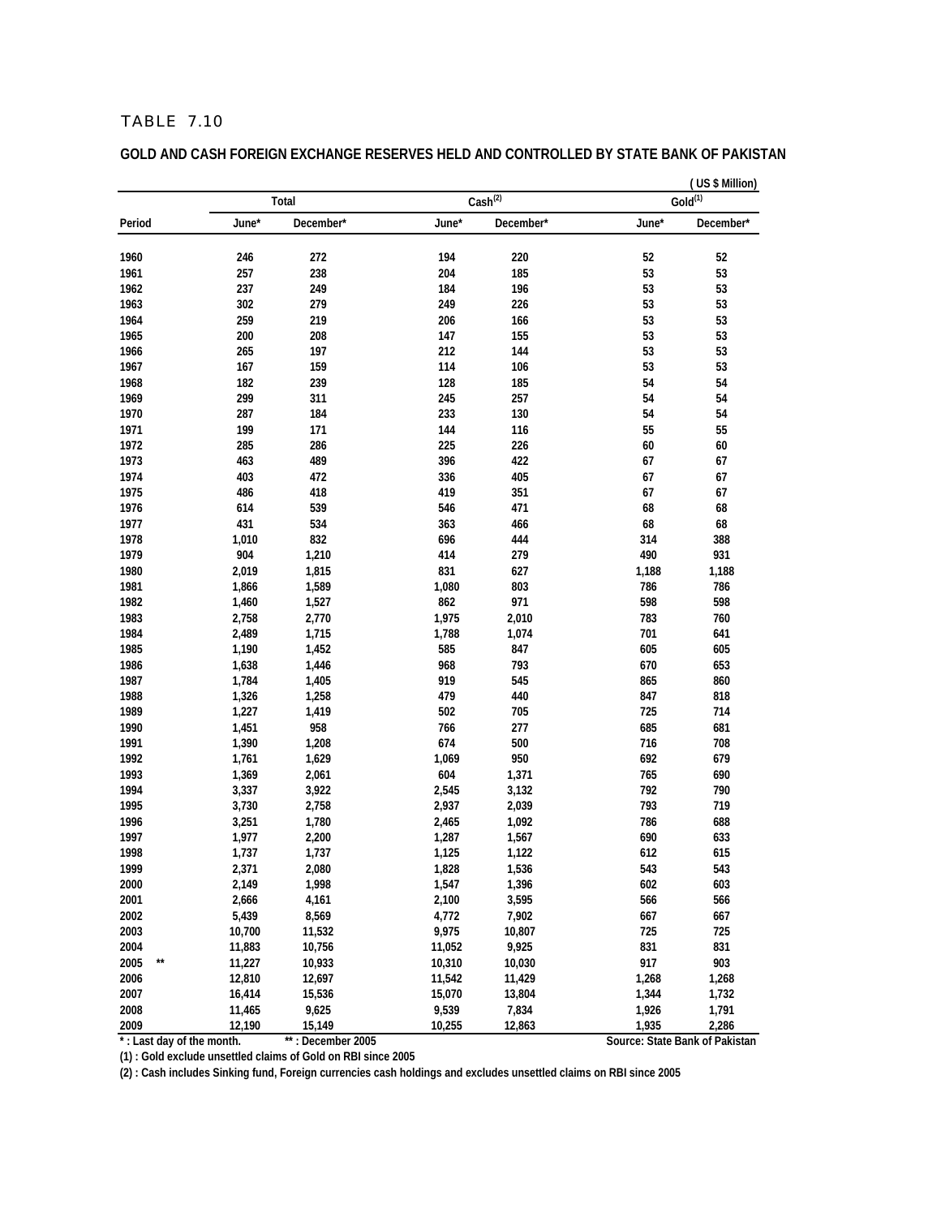TABLE 7.10

**GOLD AND CASH FOREIGN EXCHANGE RESERVES HELD AND CONTROLLED BY STATE BANK OF PAKISTAN**

( US $ Million)

| | Total | | Cash[(2)] | | Gold[(1)] | |
|---|---|---|---|---|---|---|
| Period | June* | December* | June* | December* | June* | December* |
| 1960 | 246 | 272 | 194 | 220 | 52 | 52 |
| 1961 | 257 | 238 | 204 | 185 | 53 | 53 |
| 1962 | 237 | 249 | 184 | 196 | 53 | 53 |
| 1963 | 302 | 279 | 249 | 226 | 53 | 53 |
| 1964 | 259 | 219 | 206 | 166 | 53 | 53 |
| 1965 | 200 | 208 | 147 | 155 | 53 | 53 |
| 1966 | 265 | 197 | 212 | 144 | 53 | 53 |
| 1967 | 167 | 159 | 114 | 106 | 53 | 53 |
| 1968 | 182 | 239 | 128 | 185 | 54 | 54 |
| 1969 | 299 | 311 | 245 | 257 | 54 | 54 |
| 1970 | 287 | 184 | 233 | 130 | 54 | 54 |
| 1971 | 199 | 171 | 144 | 116 | 55 | 55 |
| 1972 | 285 | 286 | 225 | 226 | 60 | 60 |
| 1973 | 463 | 489 | 396 | 422 | 67 | 67 |
| 1974 | 403 | 472 | 336 | 405 | 67 | 67 |
| 1975 | 486 | 418 | 419 | 351 | 67 | 67 |
| 1976 | 614 | 539 | 546 | 471 | 68 | 68 |
| 1977 | 431 | 534 | 363 | 466 | 68 | 68 |
| 1978 | 1,010 | 832 | 696 | 444 | 314 | 388 |
| 1979 | 904 | 1,210 | 414 | 279 | 490 | 931 |
| 1980 | 2,019 | 1,815 | 831 | 627 | 1,188 | 1,188 |
| 1981 | 1,866 | 1,589 | 1,080 | 803 | 786 | 786 |
| 1982 | 1,460 | 1,527 | 862 | 971 | 598 | 598 |
| 1983 | 2,758 | 2,770 | 1,975 | 2,010 | 783 | 760 |
| 1984 | 2,489 | 1,715 | 1,788 | 1,074 | 701 | 641 |
| 1985 | 1,190 | 1,452 | 585 | 847 | 605 | 605 |
| 1986 | 1,638 | 1,446 | 968 | 793 | 670 | 653 |
| 1987 | 1,784 | 1,405 | 919 | 545 | 865 | 860 |
| 1988 | 1,326 | 1,258 | 479 | 440 | 847 | 818 |
| 1989 | 1,227 | 1,419 | 502 | 705 | 725 | 714 |
| 1990 | 1,451 | 958 | 766 | 277 | 685 | 681 |
| 1991 | 1,390 | 1,208 | 674 | 500 | 716 | 708 |
| 1992 | 1,761 | 1,629 | 1,069 | 950 | 692 | 679 |
| 1993 | 1,369 | 2,061 | 604 | 1,371 | 765 | 690 |
| 1994 | 3,337 | 3,922 | 2,545 | 3,132 | 792 | 790 |
| 1995 | 3,730 | 2,758 | 2,937 | 2,039 | 793 | 719 |
| 1996 | 3,251 | 1,780 | 2,465 | 1,092 | 786 | 688 |
| 1997 | 1,977 | 2,200 | 1,287 | 1,567 | 690 | 633 |
| 1998 | 1,737 | 1,737 | 1,125 | 1,122 | 612 | 615 |
| 1999 | 2,371 | 2,080 | 1,828 | 1,536 | 543 | 543 |
| 2000 | 2,149 | 1,998 | 1,547 | 1,396 | 602 | 603 |
| 2001 | 2,666 | 4,161 | 2,100 | 3,595 | 566 | 566 |
| 2002 | 5,439 | 8,569 | 4,772 | 7,902 | 667 | 667 |
| 2003 | 10,700 | 11,532 | 9,975 | 10,807 | 725 | 725 |
| 2004 | 11,883 | 10,756 | 11,052 | 9,925 | 831 | 831 |
| 2005 ** | 11,227 | 10,933 | 10,310 | 10,030 | 917 | 903 |
| 2006 | 12,810 | 12,697 | 11,542 | 11,429 | 1,268 | 1,268 |
| 2007 | 16,414 | 15,536 | 15,070 | 13,804 | 1,344 | 1,732 |
| 2008 | 11,465 | 9,625 | 9,539 | 7,834 | 1,926 | 1,791 |
| 2009 | 12,190 | 15,149 | 10,255 | 12,863 | 1,935 | 2,286 |

* : Last day of the month. ** : December 2005

Source: State Bank of Pakistan

(1) : Gold exclude unsettled claims of Gold on RBI since 2005

(2) : Cash includes Sinking fund, Foreign currencies cash holdings and excludes unsettled claims on RBI since 2005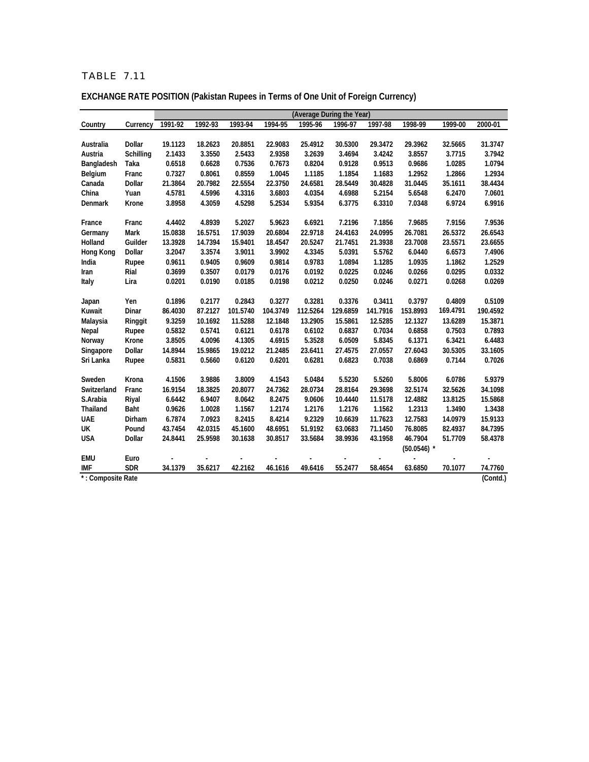# TABLE 7.11

**EXCHANGE RATE POSITION (Pakistan Rupees in Terms of One Unit of Foreign Currency)**

| | | (Average During the Year) | | | | | | | | | |
|---|---|---|---|---|---|---|---|---|---|---|---|
| Country | Currency | 1991-92 | 1992-93 | 1993-94 | 1994-95 | 1995-96 | 1996-97 | 1997-98 | 1998-99 | 1999-00 | 2000-01 |
| Australia | Dollar | 19.1123 | 18.2623 | 20.8851 | 22.9083 | 25.4912 | 30.5300 | 29.3472 | 29.3962 | 32.5665 | 31.3747 |
| Austria | Schilling | 2.1433 | 3.3550 | 2.5433 | 2.9358 | 3.2639 | 3.4694 | 3.4242 | 3.8557 | 3.7715 | 3.7942 |
| Bangladesh | Taka | 0.6518 | 0.6628 | 0.7536 | 0.7673 | 0.8204 | 0.9128 | 0.9513 | 0.9686 | 1.0285 | 1.0794 |
| Belgium | Franc | 0.7327 | 0.8061 | 0.8559 | 1.0045 | 1.1185 | 1.1854 | 1.1683 | 1.2952 | 1.2866 | 1.2934 |
| Canada | Dollar | 21.3864 | 20.7982 | 22.5554 | 22.3750 | 24.6581 | 28.5449 | 30.4828 | 31.0445 | 35.1611 | 38.4434 |
| China | Yuan | 4.5781 | 4.5996 | 4.3316 | 3.6803 | 4.0354 | 4.6988 | 5.2154 | 5.6548 | 6.2470 | 7.0601 |
| Denmark | Krone | 3.8958 | 4.3059 | 4.5298 | 5.2534 | 5.9354 | 6.3775 | 6.3310 | 7.0348 | 6.9724 | 6.9916 |
| France | Franc | 4.4402 | 4.8939 | 5.2027 | 5.9623 | 6.6921 | 7.2196 | 7.1856 | 7.9685 | 7.9156 | 7.9536 |
| Germany | Mark | 15.0838 | 16.5751 | 17.9039 | 20.6804 | 22.9718 | 24.4163 | 24.0995 | 26.7081 | 26.5372 | 26.6543 |
| Holland | Guilder | 13.3928 | 14.7394 | 15.9401 | 18.4547 | 20.5247 | 21.7451 | 21.3938 | 23.7008 | 23.5571 | 23.6655 |
| Hong Kong | Dollar | 3.2047 | 3.3574 | 3.9011 | 3.9902 | 4.3345 | 5.0391 | 5.5762 | 6.0440 | 6.6573 | 7.4906 |
| India | Rupee | 0.9611 | 0.9405 | 0.9609 | 0.9814 | 0.9783 | 1.0894 | 1.1285 | 1.0935 | 1.1862 | 1.2529 |
| Iran | Rial | 0.3699 | 0.3507 | 0.0179 | 0.0176 | 0.0192 | 0.0225 | 0.0246 | 0.0266 | 0.0295 | 0.0332 |
| Italy | Lira | 0.0201 | 0.0190 | 0.0185 | 0.0198 | 0.0212 | 0.0250 | 0.0246 | 0.0271 | 0.0268 | 0.0269 |
| Japan | Yen | 0.1896 | 0.2177 | 0.2843 | 0.3277 | 0.3281 | 0.3376 | 0.3411 | 0.3797 | 0.4809 | 0.5109 |
| Kuwait | Dinar | 86.4030 | 87.2127 | 101.5740 | 104.3749 | 112.5264 | 129.6859 | 141.7916 | 153.8993 | 169.4791 | 190.4592 |
| Malaysia | Ringgit | 9.3259 | 10.1692 | 11.5288 | 12.1848 | 13.2905 | 15.5861 | 12.5285 | 12.1327 | 13.6289 | 15.3871 |
| Nepal | Rupee | 0.5832 | 0.5741 | 0.6121 | 0.6178 | 0.6102 | 0.6837 | 0.7034 | 0.6858 | 0.7503 | 0.7893 |
| Norway | Krone | 3.8505 | 4.0096 | 4.1305 | 4.6915 | 5.3528 | 6.0509 | 5.8345 | 6.1371 | 6.3421 | 6.4483 |
| Singapore | Dollar | 14.8944 | 15.9865 | 19.0212 | 21.2485 | 23.6411 | 27.4575 | 27.0557 | 27.6043 | 30.5305 | 33.1605 |
| Sri Lanka | Rupee | 0.5831 | 0.5660 | 0.6120 | 0.6201 | 0.6281 | 0.6823 | 0.7038 | 0.6869 | 0.7144 | 0.7026 |
| Sweden | Krona | 4.1506 | 3.9886 | 3.8009 | 4.1543 | 5.0484 | 5.5230 | 5.5260 | 5.8006 | 6.0786 | 5.9379 |
| Switzerland | Franc | 16.9154 | 18.3825 | 20.8077 | 24.7362 | 28.0734 | 28.8164 | 29.3698 | 32.5174 | 32.5626 | 34.1098 |
| S.Arabia | Riyal | 6.6442 | 6.9407 | 8.0642 | 8.2475 | 9.0606 | 10.4440 | 11.5178 | 12.4882 | 13.8125 | 15.5868 |
| Thailand | Baht | 0.9626 | 1.0028 | 1.1567 | 1.2174 | 1.2176 | 1.2176 | 1.1562 | 1.2313 | 1.3490 | 1.3438 |
| UAE | Dirham | 6.7874 | 7.0923 | 8.2415 | 8.4214 | 9.2329 | 10.6639 | 11.7623 | 12.7583 | 14.0979 | 15.9133 |
| UK | Pound | 43.7454 | 42.0315 | 45.1600 | 48.6951 | 51.9192 | 63.0683 | 71.1450 | 76.8085 | 82.4937 | 84.7395 |
| USA | Dollar | 24.8441 | 25.9598 | 30.1638 | 30.8517 | 33.5684 | 38.9936 | 43.1958 | 46.7904 (50.0546) * | 51.7709 | 58.4378 |
| EMU | Euro | - | - | - | - | - | - | - | - | - | - |
| IMF | SDR | 34.1379 | 35.6217 | 42.2162 | 46.1616 | 49.6416 | 55.2477 | 58.4654 | 63.6850 | 70.1077 | 74.7760 |

* : Composite Rate

(Contd.)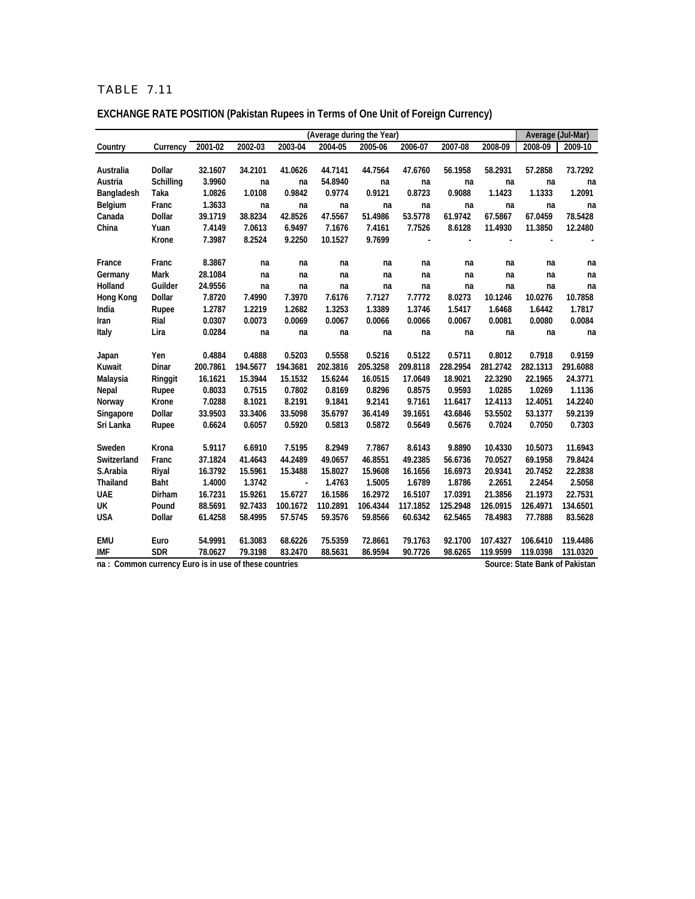TABLE 7.11

**EXCHANGE RATE POSITION (Pakistan Rupees in Terms of One Unit of Foreign Currency)**

| | | (Average during the Year) | | | | | | | | Average (Jul-Mar) | |
|---|---|---|---|---|---|---|---|---|---|---|---|
| Country | Currency | 2001-02 | 2002-03 | 2003-04 | 2004-05 | 2005-06 | 2006-07 | 2007-08 | 2008-09 | 2008-09 | 2009-10 |
| Australia | Dollar | 32.1607 | 34.2101 | 41.0626 | 44.7141 | 44.7564 | 47.6760 | 56.1958 | 58.2931 | 57.2858 | 73.7292 |
| Austria | Schilling | 3.9960 | na | na | 54.8940 | na | na | na | na | na | na |
| Bangladesh | Taka | 1.0826 | 1.0108 | 0.9842 | 0.9774 | 0.9121 | 0.8723 | 0.9088 | 1.1423 | 1.1333 | 1.2091 |
| Belgium | Franc | 1.3633 | na | na | na | na | na | na | na | na | na |
| Canada | Dollar | 39.1719 | 38.8234 | 42.8526 | 47.5567 | 51.4986 | 53.5778 | 61.9742 | 67.5867 | 67.0459 | 78.5428 |
| China | Yuan | 7.4149 | 7.0613 | 6.9497 | 7.1676 | 7.4161 | 7.7526 | 8.6128 | 11.4930 | 11.3850 | 12.2480 |
| | Krone | 7.3987 | 8.2524 | 9.2250 | 10.1527 | 9.7699 | - | - | - | - | - |
| France | Franc | 8.3867 | na | na | na | na | na | na | na | na | na |
| Germany | Mark | 28.1084 | na | na | na | na | na | na | na | na | na |
| Holland | Guilder | 24.9556 | na | na | na | na | na | na | na | na | na |
| Hong Kong | Dollar | 7.8720 | 7.4990 | 7.3970 | 7.6176 | 7.7127 | 7.7772 | 8.0273 | 10.1246 | 10.0276 | 10.7858 |
| India | Rupee | 1.2787 | 1.2219 | 1.2682 | 1.3253 | 1.3389 | 1.3746 | 1.5417 | 1.6468 | 1.6442 | 1.7817 |
| Iran | Rial | 0.0307 | 0.0073 | 0.0069 | 0.0067 | 0.0066 | 0.0066 | 0.0067 | 0.0081 | 0.0080 | 0.0084 |
| Italy | Lira | 0.0284 | na | na | na | na | na | na | na | na | na |
| Japan | Yen | 0.4884 | 0.4888 | 0.5203 | 0.5558 | 0.5216 | 0.5122 | 0.5711 | 0.8012 | 0.7918 | 0.9159 |
| Kuwait | Dinar | 200.7861 | 194.5677 | 194.3681 | 202.3816 | 205.3258 | 209.8118 | 228.2954 | 281.2742 | 282.1313 | 291.6088 |
| Malaysia | Ringgit | 16.1621 | 15.3944 | 15.1532 | 15.6244 | 16.0515 | 17.0649 | 18.9021 | 22.3290 | 22.1965 | 24.3771 |
| Nepal | Rupee | 0.8033 | 0.7515 | 0.7802 | 0.8169 | 0.8296 | 0.8575 | 0.9593 | 1.0285 | 1.0269 | 1.1136 |
| Norway | Krone | 7.0288 | 8.1021 | 8.2191 | 9.1841 | 9.2141 | 9.7161 | 11.6417 | 12.4113 | 12.4051 | 14.2240 |
| Singapore | Dollar | 33.9503 | 33.3406 | 33.5098 | 35.6797 | 36.4149 | 39.1651 | 43.6846 | 53.5502 | 53.1377 | 59.2139 |
| Sri Lanka | Rupee | 0.6624 | 0.6057 | 0.5920 | 0.5813 | 0.5872 | 0.5649 | 0.5676 | 0.7024 | 0.7050 | 0.7303 |
| Sweden | Krona | 5.9117 | 6.6910 | 7.5195 | 8.2949 | 7.7867 | 8.6143 | 9.8890 | 10.4330 | 10.5073 | 11.6943 |
| Switzerland | Franc | 37.1824 | 41.4643 | 44.2489 | 49.0657 | 46.8551 | 49.2385 | 56.6736 | 70.0527 | 69.1958 | 79.8424 |
| S.Arabia | Riyal | 16.3792 | 15.5961 | 15.3488 | 15.8027 | 15.9608 | 16.1656 | 16.6973 | 20.9341 | 20.7452 | 22.2838 |
| Thailand | Baht | 1.4000 | 1.3742 | - | 1.4763 | 1.5005 | 1.6789 | 1.8786 | 2.2651 | 2.2454 | 2.5058 |
| UAE | Dirham | 16.7231 | 15.9261 | 15.6727 | 16.1586 | 16.2972 | 16.5107 | 17.0391 | 21.3856 | 21.1973 | 22.7531 |
| UK | Pound | 88.5691 | 92.7433 | 100.1672 | 110.2891 | 106.4344 | 117.1852 | 125.2948 | 126.0915 | 126.4971 | 134.6501 |
| USA | Dollar | 61.4258 | 58.4995 | 57.5745 | 59.3576 | 59.8566 | 60.6342 | 62.5465 | 78.4983 | 77.7888 | 83.5628 |
| EMU | Euro | 54.9991 | 61.3083 | 68.6226 | 75.5359 | 72.8661 | 79.1763 | 92.1700 | 107.4327 | 106.6410 | 119.4486 |
| IMF | SDR | 78.0627 | 79.3198 | 83.2470 | 88.5631 | 86.9594 | 90.7726 | 98.6265 | 119.9599 | 119.0398 | 131.0320 |

na : Common currency Euro is in use of these countries

Source: State Bank of Pakistan